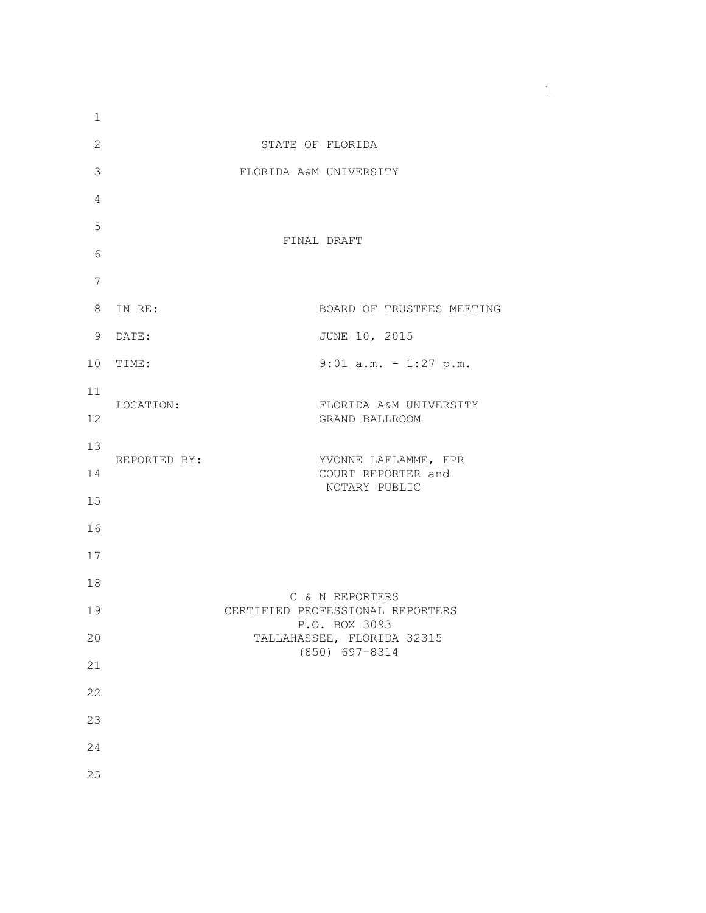STATE OF FLORIDA

FLORIDA A&M UNIVERSITY

FINAL DRAFT

| | |
|---|---|
| IN RE: | BOARD OF TRUSTEES MEETING |
| DATE: | JUNE 10, 2015 |
| TIME: | 9:01 a.m. - 1:27 p.m. |
| LOCATION: | FLORIDA A&M UNIVERSITY GRAND BALLROOM |
| REPORTED BY: | YVONNE LAFLAMME, FPR COURT REPORTER and NOTARY PUBLIC |

C & N REPORTERS
CERTIFIED PROFESSIONAL REPORTERS
P.O. BOX 3093
TALLAHASSEE, FLORIDA 32315
(850) 697-8314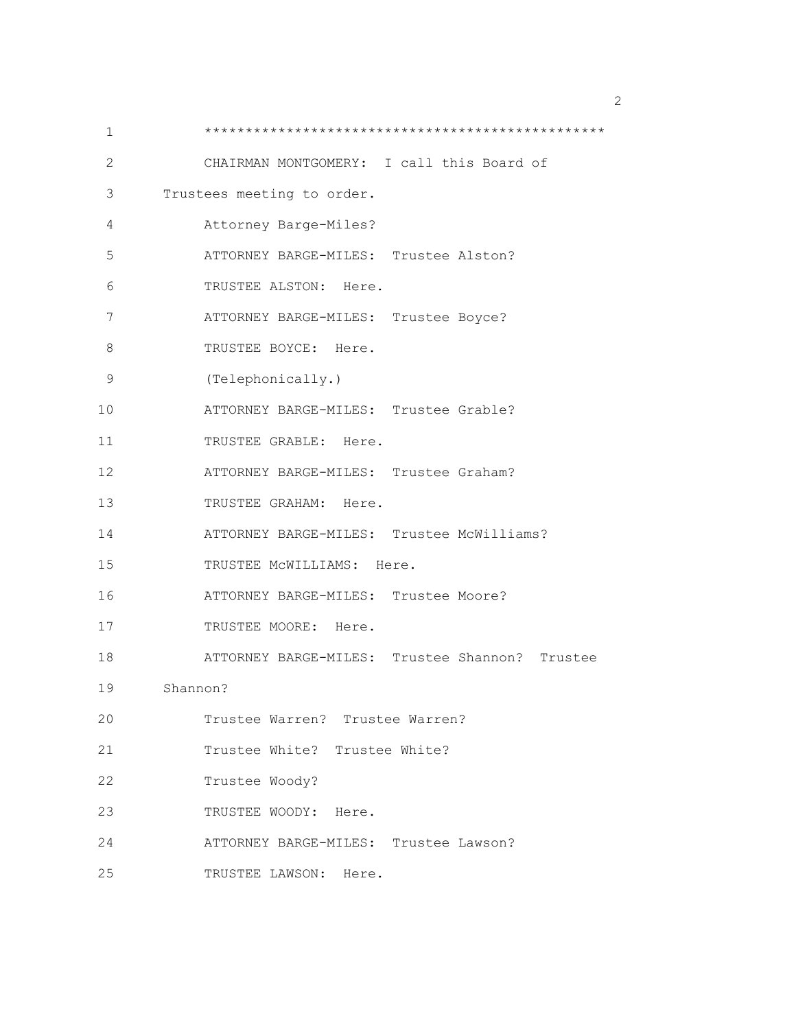\*\*\*\*\*\*\*\*\*\*\*\*\*\*\*\*\*\*\*\*\*\*\*\*\*\*\*\*\*\*\*\*\*\*\*\*\*\*\*\*\*\*\*\*\*\*\*\*\*\*\*

CHAIRMAN MONTGOMERY: I call this Board of Trustees meeting to order.

Attorney Barge-Miles?

ATTORNEY BARGE-MILES: Trustee Alston?

TRUSTEE ALSTON: Here.

ATTORNEY BARGE-MILES: Trustee Boyce?

TRUSTEE BOYCE: Here.

(Telephonically.)

ATTORNEY BARGE-MILES: Trustee Grable?

TRUSTEE GRABLE: Here.

ATTORNEY BARGE-MILES: Trustee Graham?

TRUSTEE GRAHAM: Here.

ATTORNEY BARGE-MILES: Trustee McWilliams?

TRUSTEE McWILLIAMS: Here.

ATTORNEY BARGE-MILES: Trustee Moore?

TRUSTEE MOORE: Here.

ATTORNEY BARGE-MILES: Trustee Shannon? Trustee Shannon?

Trustee Warren? Trustee Warren?

Trustee White? Trustee White?

Trustee Woody?

TRUSTEE WOODY: Here.

ATTORNEY BARGE-MILES: Trustee Lawson?

TRUSTEE LAWSON: Here.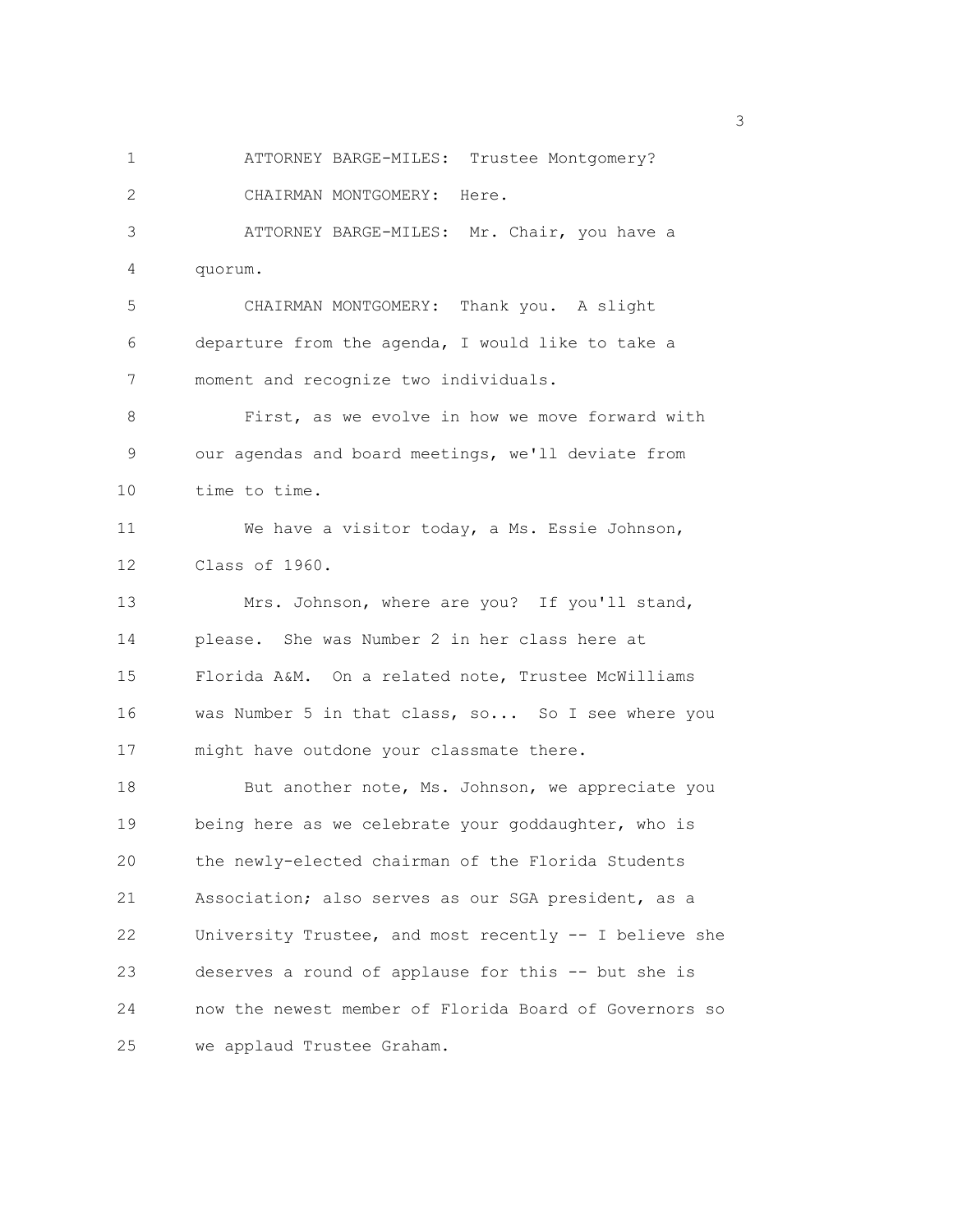ATTORNEY BARGE-MILES: Trustee Montgomery?

CHAIRMAN MONTGOMERY: Here.

ATTORNEY BARGE-MILES: Mr. Chair, you have a quorum.

CHAIRMAN MONTGOMERY: Thank you. A slight departure from the agenda, I would like to take a moment and recognize two individuals.

First, as we evolve in how we move forward with our agendas and board meetings, we'll deviate from time to time.

We have a visitor today, a Ms. Essie Johnson, Class of 1960.

Mrs. Johnson, where are you? If you'll stand, please. She was Number 2 in her class here at Florida A&M. On a related note, Trustee McWilliams was Number 5 in that class, so... So I see where you might have outdone your classmate there.

But another note, Ms. Johnson, we appreciate you being here as we celebrate your goddaughter, who is the newly-elected chairman of the Florida Students Association; also serves as our SGA president, as a University Trustee, and most recently -- I believe she deserves a round of applause for this -- but she is now the newest member of Florida Board of Governors so we applaud Trustee Graham.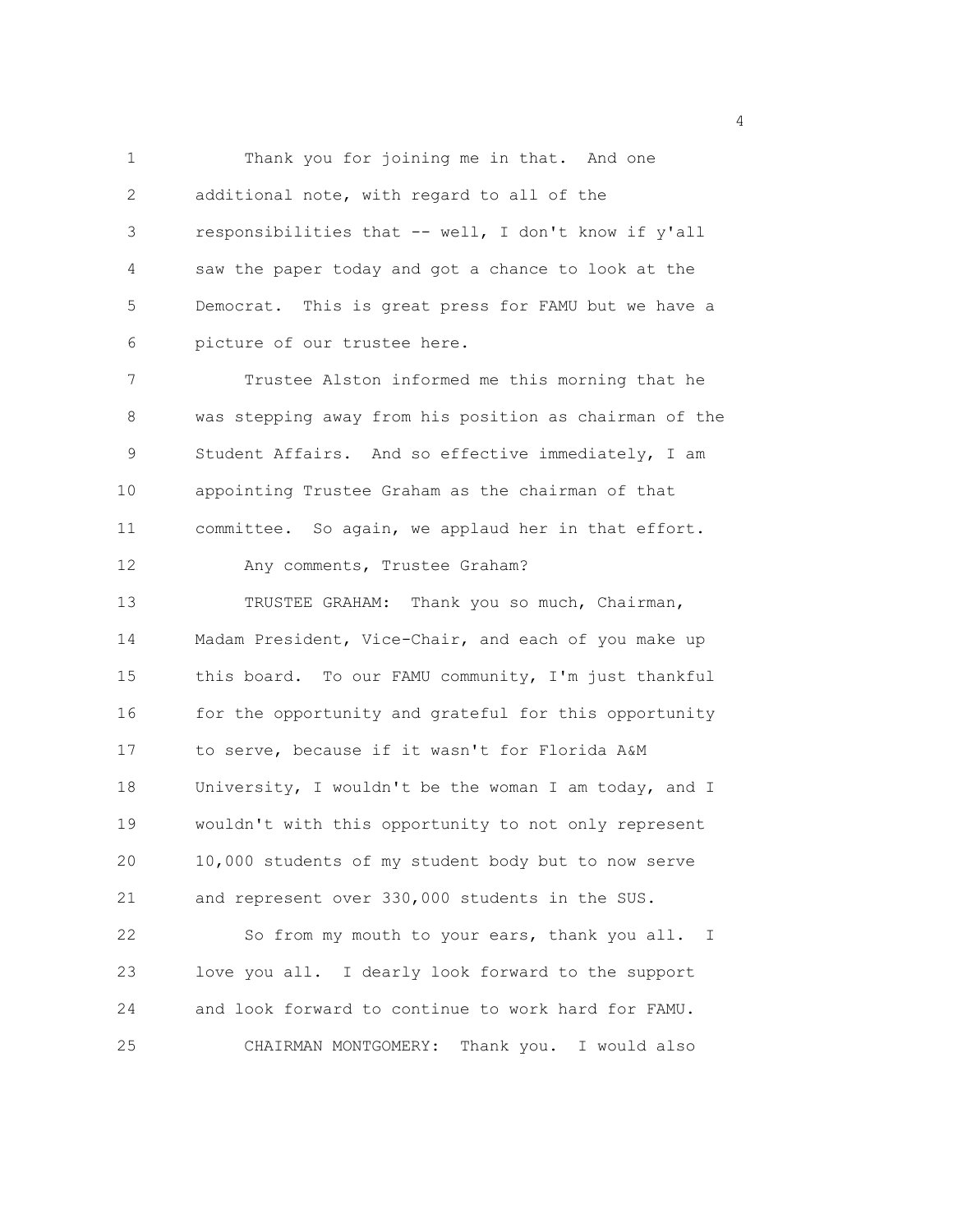Thank you for joining me in that. And one additional note, with regard to all of the responsibilities that -- well, I don't know if y'all saw the paper today and got a chance to look at the Democrat. This is great press for FAMU but we have a picture of our trustee here.

Trustee Alston informed me this morning that he was stepping away from his position as chairman of the Student Affairs. And so effective immediately, I am appointing Trustee Graham as the chairman of that committee. So again, we applaud her in that effort.

Any comments, Trustee Graham?

TRUSTEE GRAHAM: Thank you so much, Chairman, Madam President, Vice-Chair, and each of you make up this board. To our FAMU community, I'm just thankful for the opportunity and grateful for this opportunity to serve, because if it wasn't for Florida A&M University, I wouldn't be the woman I am today, and I wouldn't with this opportunity to not only represent 10,000 students of my student body but to now serve and represent over 330,000 students in the SUS.

So from my mouth to your ears, thank you all. I love you all. I dearly look forward to the support and look forward to continue to work hard for FAMU.

CHAIRMAN MONTGOMERY: Thank you. I would also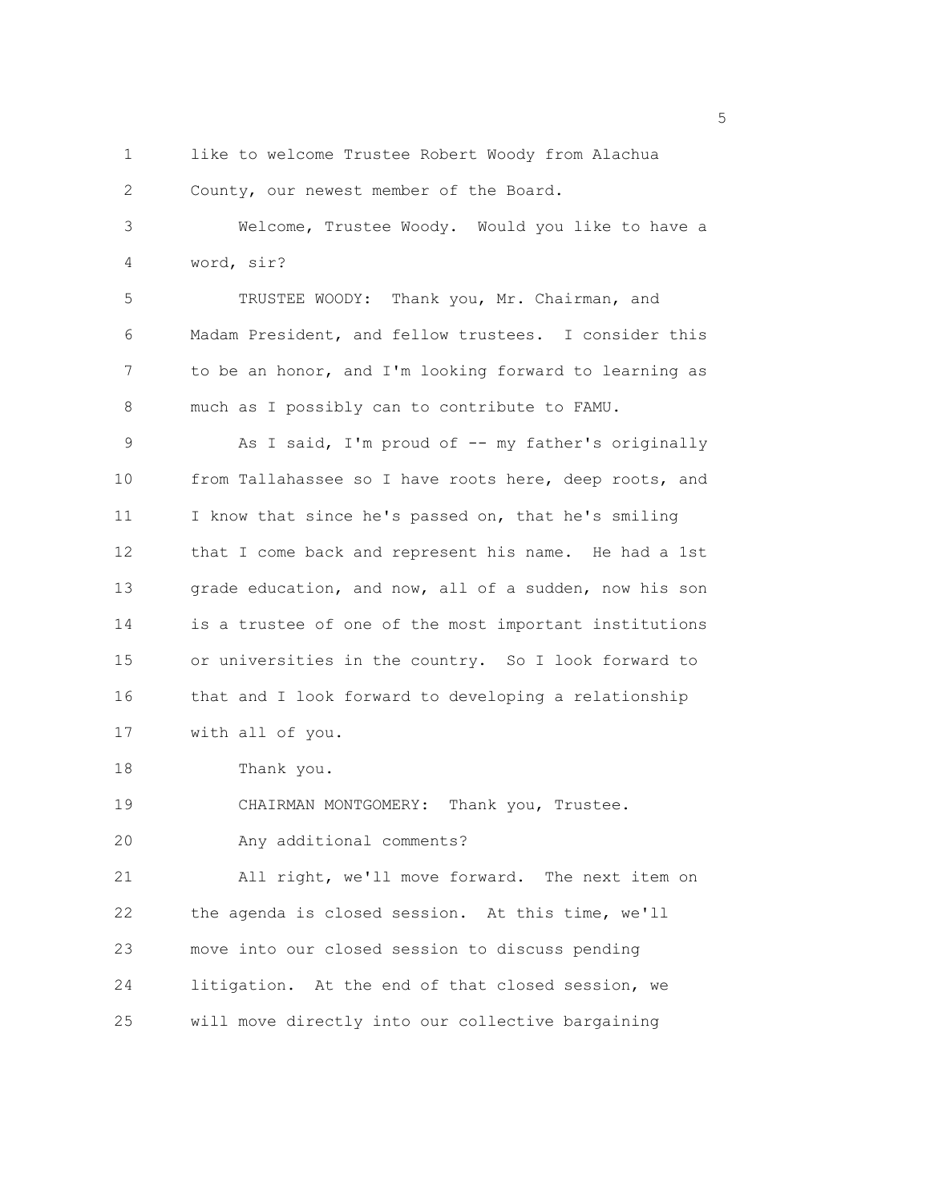like to welcome Trustee Robert Woody from Alachua County, our newest member of the Board.

Welcome, Trustee Woody. Would you like to have a word, sir?

TRUSTEE WOODY: Thank you, Mr. Chairman, and Madam President, and fellow trustees. I consider this to be an honor, and I'm looking forward to learning as much as I possibly can to contribute to FAMU.

As I said, I'm proud of -- my father's originally from Tallahassee so I have roots here, deep roots, and I know that since he's passed on, that he's smiling that I come back and represent his name. He had a 1st grade education, and now, all of a sudden, now his son is a trustee of one of the most important institutions or universities in the country. So I look forward to that and I look forward to developing a relationship with all of you.

Thank you.

CHAIRMAN MONTGOMERY: Thank you, Trustee.

Any additional comments?

All right, we'll move forward. The next item on the agenda is closed session. At this time, we'll move into our closed session to discuss pending litigation. At the end of that closed session, we will move directly into our collective bargaining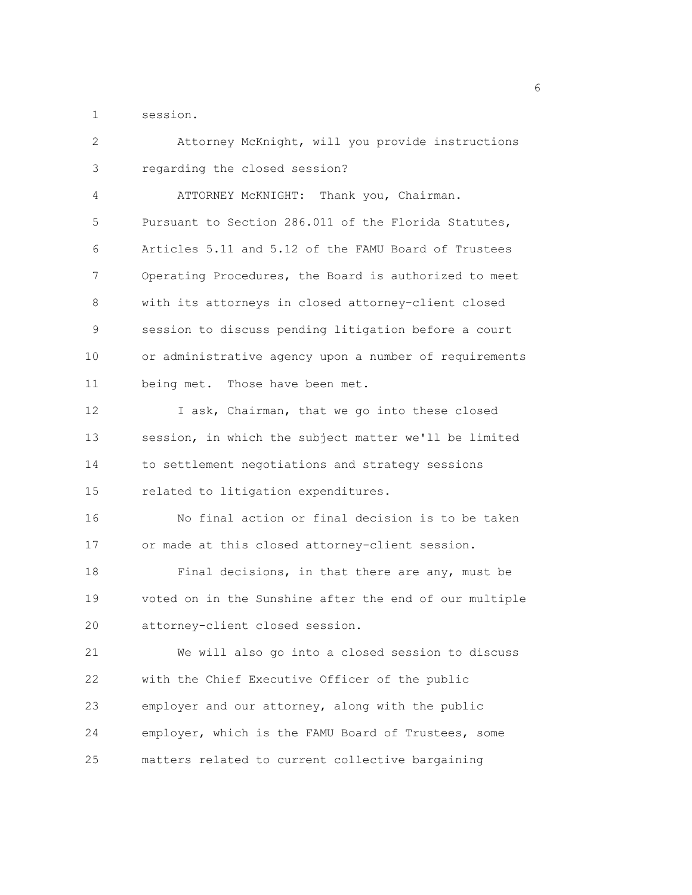session.

Attorney McKnight, will you provide instructions regarding the closed session?

ATTORNEY McKNIGHT: Thank you, Chairman. Pursuant to Section 286.011 of the Florida Statutes, Articles 5.11 and 5.12 of the FAMU Board of Trustees Operating Procedures, the Board is authorized to meet with its attorneys in closed attorney-client closed session to discuss pending litigation before a court or administrative agency upon a number of requirements being met. Those have been met.

I ask, Chairman, that we go into these closed session, in which the subject matter we'll be limited to settlement negotiations and strategy sessions related to litigation expenditures.

No final action or final decision is to be taken or made at this closed attorney-client session.

Final decisions, in that there are any, must be voted on in the Sunshine after the end of our multiple attorney-client closed session.

We will also go into a closed session to discuss with the Chief Executive Officer of the public employer and our attorney, along with the public employer, which is the FAMU Board of Trustees, some matters related to current collective bargaining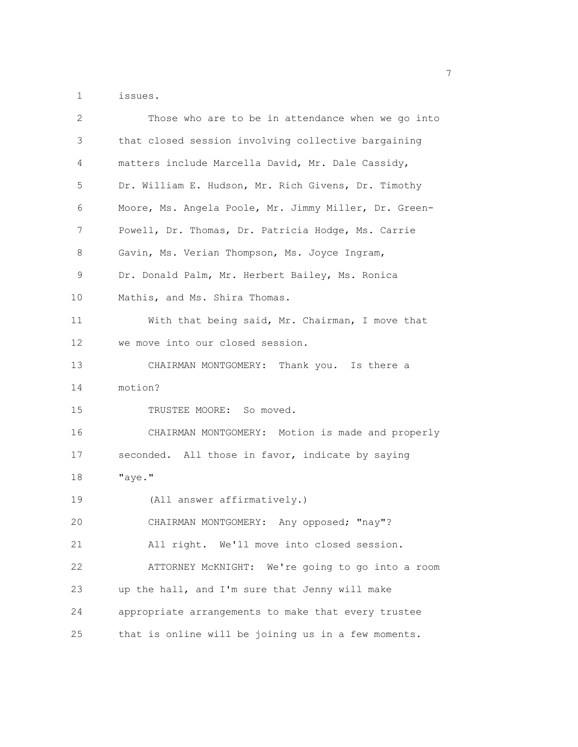issues.

Those who are to be in attendance when we go into that closed session involving collective bargaining matters include Marcella David, Mr. Dale Cassidy, Dr. William E. Hudson, Mr. Rich Givens, Dr. Timothy Moore, Ms. Angela Poole, Mr. Jimmy Miller, Dr. Green-Powell, Dr. Thomas, Dr. Patricia Hodge, Ms. Carrie Gavin, Ms. Verian Thompson, Ms. Joyce Ingram, Dr. Donald Palm, Mr. Herbert Bailey, Ms. Ronica Mathis, and Ms. Shira Thomas.

With that being said, Mr. Chairman, I move that we move into our closed session.

CHAIRMAN MONTGOMERY: Thank you. Is there a motion?

TRUSTEE MOORE: So moved.

CHAIRMAN MONTGOMERY: Motion is made and properly seconded. All those in favor, indicate by saying "aye."

(All answer affirmatively.)

CHAIRMAN MONTGOMERY: Any opposed; "nay"?

All right. We'll move into closed session.

ATTORNEY McKNIGHT: We're going to go into a room up the hall, and I'm sure that Jenny will make appropriate arrangements to make that every trustee that is online will be joining us in a few moments.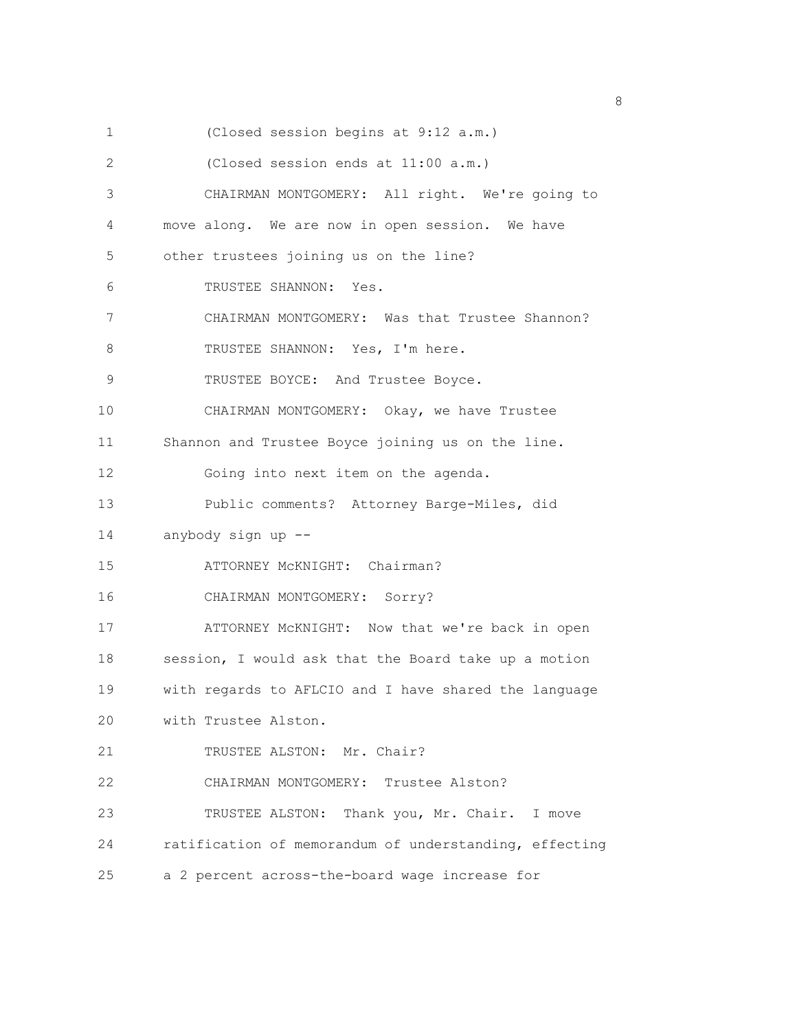(Closed session begins at 9:12 a.m.)

(Closed session ends at 11:00 a.m.)

CHAIRMAN MONTGOMERY: All right. We're going to move along. We are now in open session. We have other trustees joining us on the line?

TRUSTEE SHANNON: Yes.

CHAIRMAN MONTGOMERY: Was that Trustee Shannon?

TRUSTEE SHANNON: Yes, I'm here.

TRUSTEE BOYCE: And Trustee Boyce.

CHAIRMAN MONTGOMERY: Okay, we have Trustee Shannon and Trustee Boyce joining us on the line.

Going into next item on the agenda.

Public comments? Attorney Barge-Miles, did anybody sign up --

ATTORNEY McKNIGHT: Chairman?

CHAIRMAN MONTGOMERY: Sorry?

ATTORNEY McKNIGHT: Now that we're back in open session, I would ask that the Board take up a motion with regards to AFLCIO and I have shared the language with Trustee Alston.

TRUSTEE ALSTON: Mr. Chair?

CHAIRMAN MONTGOMERY: Trustee Alston?

TRUSTEE ALSTON: Thank you, Mr. Chair. I move ratification of memorandum of understanding, effecting a 2 percent across-the-board wage increase for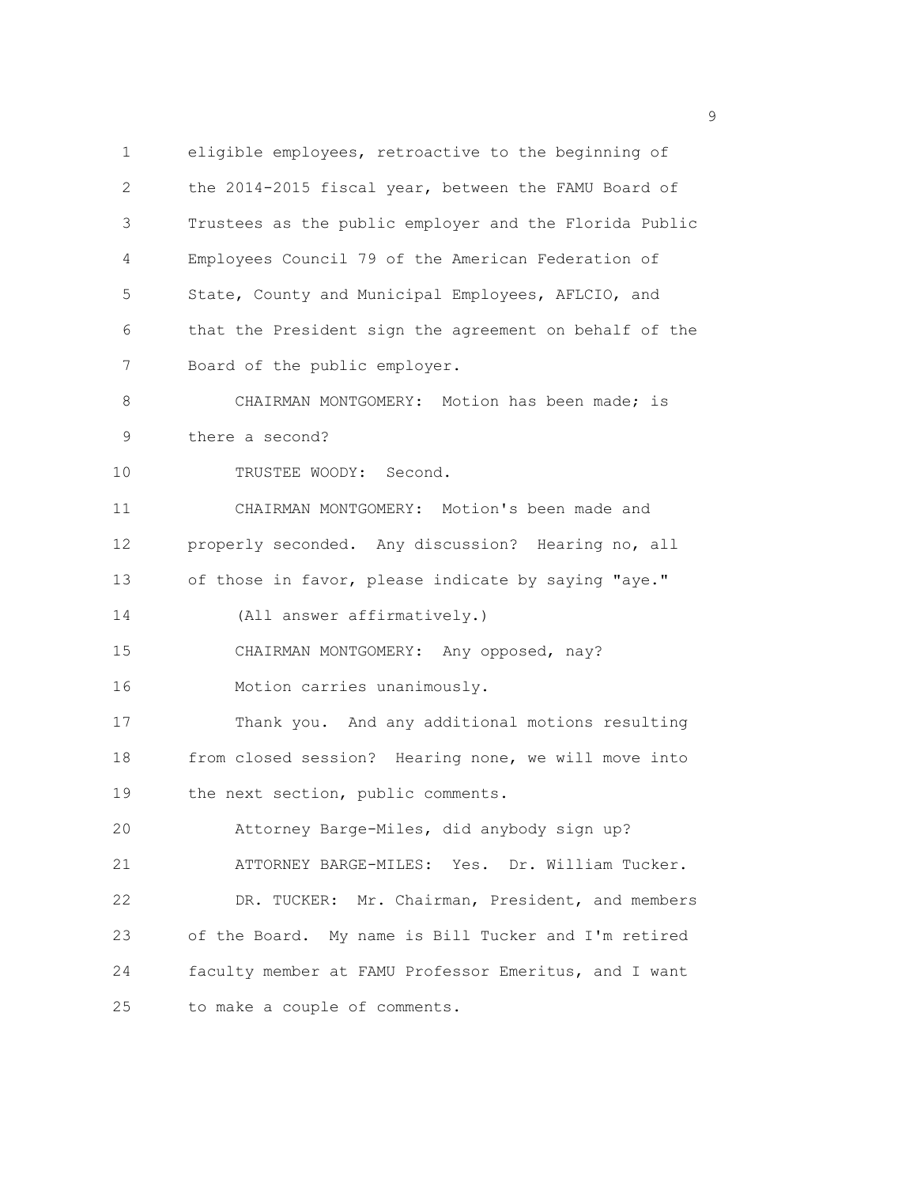eligible employees, retroactive to the beginning of the 2014-2015 fiscal year, between the FAMU Board of Trustees as the public employer and the Florida Public Employees Council 79 of the American Federation of State, County and Municipal Employees, AFLCIO, and that the President sign the agreement on behalf of the Board of the public employer.

CHAIRMAN MONTGOMERY: Motion has been made; is there a second?

TRUSTEE WOODY: Second.

CHAIRMAN MONTGOMERY: Motion's been made and properly seconded. Any discussion? Hearing no, all of those in favor, please indicate by saying "aye."

(All answer affirmatively.)

CHAIRMAN MONTGOMERY: Any opposed, nay?

Motion carries unanimously.

Thank you. And any additional motions resulting from closed session? Hearing none, we will move into the next section, public comments.

Attorney Barge-Miles, did anybody sign up?

ATTORNEY BARGE-MILES: Yes. Dr. William Tucker.

DR. TUCKER: Mr. Chairman, President, and members of the Board. My name is Bill Tucker and I'm retired faculty member at FAMU Professor Emeritus, and I want to make a couple of comments.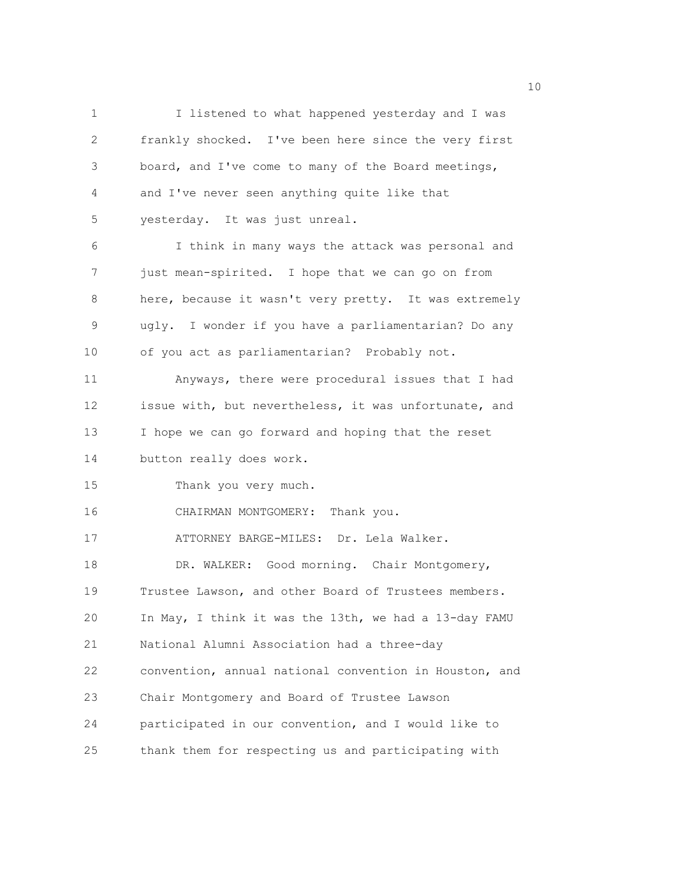I listened to what happened yesterday and I was frankly shocked. I've been here since the very first board, and I've come to many of the Board meetings, and I've never seen anything quite like that yesterday. It was just unreal.

I think in many ways the attack was personal and just mean-spirited. I hope that we can go on from here, because it wasn't very pretty. It was extremely ugly. I wonder if you have a parliamentarian? Do any of you act as parliamentarian? Probably not.

Anyways, there were procedural issues that I had issue with, but nevertheless, it was unfortunate, and I hope we can go forward and hoping that the reset button really does work.

Thank you very much.

CHAIRMAN MONTGOMERY: Thank you.

ATTORNEY BARGE-MILES: Dr. Lela Walker.

DR. WALKER: Good morning. Chair Montgomery, Trustee Lawson, and other Board of Trustees members. In May, I think it was the 13th, we had a 13-day FAMU National Alumni Association had a three-day convention, annual national convention in Houston, and Chair Montgomery and Board of Trustee Lawson participated in our convention, and I would like to thank them for respecting us and participating with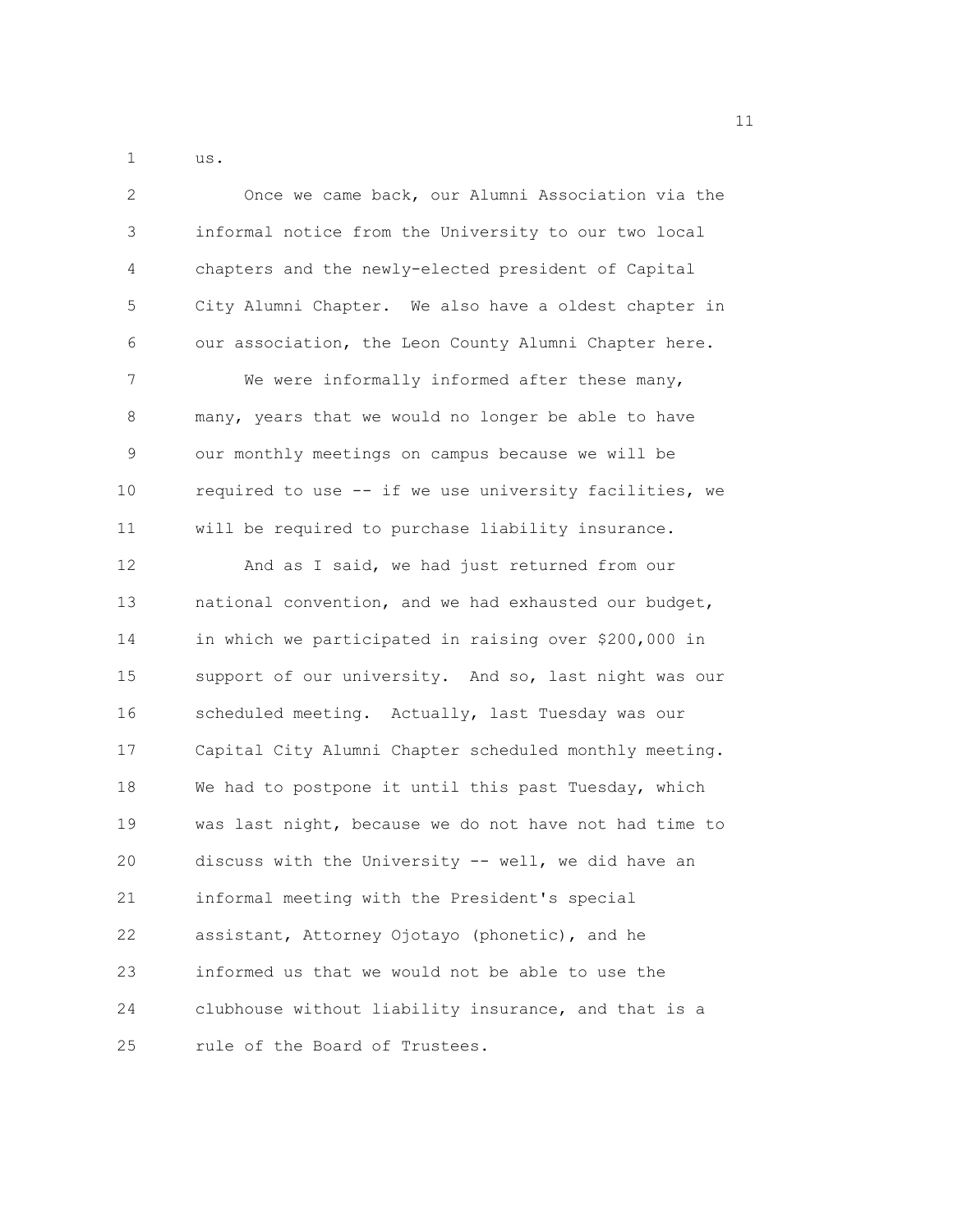us.

Once we came back, our Alumni Association via the informal notice from the University to our two local chapters and the newly-elected president of Capital City Alumni Chapter. We also have a oldest chapter in our association, the Leon County Alumni Chapter here.

We were informally informed after these many, many, years that we would no longer be able to have our monthly meetings on campus because we will be required to use -- if we use university facilities, we will be required to purchase liability insurance.

And as I said, we had just returned from our national convention, and we had exhausted our budget, in which we participated in raising over $200,000 in support of our university. And so, last night was our scheduled meeting. Actually, last Tuesday was our Capital City Alumni Chapter scheduled monthly meeting. We had to postpone it until this past Tuesday, which was last night, because we do not have not had time to discuss with the University -- well, we did have an informal meeting with the President's special assistant, Attorney Ojotayo (phonetic), and he informed us that we would not be able to use the clubhouse without liability insurance, and that is a rule of the Board of Trustees.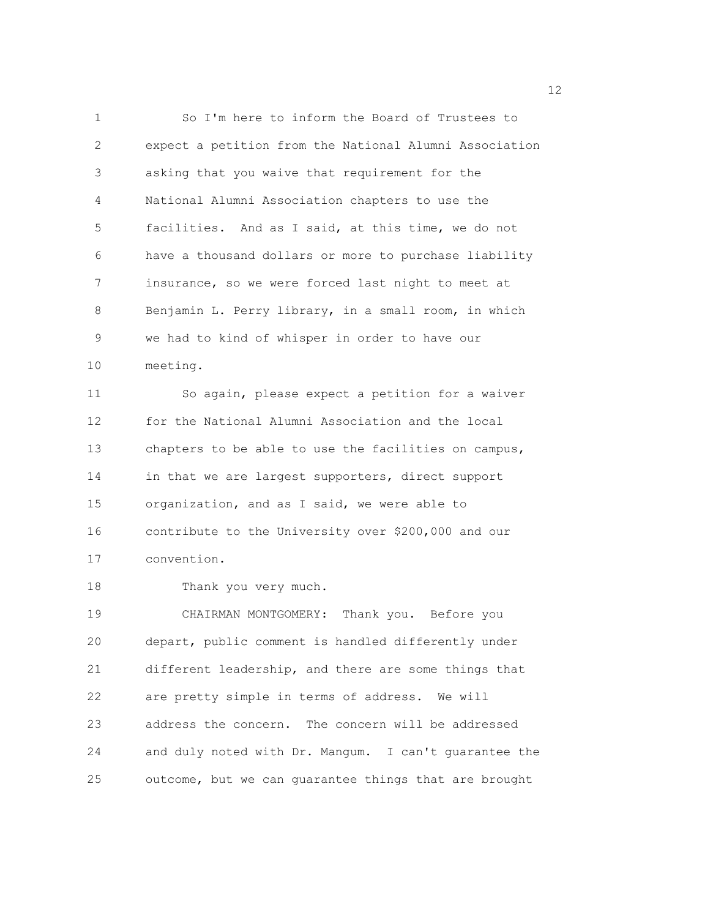So I'm here to inform the Board of Trustees to expect a petition from the National Alumni Association asking that you waive that requirement for the National Alumni Association chapters to use the facilities. And as I said, at this time, we do not have a thousand dollars or more to purchase liability insurance, so we were forced last night to meet at Benjamin L. Perry library, in a small room, in which we had to kind of whisper in order to have our meeting.

So again, please expect a petition for a waiver for the National Alumni Association and the local chapters to be able to use the facilities on campus, in that we are largest supporters, direct support organization, and as I said, we were able to contribute to the University over $200,000 and our convention.

Thank you very much.

CHAIRMAN MONTGOMERY: Thank you. Before you depart, public comment is handled differently under different leadership, and there are some things that are pretty simple in terms of address. We will address the concern. The concern will be addressed and duly noted with Dr. Mangum. I can't guarantee the outcome, but we can guarantee things that are brought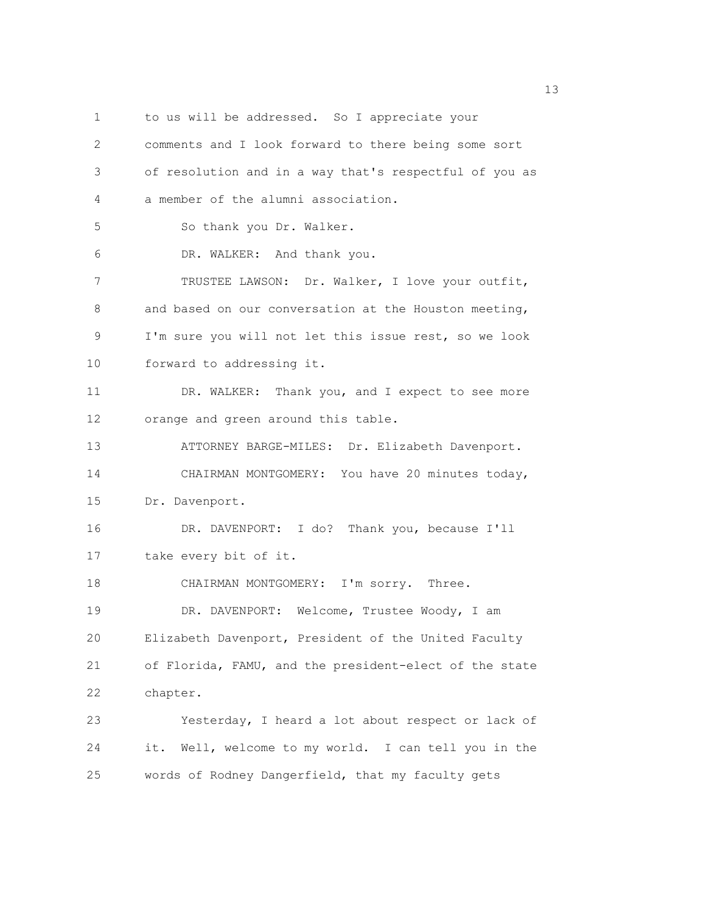to us will be addressed. So I appreciate your comments and I look forward to there being some sort of resolution and in a way that's respectful of you as a member of the alumni association.

So thank you Dr. Walker.

DR. WALKER: And thank you.

TRUSTEE LAWSON: Dr. Walker, I love your outfit, and based on our conversation at the Houston meeting, I'm sure you will not let this issue rest, so we look forward to addressing it.

DR. WALKER: Thank you, and I expect to see more orange and green around this table.

ATTORNEY BARGE-MILES: Dr. Elizabeth Davenport.

CHAIRMAN MONTGOMERY: You have 20 minutes today, Dr. Davenport.

DR. DAVENPORT: I do? Thank you, because I'll take every bit of it.

CHAIRMAN MONTGOMERY: I'm sorry. Three.

DR. DAVENPORT: Welcome, Trustee Woody, I am Elizabeth Davenport, President of the United Faculty of Florida, FAMU, and the president-elect of the state chapter.

Yesterday, I heard a lot about respect or lack of it. Well, welcome to my world. I can tell you in the words of Rodney Dangerfield, that my faculty gets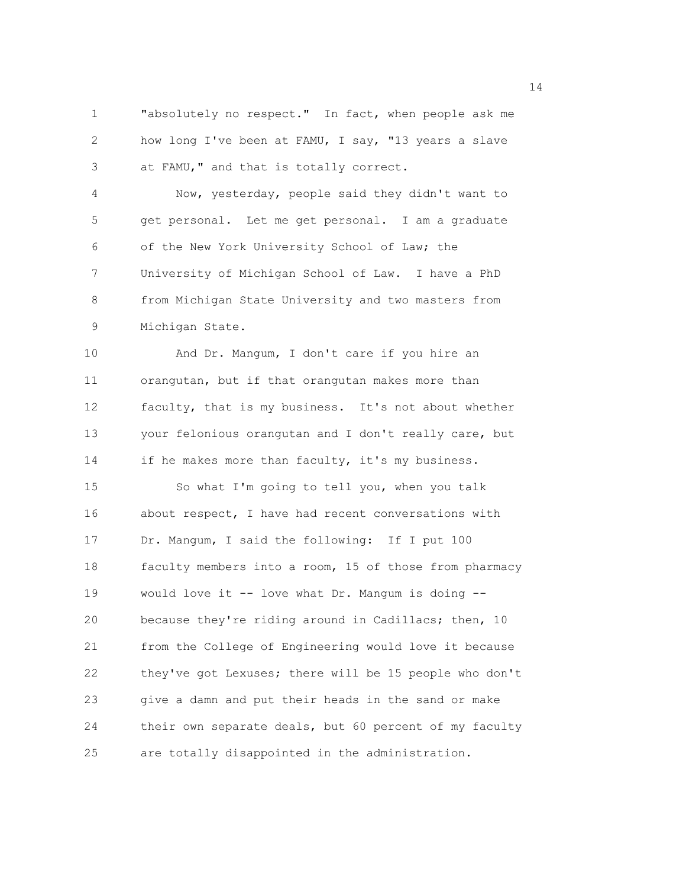"absolutely no respect." In fact, when people ask me how long I've been at FAMU, I say, "13 years a slave at FAMU," and that is totally correct.

Now, yesterday, people said they didn't want to get personal. Let me get personal. I am a graduate of the New York University School of Law; the University of Michigan School of Law. I have a PhD from Michigan State University and two masters from Michigan State.

And Dr. Mangum, I don't care if you hire an orangutan, but if that orangutan makes more than faculty, that is my business. It's not about whether your felonious orangutan and I don't really care, but if he makes more than faculty, it's my business.

So what I'm going to tell you, when you talk about respect, I have had recent conversations with Dr. Mangum, I said the following: If I put 100 faculty members into a room, 15 of those from pharmacy would love it -- love what Dr. Mangum is doing -- because they're riding around in Cadillacs; then, 10 from the College of Engineering would love it because they've got Lexuses; there will be 15 people who don't give a damn and put their heads in the sand or make their own separate deals, but 60 percent of my faculty are totally disappointed in the administration.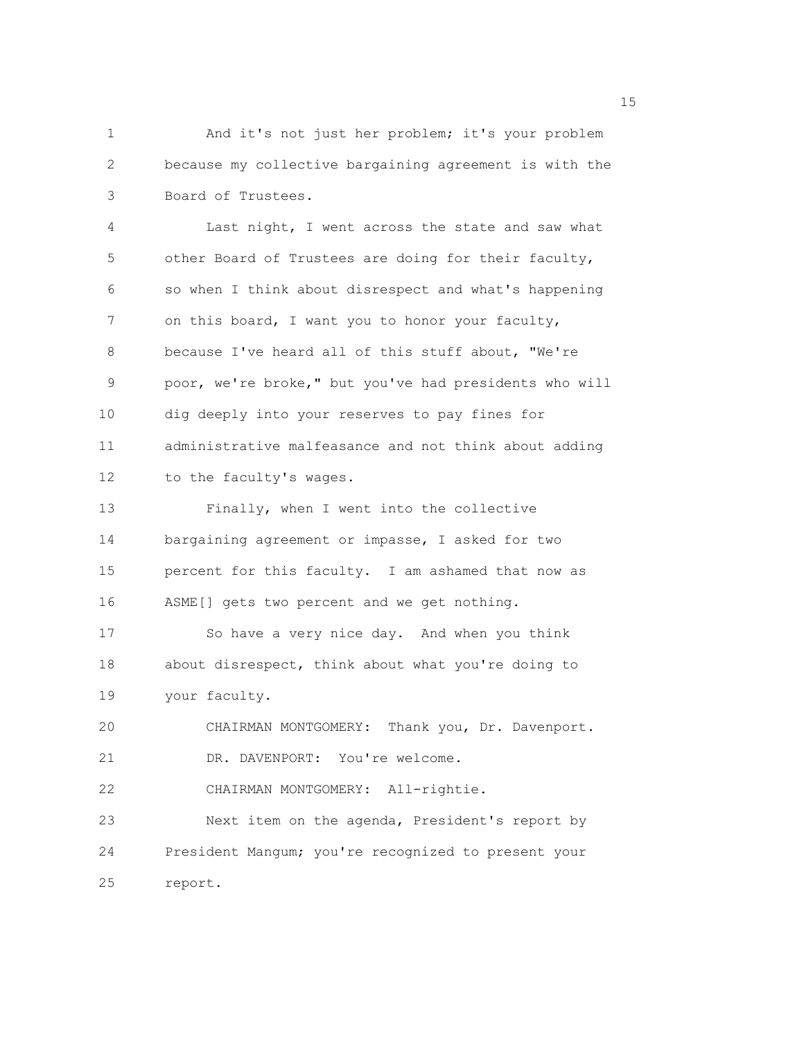And it's not just her problem; it's your problem because my collective bargaining agreement is with the Board of Trustees.

Last night, I went across the state and saw what other Board of Trustees are doing for their faculty, so when I think about disrespect and what's happening on this board, I want you to honor your faculty, because I've heard all of this stuff about, "We're poor, we're broke," but you've had presidents who will dig deeply into your reserves to pay fines for administrative malfeasance and not think about adding to the faculty's wages.

Finally, when I went into the collective bargaining agreement or impasse, I asked for two percent for this faculty. I am ashamed that now as ASME[] gets two percent and we get nothing.

So have a very nice day. And when you think about disrespect, think about what you're doing to your faculty.

CHAIRMAN MONTGOMERY: Thank you, Dr. Davenport.

DR. DAVENPORT: You're welcome.

CHAIRMAN MONTGOMERY: All-rightie.

Next item on the agenda, President's report by President Mangum; you're recognized to present your report.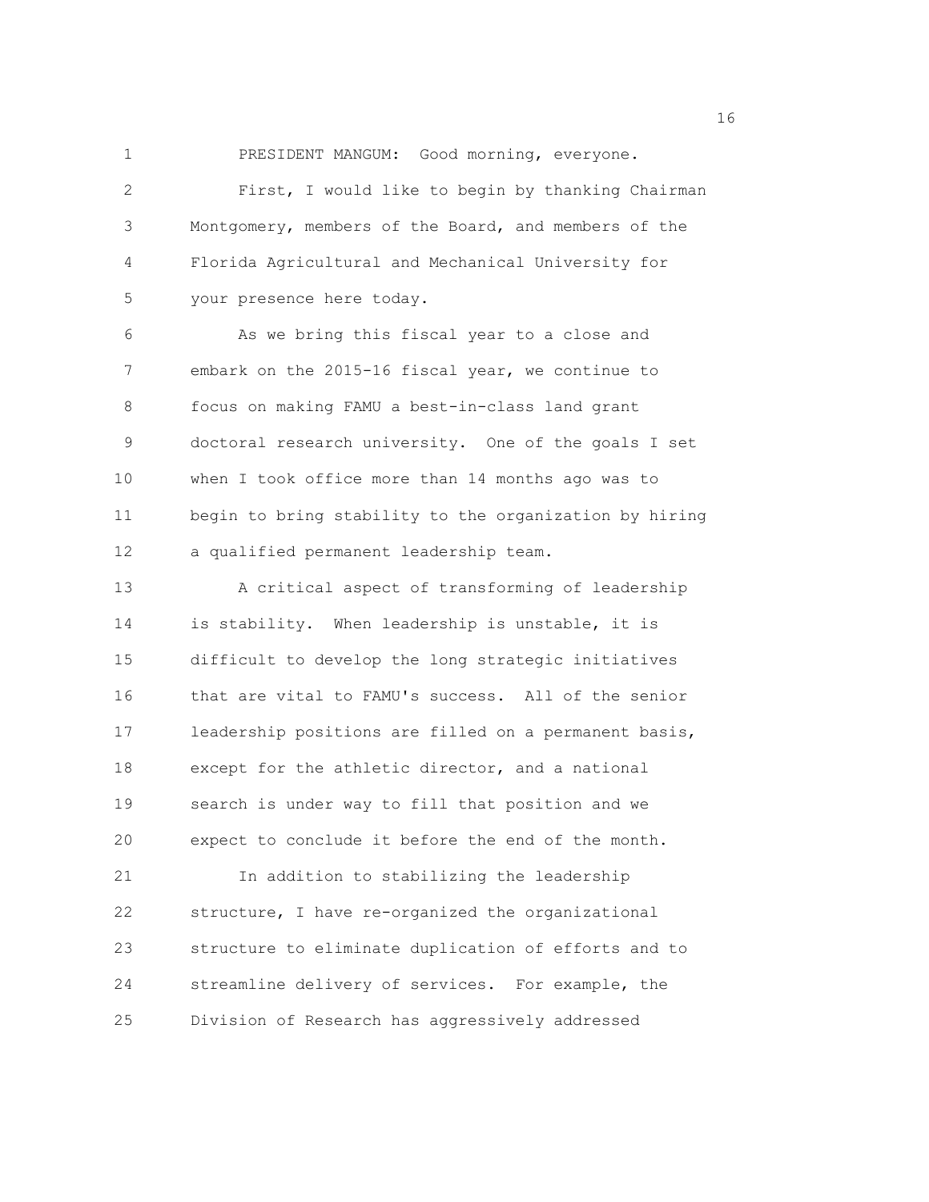PRESIDENT MANGUM: Good morning, everyone.

First, I would like to begin by thanking Chairman Montgomery, members of the Board, and members of the Florida Agricultural and Mechanical University for your presence here today.

As we bring this fiscal year to a close and embark on the 2015-16 fiscal year, we continue to focus on making FAMU a best-in-class land grant doctoral research university. One of the goals I set when I took office more than 14 months ago was to begin to bring stability to the organization by hiring a qualified permanent leadership team.

A critical aspect of transforming of leadership is stability. When leadership is unstable, it is difficult to develop the long strategic initiatives that are vital to FAMU's success. All of the senior leadership positions are filled on a permanent basis, except for the athletic director, and a national search is under way to fill that position and we expect to conclude it before the end of the month.

In addition to stabilizing the leadership structure, I have re-organized the organizational structure to eliminate duplication of efforts and to streamline delivery of services. For example, the Division of Research has aggressively addressed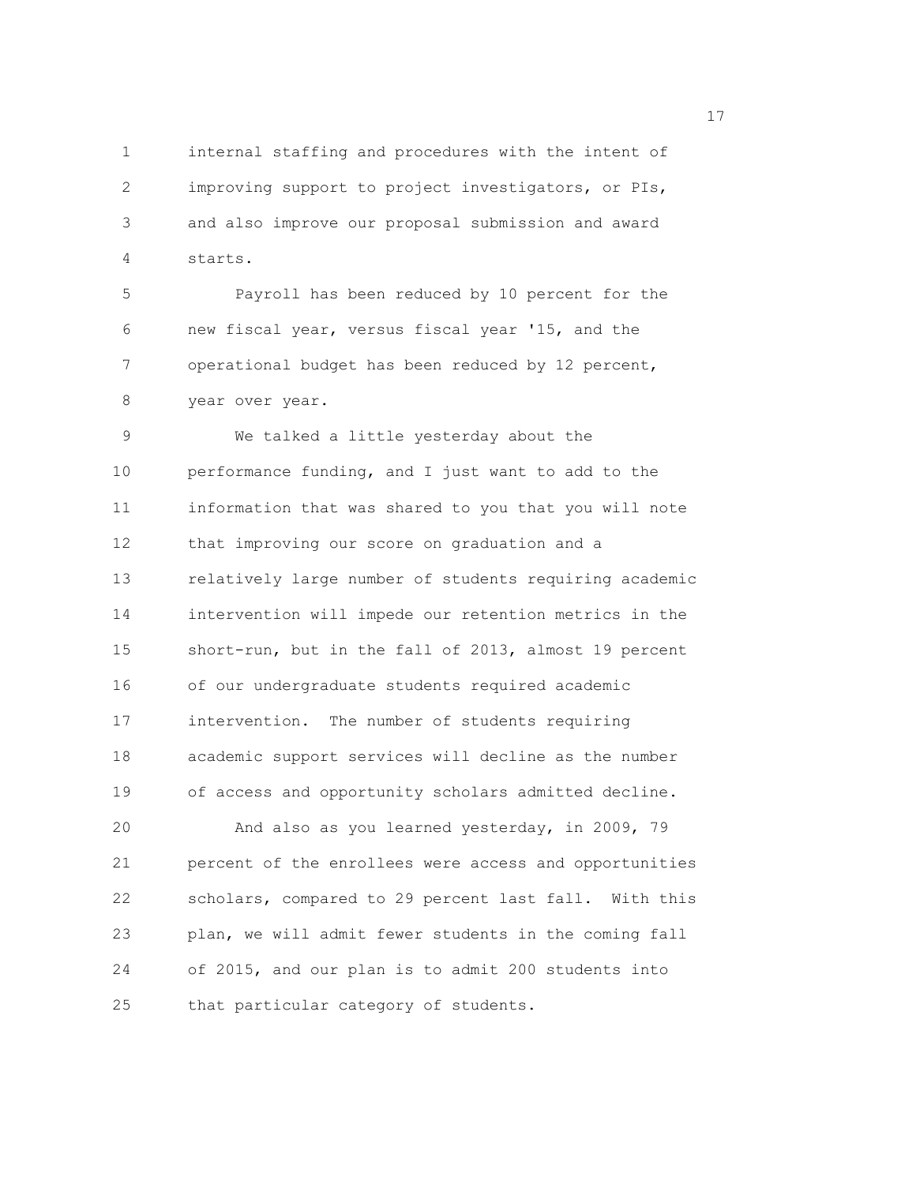internal staffing and procedures with the intent of improving support to project investigators, or PIs, and also improve our proposal submission and award starts.

Payroll has been reduced by 10 percent for the new fiscal year, versus fiscal year '15, and the operational budget has been reduced by 12 percent, year over year.

We talked a little yesterday about the performance funding, and I just want to add to the information that was shared to you that you will note that improving our score on graduation and a relatively large number of students requiring academic intervention will impede our retention metrics in the short-run, but in the fall of 2013, almost 19 percent of our undergraduate students required academic intervention. The number of students requiring academic support services will decline as the number of access and opportunity scholars admitted decline.

And also as you learned yesterday, in 2009, 79 percent of the enrollees were access and opportunities scholars, compared to 29 percent last fall. With this plan, we will admit fewer students in the coming fall of 2015, and our plan is to admit 200 students into that particular category of students.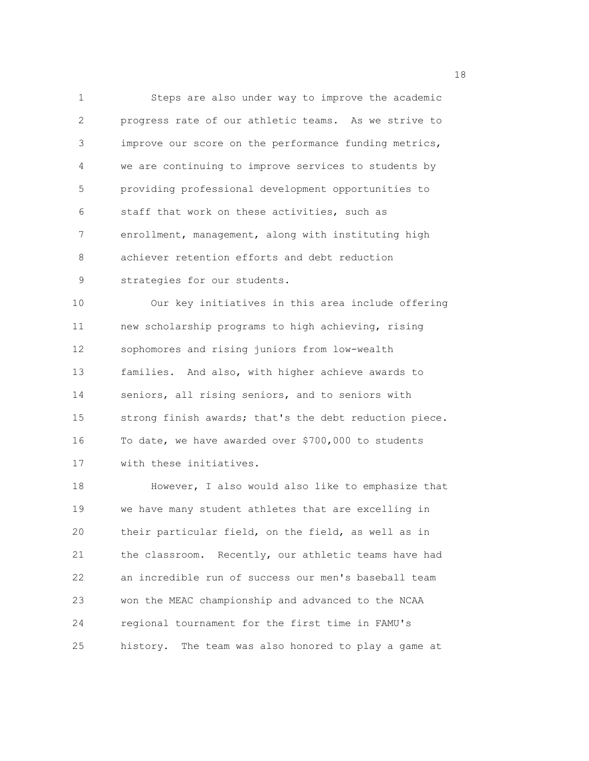Steps are also under way to improve the academic progress rate of our athletic teams. As we strive to improve our score on the performance funding metrics, we are continuing to improve services to students by providing professional development opportunities to staff that work on these activities, such as enrollment, management, along with instituting high achiever retention efforts and debt reduction strategies for our students.

Our key initiatives in this area include offering new scholarship programs to high achieving, rising sophomores and rising juniors from low-wealth families. And also, with higher achieve awards to seniors, all rising seniors, and to seniors with strong finish awards; that's the debt reduction piece. To date, we have awarded over $700,000 to students with these initiatives.

However, I also would also like to emphasize that we have many student athletes that are excelling in their particular field, on the field, as well as in the classroom. Recently, our athletic teams have had an incredible run of success our men's baseball team won the MEAC championship and advanced to the NCAA regional tournament for the first time in FAMU's history. The team was also honored to play a game at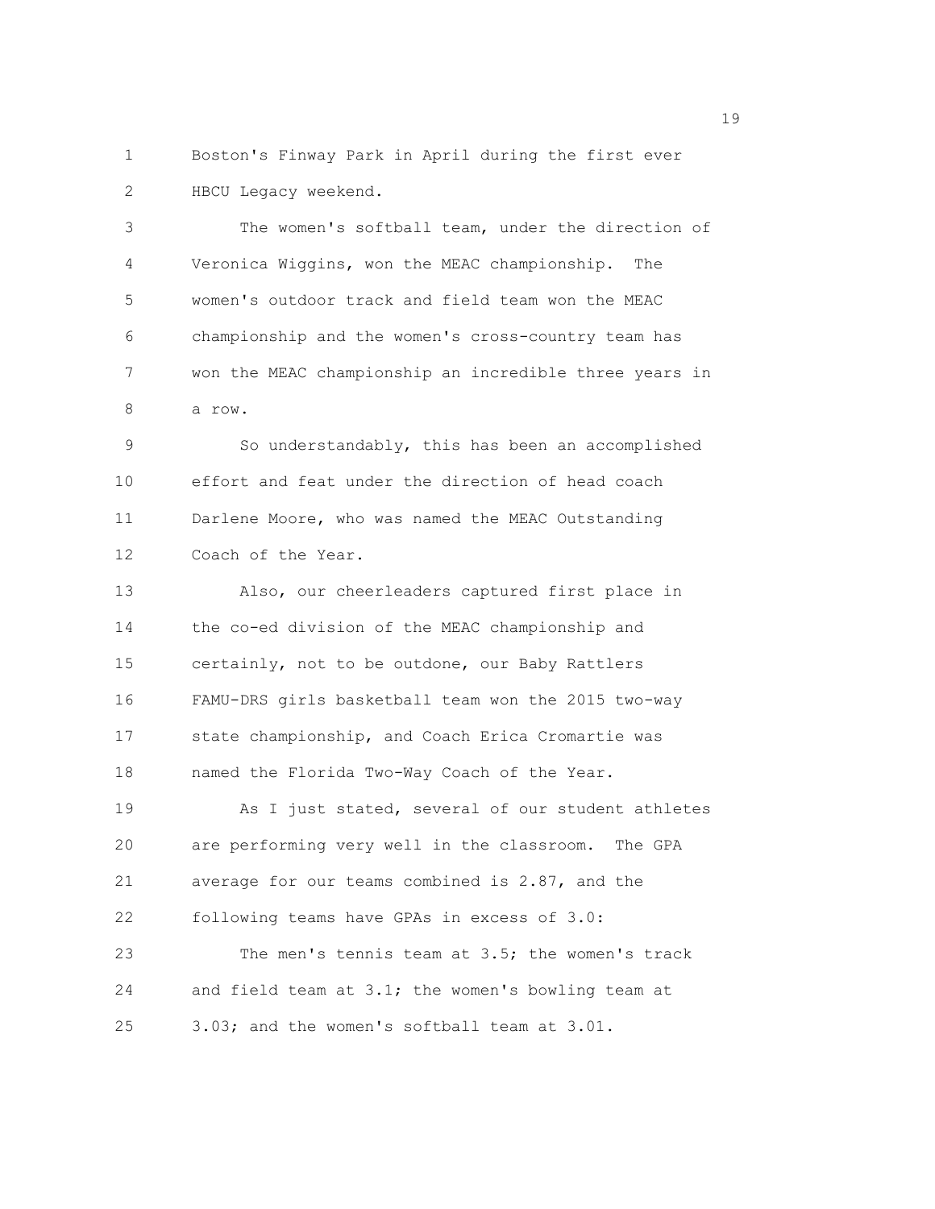Boston's Finway Park in April during the first ever HBCU Legacy weekend.

The women's softball team, under the direction of Veronica Wiggins, won the MEAC championship. The women's outdoor track and field team won the MEAC championship and the women's cross-country team has won the MEAC championship an incredible three years in a row.

So understandably, this has been an accomplished effort and feat under the direction of head coach Darlene Moore, who was named the MEAC Outstanding Coach of the Year.

Also, our cheerleaders captured first place in the co-ed division of the MEAC championship and certainly, not to be outdone, our Baby Rattlers FAMU-DRS girls basketball team won the 2015 two-way state championship, and Coach Erica Cromartie was named the Florida Two-Way Coach of the Year.

As I just stated, several of our student athletes are performing very well in the classroom. The GPA average for our teams combined is 2.87, and the following teams have GPAs in excess of 3.0:

The men's tennis team at 3.5; the women's track and field team at 3.1; the women's bowling team at 3.03; and the women's softball team at 3.01.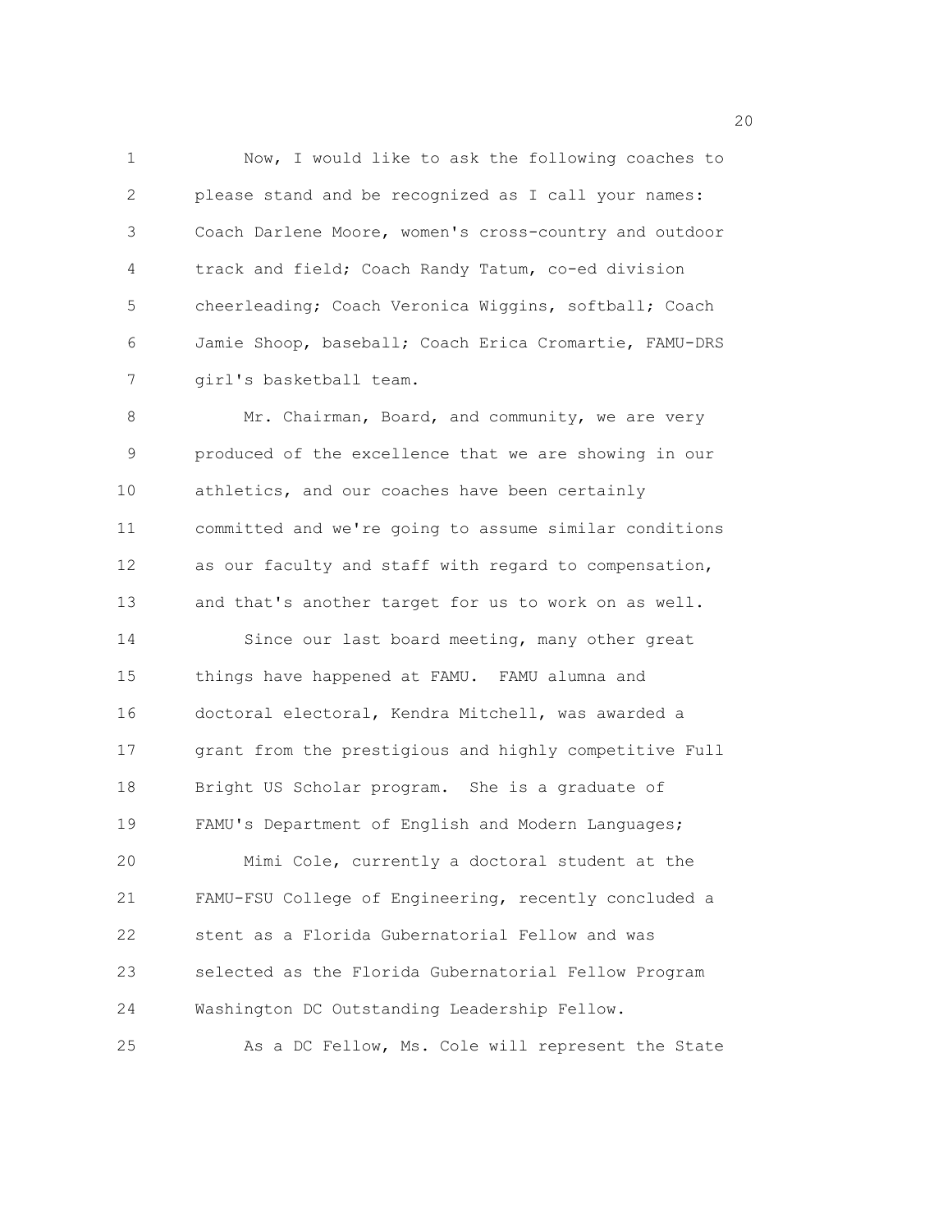Now, I would like to ask the following coaches to please stand and be recognized as I call your names: Coach Darlene Moore, women's cross-country and outdoor track and field; Coach Randy Tatum, co-ed division cheerleading; Coach Veronica Wiggins, softball; Coach Jamie Shoop, baseball; Coach Erica Cromartie, FAMU-DRS girl's basketball team.

Mr. Chairman, Board, and community, we are very produced of the excellence that we are showing in our athletics, and our coaches have been certainly committed and we're going to assume similar conditions as our faculty and staff with regard to compensation, and that's another target for us to work on as well.

Since our last board meeting, many other great things have happened at FAMU. FAMU alumna and doctoral electoral, Kendra Mitchell, was awarded a grant from the prestigious and highly competitive Full Bright US Scholar program. She is a graduate of FAMU's Department of English and Modern Languages;

Mimi Cole, currently a doctoral student at the FAMU-FSU College of Engineering, recently concluded a stent as a Florida Gubernatorial Fellow and was selected as the Florida Gubernatorial Fellow Program Washington DC Outstanding Leadership Fellow.

As a DC Fellow, Ms. Cole will represent the State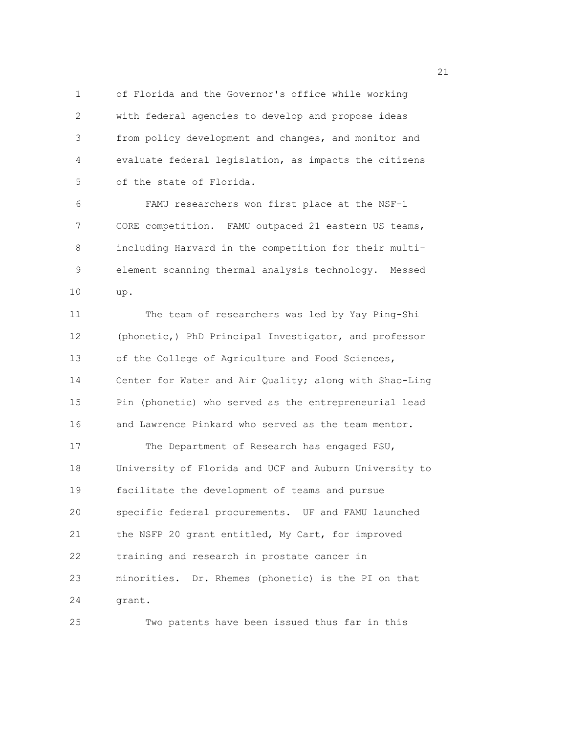of Florida and the Governor's office while working with federal agencies to develop and propose ideas from policy development and changes, and monitor and evaluate federal legislation, as impacts the citizens of the state of Florida.

FAMU researchers won first place at the NSF-1 CORE competition. FAMU outpaced 21 eastern US teams, including Harvard in the competition for their multi-element scanning thermal analysis technology. Messed up.

The team of researchers was led by Yay Ping-Shi (phonetic,) PhD Principal Investigator, and professor of the College of Agriculture and Food Sciences, Center for Water and Air Quality; along with Shao-Ling Pin (phonetic) who served as the entrepreneurial lead and Lawrence Pinkard who served as the team mentor.

The Department of Research has engaged FSU, University of Florida and UCF and Auburn University to facilitate the development of teams and pursue specific federal procurements. UF and FAMU launched the NSFP 20 grant entitled, My Cart, for improved training and research in prostate cancer in minorities. Dr. Rhemes (phonetic) is the PI on that grant.

Two patents have been issued thus far in this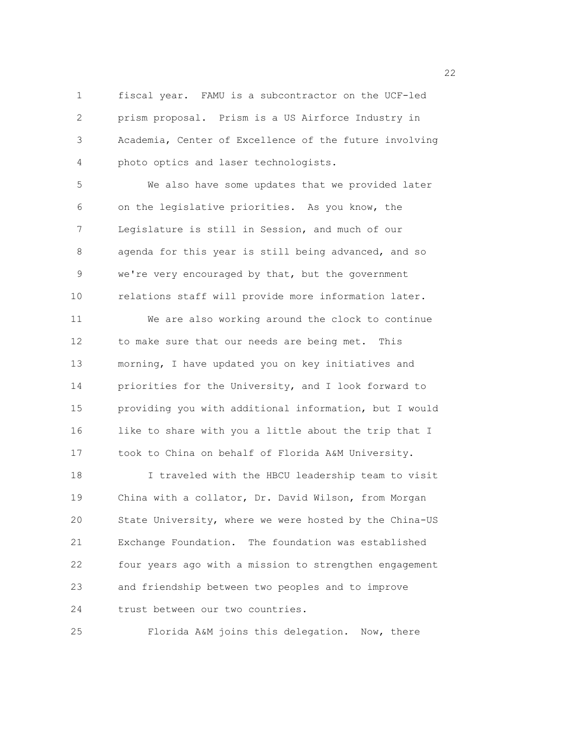fiscal year. FAMU is a subcontractor on the UCF-led prism proposal. Prism is a US Airforce Industry in Academia, Center of Excellence of the future involving photo optics and laser technologists.

We also have some updates that we provided later on the legislative priorities. As you know, the Legislature is still in Session, and much of our agenda for this year is still being advanced, and so we're very encouraged by that, but the government relations staff will provide more information later.

We are also working around the clock to continue to make sure that our needs are being met. This morning, I have updated you on key initiatives and priorities for the University, and I look forward to providing you with additional information, but I would like to share with you a little about the trip that I took to China on behalf of Florida A&M University.

I traveled with the HBCU leadership team to visit China with a collator, Dr. David Wilson, from Morgan State University, where we were hosted by the China-US Exchange Foundation. The foundation was established four years ago with a mission to strengthen engagement and friendship between two peoples and to improve trust between our two countries.

Florida A&M joins this delegation. Now, there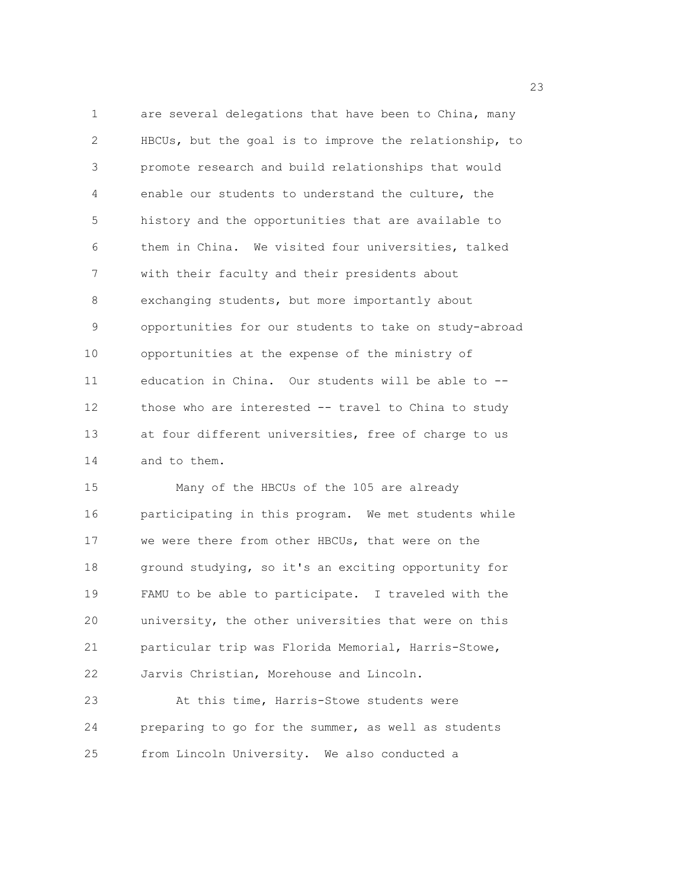are several delegations that have been to China, many HBCUs, but the goal is to improve the relationship, to promote research and build relationships that would enable our students to understand the culture, the history and the opportunities that are available to them in China. We visited four universities, talked with their faculty and their presidents about exchanging students, but more importantly about opportunities for our students to take on study-abroad opportunities at the expense of the ministry of education in China. Our students will be able to -- those who are interested -- travel to China to study at four different universities, free of charge to us and to them.

Many of the HBCUs of the 105 are already participating in this program. We met students while we were there from other HBCUs, that were on the ground studying, so it's an exciting opportunity for FAMU to be able to participate. I traveled with the university, the other universities that were on this particular trip was Florida Memorial, Harris-Stowe, Jarvis Christian, Morehouse and Lincoln.

At this time, Harris-Stowe students were preparing to go for the summer, as well as students from Lincoln University. We also conducted a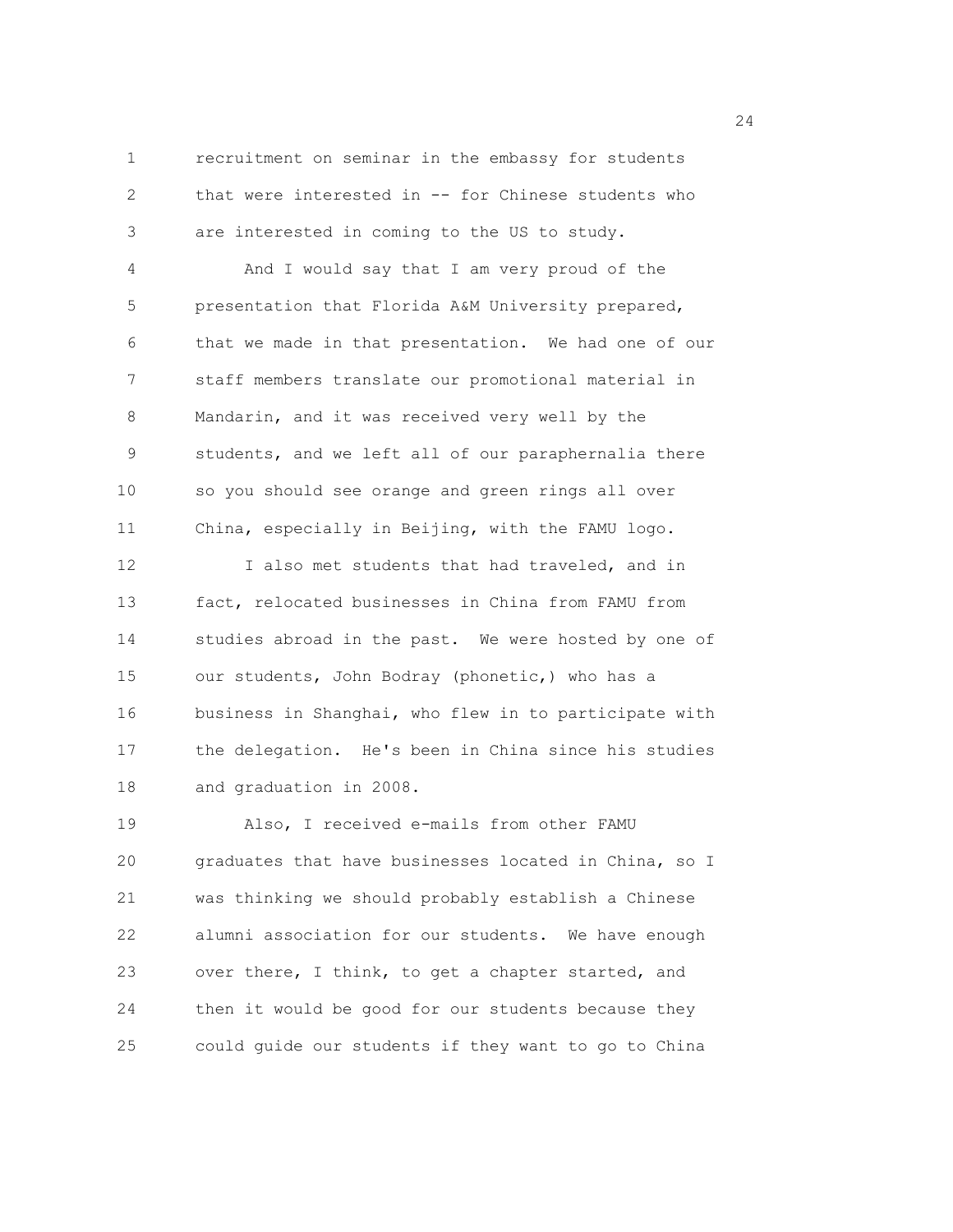recruitment on seminar in the embassy for students that were interested in -- for Chinese students who are interested in coming to the US to study.

And I would say that I am very proud of the presentation that Florida A&M University prepared, that we made in that presentation. We had one of our staff members translate our promotional material in Mandarin, and it was received very well by the students, and we left all of our paraphernalia there so you should see orange and green rings all over China, especially in Beijing, with the FAMU logo.

I also met students that had traveled, and in fact, relocated businesses in China from FAMU from studies abroad in the past. We were hosted by one of our students, John Bodray (phonetic,) who has a business in Shanghai, who flew in to participate with the delegation. He's been in China since his studies and graduation in 2008.

Also, I received e-mails from other FAMU graduates that have businesses located in China, so I was thinking we should probably establish a Chinese alumni association for our students. We have enough over there, I think, to get a chapter started, and then it would be good for our students because they could guide our students if they want to go to China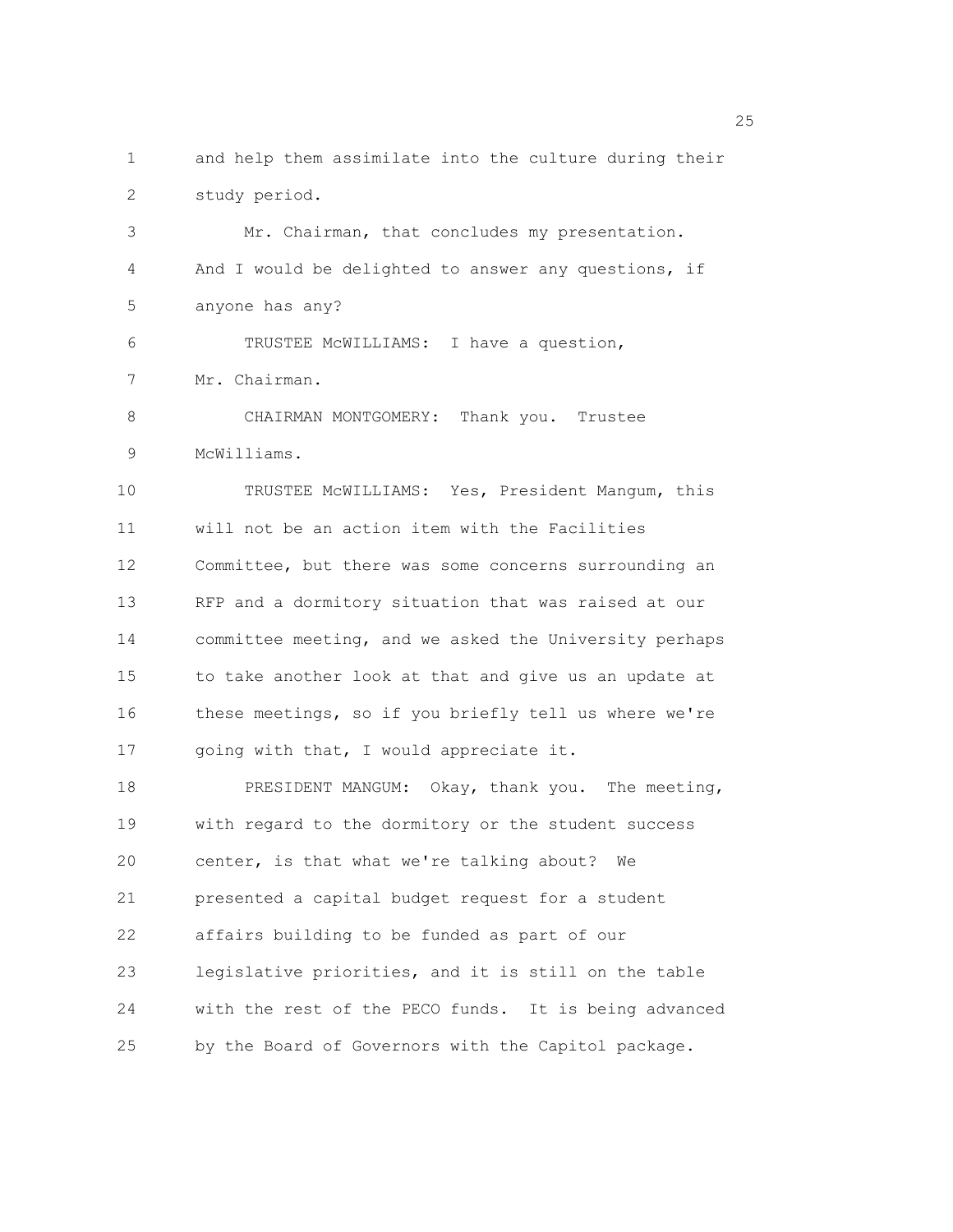and help them assimilate into the culture during their study period.

Mr. Chairman, that concludes my presentation. And I would be delighted to answer any questions, if anyone has any?

TRUSTEE McWILLIAMS: I have a question, Mr. Chairman.

CHAIRMAN MONTGOMERY: Thank you. Trustee McWilliams.

TRUSTEE McWILLIAMS: Yes, President Mangum, this will not be an action item with the Facilities Committee, but there was some concerns surrounding an RFP and a dormitory situation that was raised at our committee meeting, and we asked the University perhaps to take another look at that and give us an update at these meetings, so if you briefly tell us where we're going with that, I would appreciate it.

PRESIDENT MANGUM: Okay, thank you. The meeting, with regard to the dormitory or the student success center, is that what we're talking about? We presented a capital budget request for a student affairs building to be funded as part of our legislative priorities, and it is still on the table with the rest of the PECO funds. It is being advanced by the Board of Governors with the Capitol package.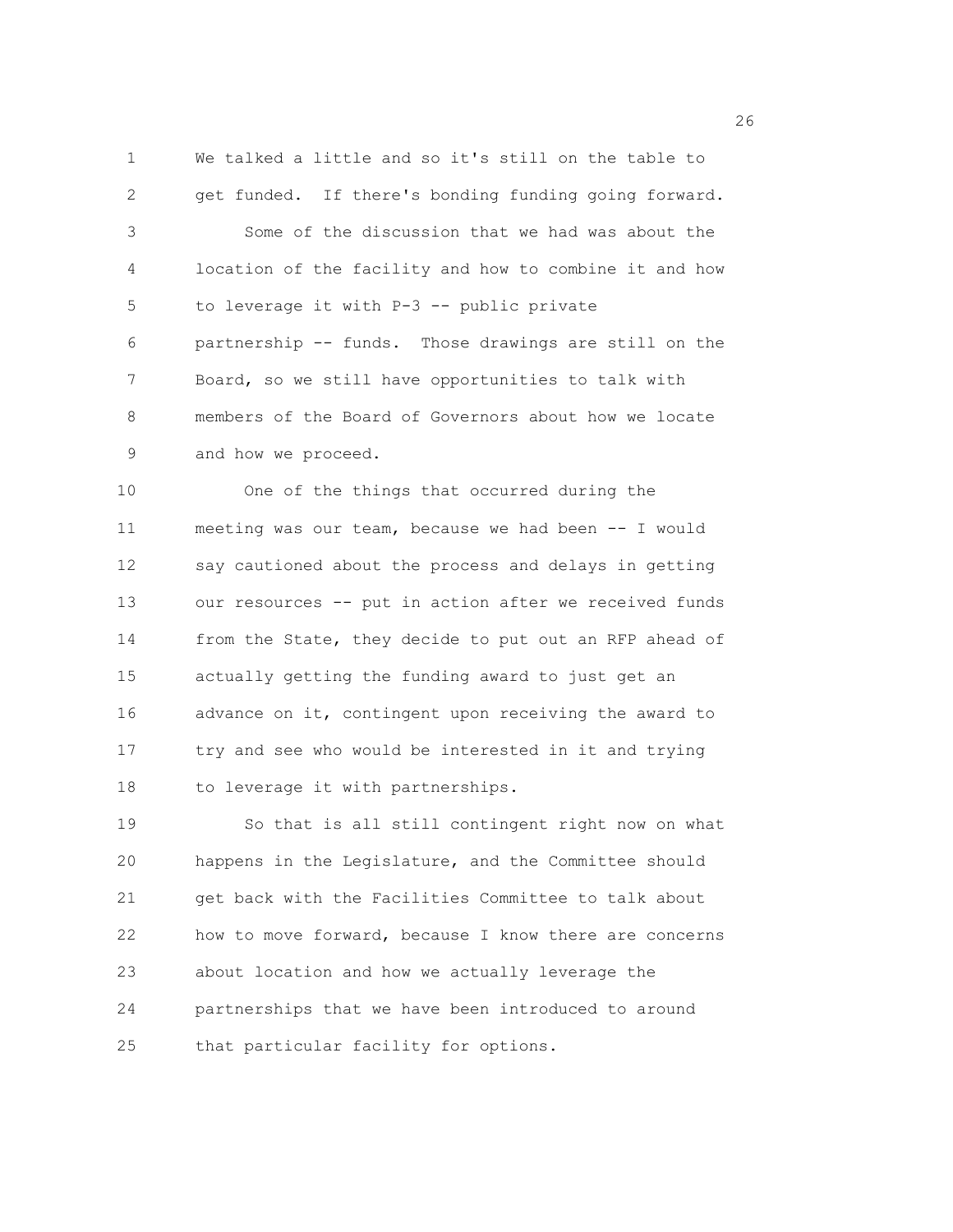We talked a little and so it's still on the table to get funded. If there's bonding funding going forward.

Some of the discussion that we had was about the location of the facility and how to combine it and how to leverage it with P-3 -- public private partnership -- funds. Those drawings are still on the Board, so we still have opportunities to talk with members of the Board of Governors about how we locate and how we proceed.

One of the things that occurred during the meeting was our team, because we had been -- I would say cautioned about the process and delays in getting our resources -- put in action after we received funds from the State, they decide to put out an RFP ahead of actually getting the funding award to just get an advance on it, contingent upon receiving the award to try and see who would be interested in it and trying to leverage it with partnerships.

So that is all still contingent right now on what happens in the Legislature, and the Committee should get back with the Facilities Committee to talk about how to move forward, because I know there are concerns about location and how we actually leverage the partnerships that we have been introduced to around that particular facility for options.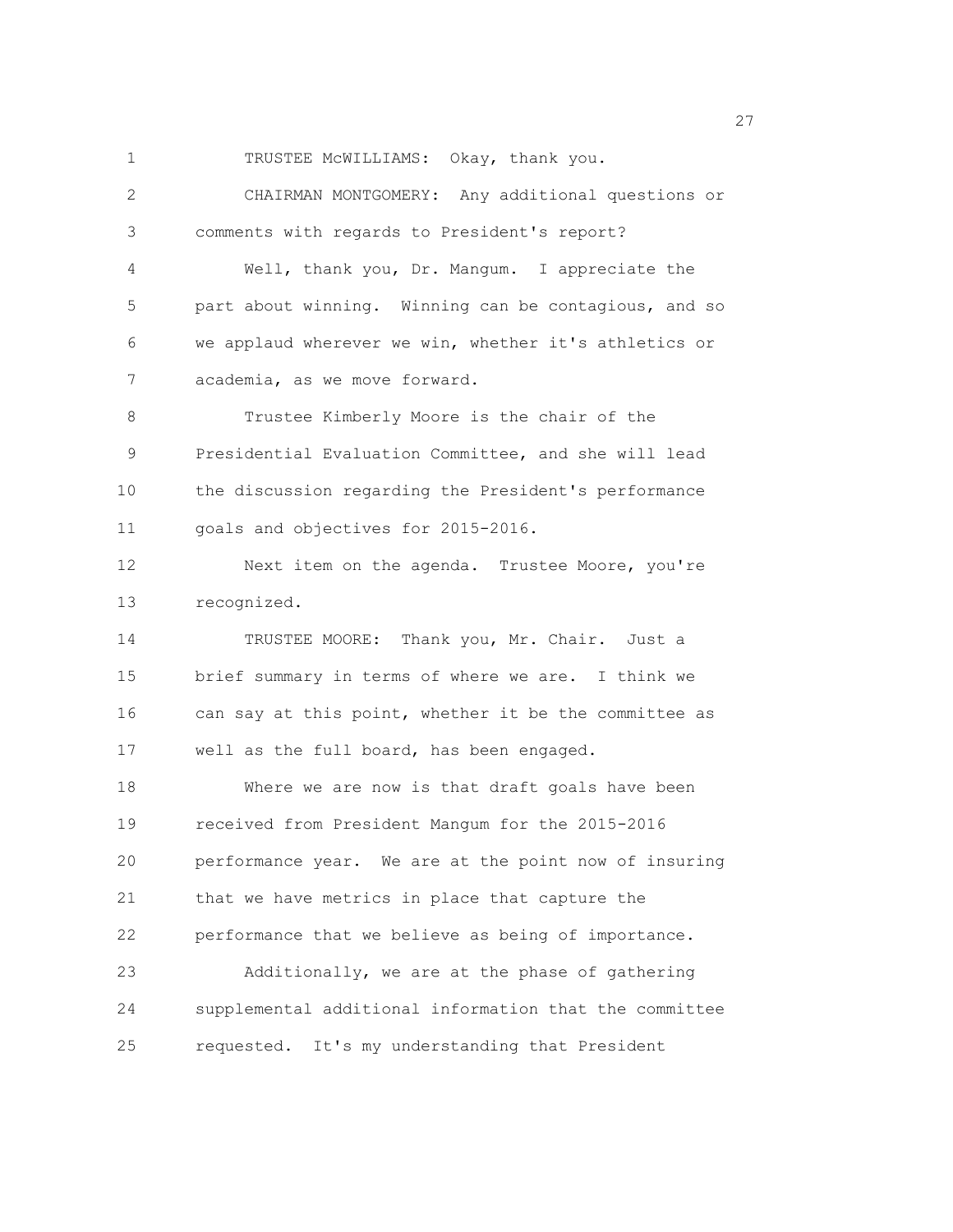TRUSTEE McWILLIAMS: Okay, thank you.

CHAIRMAN MONTGOMERY: Any additional questions or comments with regards to President's report?

Well, thank you, Dr. Mangum. I appreciate the part about winning. Winning can be contagious, and so we applaud wherever we win, whether it's athletics or academia, as we move forward.

Trustee Kimberly Moore is the chair of the Presidential Evaluation Committee, and she will lead the discussion regarding the President's performance goals and objectives for 2015-2016.

Next item on the agenda. Trustee Moore, you're recognized.

TRUSTEE MOORE: Thank you, Mr. Chair. Just a brief summary in terms of where we are. I think we can say at this point, whether it be the committee as well as the full board, has been engaged.

Where we are now is that draft goals have been received from President Mangum for the 2015-2016 performance year. We are at the point now of insuring that we have metrics in place that capture the performance that we believe as being of importance.

Additionally, we are at the phase of gathering supplemental additional information that the committee requested. It's my understanding that President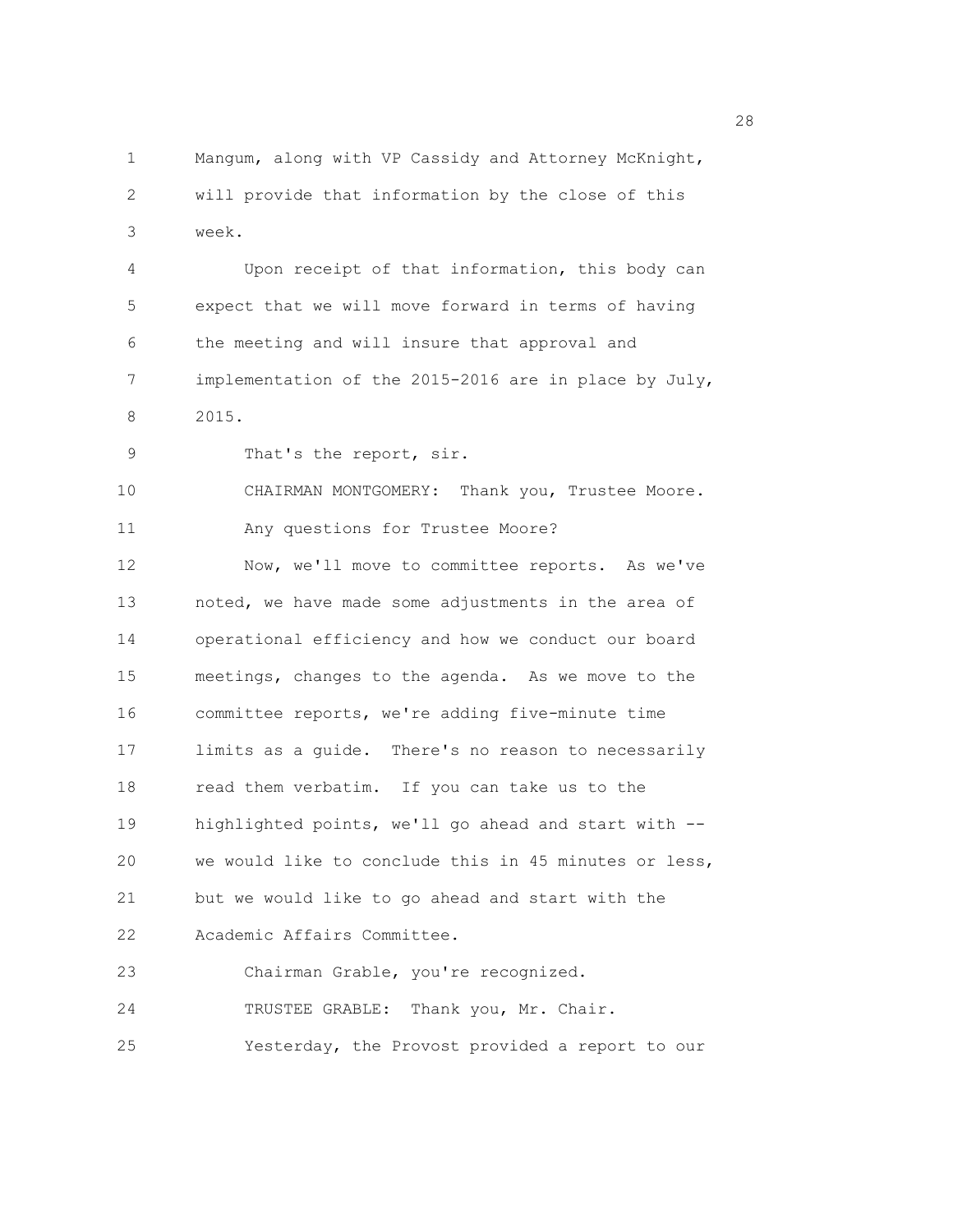Mangum, along with VP Cassidy and Attorney McKnight, will provide that information by the close of this week.

Upon receipt of that information, this body can expect that we will move forward in terms of having the meeting and will insure that approval and implementation of the 2015-2016 are in place by July, 2015.

That's the report, sir.

CHAIRMAN MONTGOMERY: Thank you, Trustee Moore.

Any questions for Trustee Moore?

Now, we'll move to committee reports. As we've noted, we have made some adjustments in the area of operational efficiency and how we conduct our board meetings, changes to the agenda. As we move to the committee reports, we're adding five-minute time limits as a guide. There's no reason to necessarily read them verbatim. If you can take us to the highlighted points, we'll go ahead and start with -- we would like to conclude this in 45 minutes or less, but we would like to go ahead and start with the Academic Affairs Committee.

Chairman Grable, you're recognized.

TRUSTEE GRABLE: Thank you, Mr. Chair.

Yesterday, the Provost provided a report to our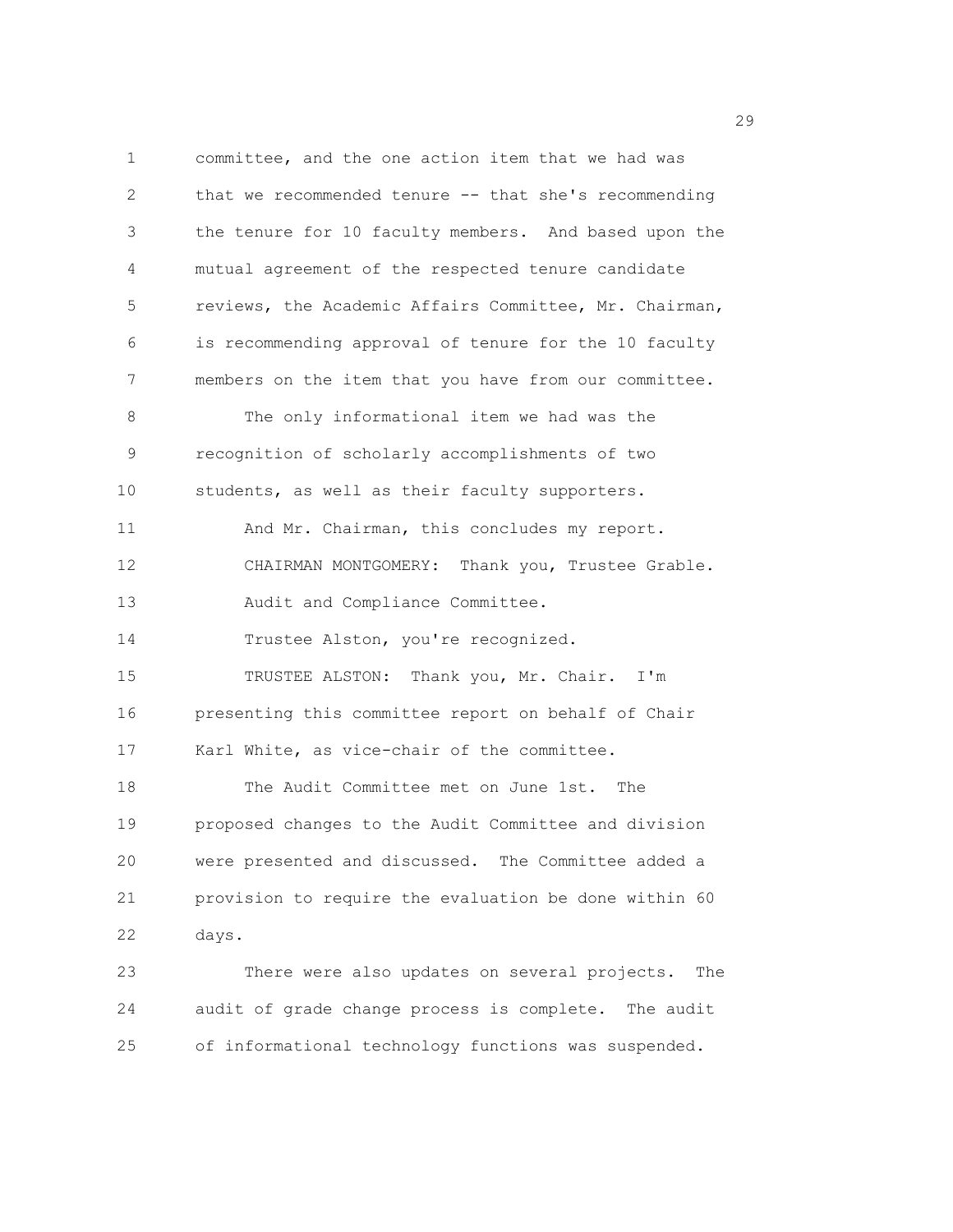committee, and the one action item that we had was that we recommended tenure -- that she's recommending the tenure for 10 faculty members. And based upon the mutual agreement of the respected tenure candidate reviews, the Academic Affairs Committee, Mr. Chairman, is recommending approval of tenure for the 10 faculty members on the item that you have from our committee.

The only informational item we had was the recognition of scholarly accomplishments of two students, as well as their faculty supporters.

And Mr. Chairman, this concludes my report.

CHAIRMAN MONTGOMERY: Thank you, Trustee Grable.

Audit and Compliance Committee.

Trustee Alston, you're recognized.

TRUSTEE ALSTON: Thank you, Mr. Chair. I'm presenting this committee report on behalf of Chair Karl White, as vice-chair of the committee.

The Audit Committee met on June 1st. The proposed changes to the Audit Committee and division were presented and discussed. The Committee added a provision to require the evaluation be done within 60 days.

There were also updates on several projects. The audit of grade change process is complete. The audit of informational technology functions was suspended.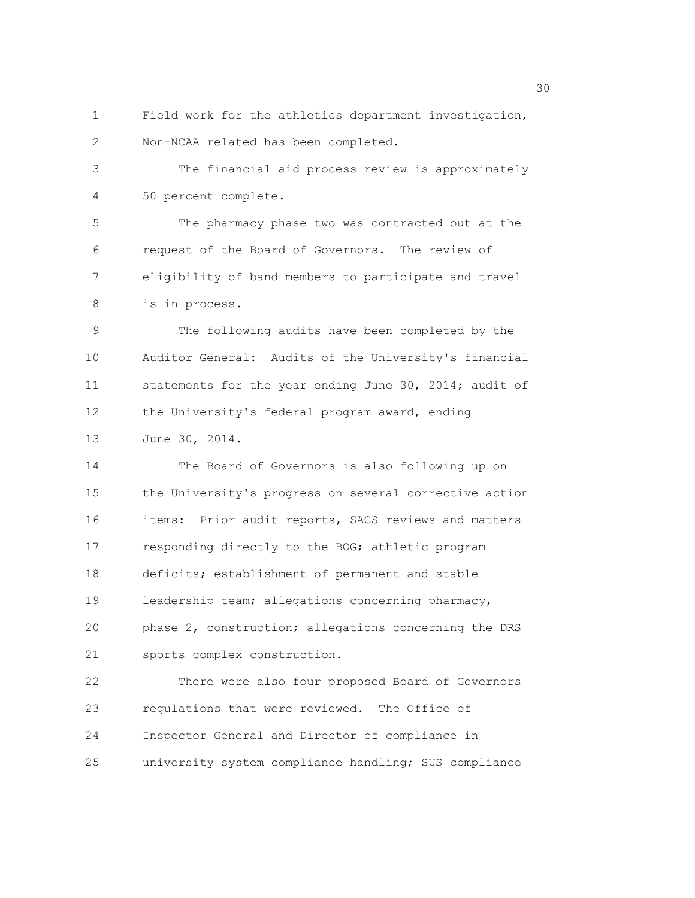Field work for the athletics department investigation, Non-NCAA related has been completed.

The financial aid process review is approximately 50 percent complete.

The pharmacy phase two was contracted out at the request of the Board of Governors. The review of eligibility of band members to participate and travel is in process.

The following audits have been completed by the Auditor General: Audits of the University's financial statements for the year ending June 30, 2014; audit of the University's federal program award, ending June 30, 2014.

The Board of Governors is also following up on the University's progress on several corrective action items: Prior audit reports, SACS reviews and matters responding directly to the BOG; athletic program deficits; establishment of permanent and stable leadership team; allegations concerning pharmacy, phase 2, construction; allegations concerning the DRS sports complex construction.

There were also four proposed Board of Governors regulations that were reviewed. The Office of Inspector General and Director of compliance in university system compliance handling; SUS compliance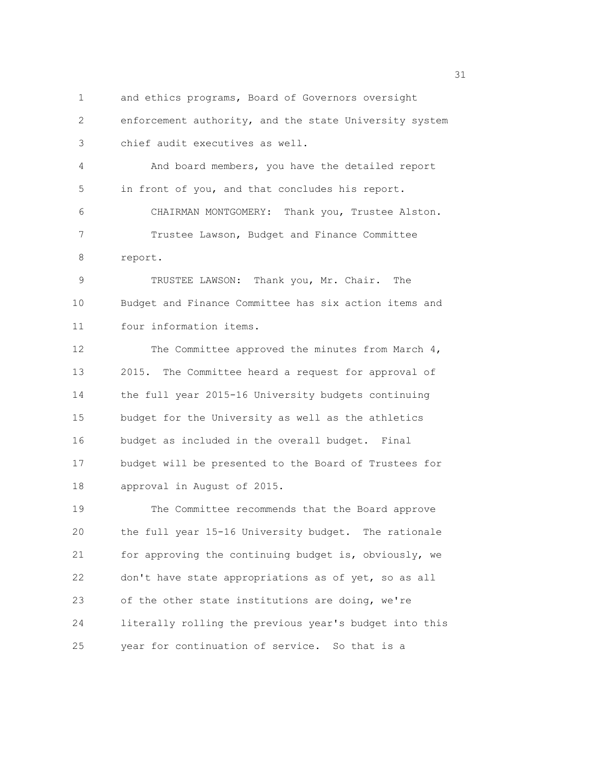and ethics programs, Board of Governors oversight enforcement authority, and the state University system chief audit executives as well.

And board members, you have the detailed report in front of you, and that concludes his report.

CHAIRMAN MONTGOMERY: Thank you, Trustee Alston.

Trustee Lawson, Budget and Finance Committee report.

TRUSTEE LAWSON: Thank you, Mr. Chair. The Budget and Finance Committee has six action items and four information items.

The Committee approved the minutes from March 4, 2015. The Committee heard a request for approval of the full year 2015-16 University budgets continuing budget for the University as well as the athletics budget as included in the overall budget. Final budget will be presented to the Board of Trustees for approval in August of 2015.

The Committee recommends that the Board approve the full year 15-16 University budget. The rationale for approving the continuing budget is, obviously, we don't have state appropriations as of yet, so as all of the other state institutions are doing, we're literally rolling the previous year's budget into this year for continuation of service. So that is a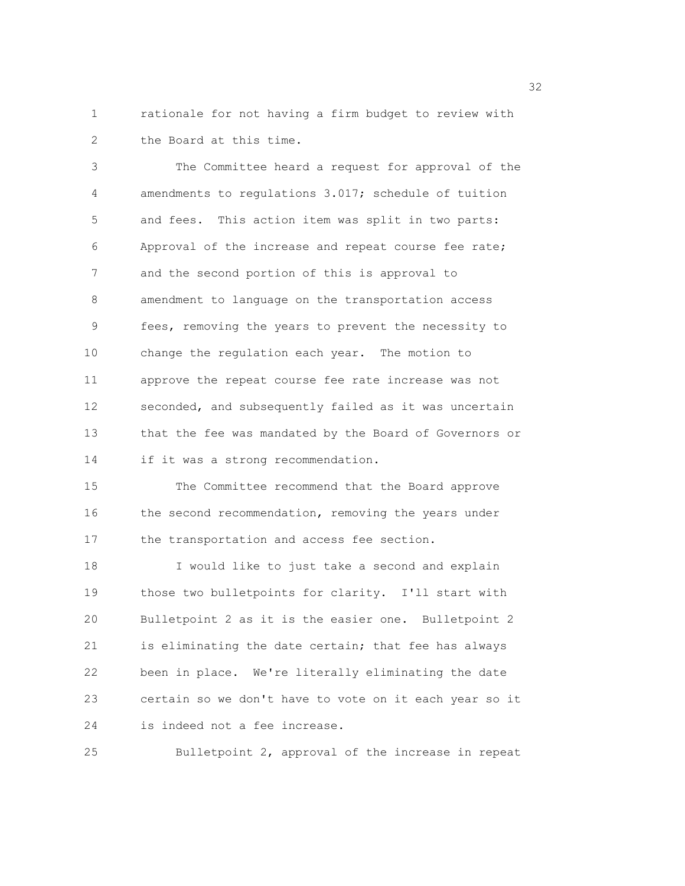rationale for not having a firm budget to review with the Board at this time.

The Committee heard a request for approval of the amendments to regulations 3.017; schedule of tuition and fees. This action item was split in two parts: Approval of the increase and repeat course fee rate; and the second portion of this is approval to amendment to language on the transportation access fees, removing the years to prevent the necessity to change the regulation each year. The motion to approve the repeat course fee rate increase was not seconded, and subsequently failed as it was uncertain that the fee was mandated by the Board of Governors or if it was a strong recommendation.

The Committee recommend that the Board approve the second recommendation, removing the years under the transportation and access fee section.

I would like to just take a second and explain those two bulletpoints for clarity. I'll start with Bulletpoint 2 as it is the easier one. Bulletpoint 2 is eliminating the date certain; that fee has always been in place. We're literally eliminating the date certain so we don't have to vote on it each year so it is indeed not a fee increase.

Bulletpoint 2, approval of the increase in repeat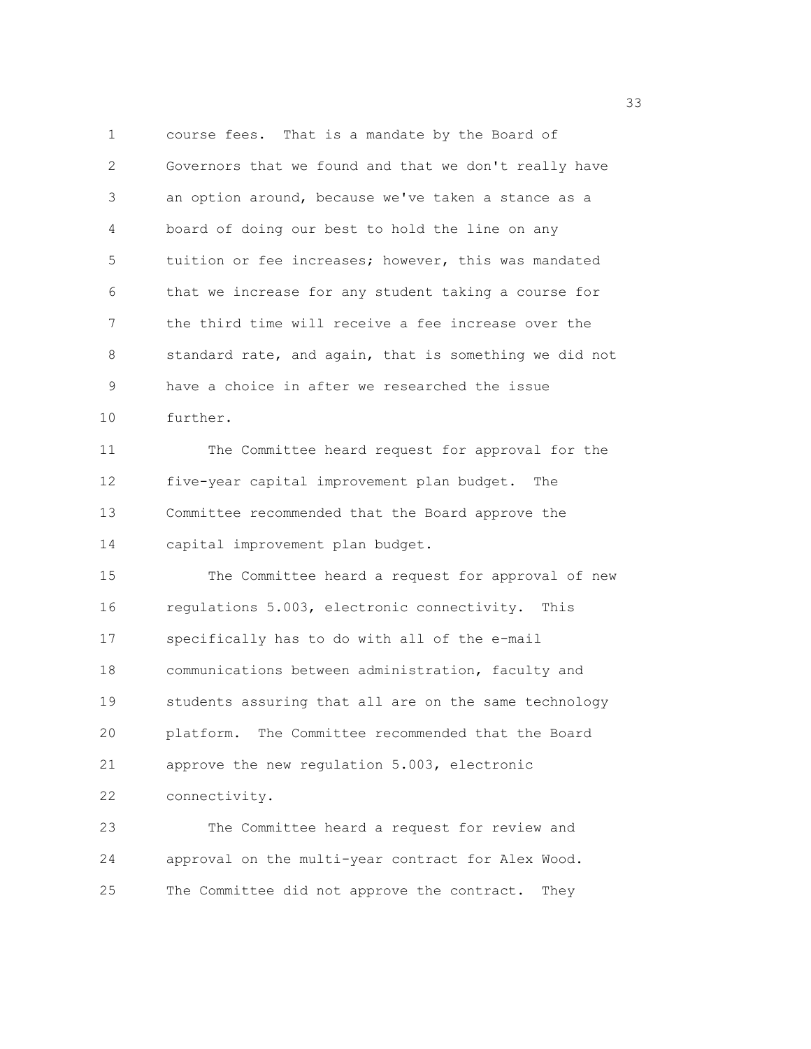course fees. That is a mandate by the Board of Governors that we found and that we don't really have an option around, because we've taken a stance as a board of doing our best to hold the line on any tuition or fee increases; however, this was mandated that we increase for any student taking a course for the third time will receive a fee increase over the standard rate, and again, that is something we did not have a choice in after we researched the issue further.

The Committee heard request for approval for the five-year capital improvement plan budget. The Committee recommended that the Board approve the capital improvement plan budget.

The Committee heard a request for approval of new regulations 5.003, electronic connectivity. This specifically has to do with all of the e-mail communications between administration, faculty and students assuring that all are on the same technology platform. The Committee recommended that the Board approve the new regulation 5.003, electronic connectivity.

The Committee heard a request for review and approval on the multi-year contract for Alex Wood. The Committee did not approve the contract. They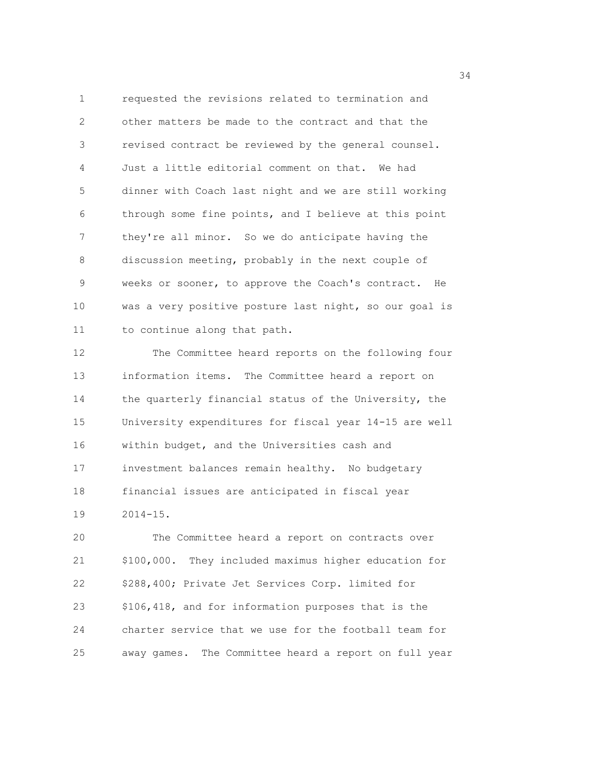requested the revisions related to termination and other matters be made to the contract and that the revised contract be reviewed by the general counsel. Just a little editorial comment on that. We had dinner with Coach last night and we are still working through some fine points, and I believe at this point they're all minor. So we do anticipate having the discussion meeting, probably in the next couple of weeks or sooner, to approve the Coach's contract. He was a very positive posture last night, so our goal is to continue along that path.

The Committee heard reports on the following four information items. The Committee heard a report on the quarterly financial status of the University, the University expenditures for fiscal year 14-15 are well within budget, and the Universities cash and investment balances remain healthy. No budgetary financial issues are anticipated in fiscal year 2014-15.

The Committee heard a report on contracts over $100,000. They included maximus higher education for $288,400; Private Jet Services Corp. limited for $106,418, and for information purposes that is the charter service that we use for the football team for away games. The Committee heard a report on full year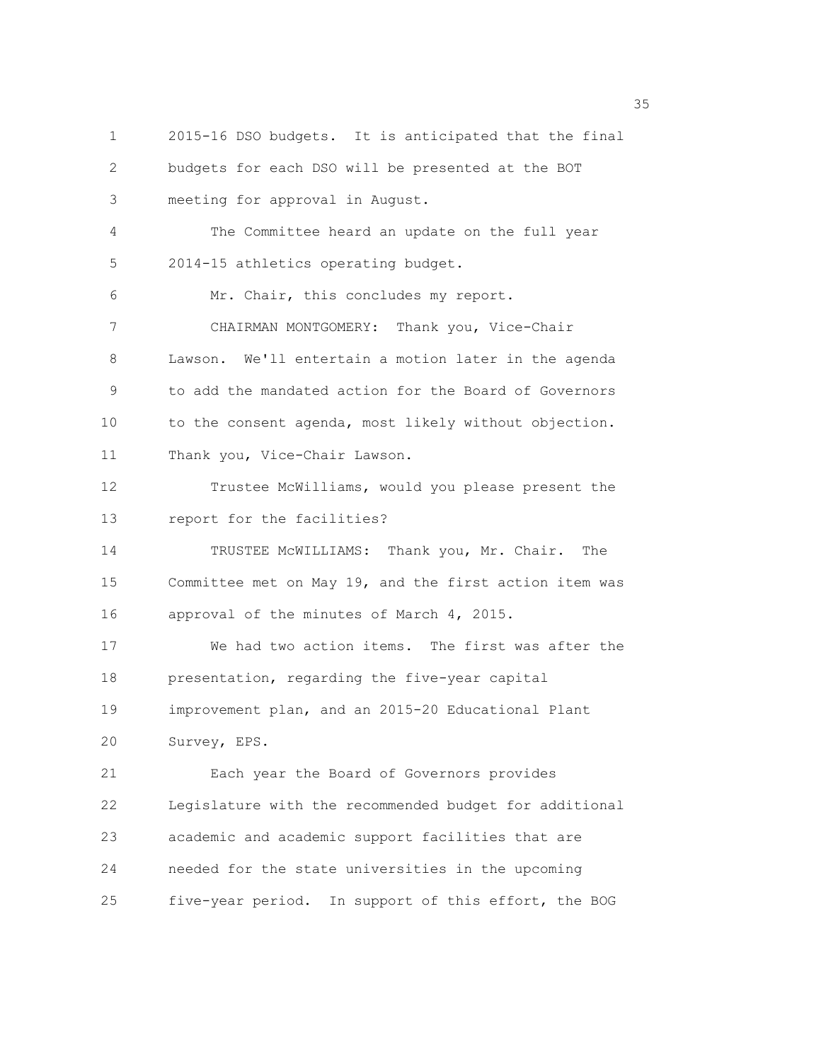2015-16 DSO budgets. It is anticipated that the final budgets for each DSO will be presented at the BOT meeting for approval in August.

The Committee heard an update on the full year 2014-15 athletics operating budget.

Mr. Chair, this concludes my report.

CHAIRMAN MONTGOMERY: Thank you, Vice-Chair Lawson. We'll entertain a motion later in the agenda to add the mandated action for the Board of Governors to the consent agenda, most likely without objection. Thank you, Vice-Chair Lawson.

Trustee McWilliams, would you please present the report for the facilities?

TRUSTEE McWILLIAMS: Thank you, Mr. Chair. The Committee met on May 19, and the first action item was approval of the minutes of March 4, 2015.

We had two action items. The first was after the presentation, regarding the five-year capital improvement plan, and an 2015-20 Educational Plant Survey, EPS.

Each year the Board of Governors provides Legislature with the recommended budget for additional academic and academic support facilities that are needed for the state universities in the upcoming five-year period. In support of this effort, the BOG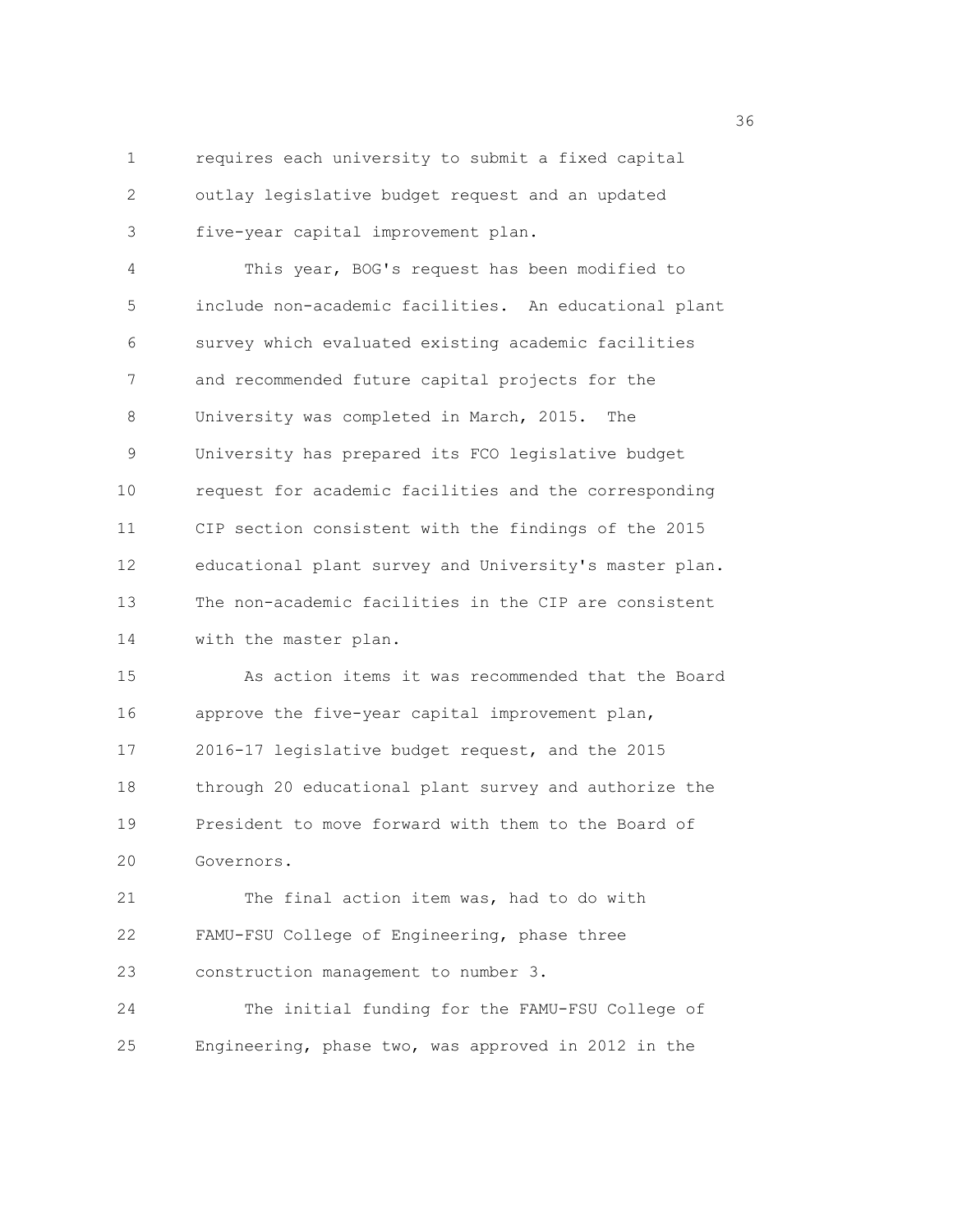requires each university to submit a fixed capital outlay legislative budget request and an updated five-year capital improvement plan.

This year, BOG's request has been modified to include non-academic facilities. An educational plant survey which evaluated existing academic facilities and recommended future capital projects for the University was completed in March, 2015. The University has prepared its FCO legislative budget request for academic facilities and the corresponding CIP section consistent with the findings of the 2015 educational plant survey and University's master plan. The non-academic facilities in the CIP are consistent with the master plan.

As action items it was recommended that the Board approve the five-year capital improvement plan, 2016-17 legislative budget request, and the 2015 through 20 educational plant survey and authorize the President to move forward with them to the Board of Governors.

The final action item was, had to do with FAMU-FSU College of Engineering, phase three construction management to number 3.

The initial funding for the FAMU-FSU College of Engineering, phase two, was approved in 2012 in the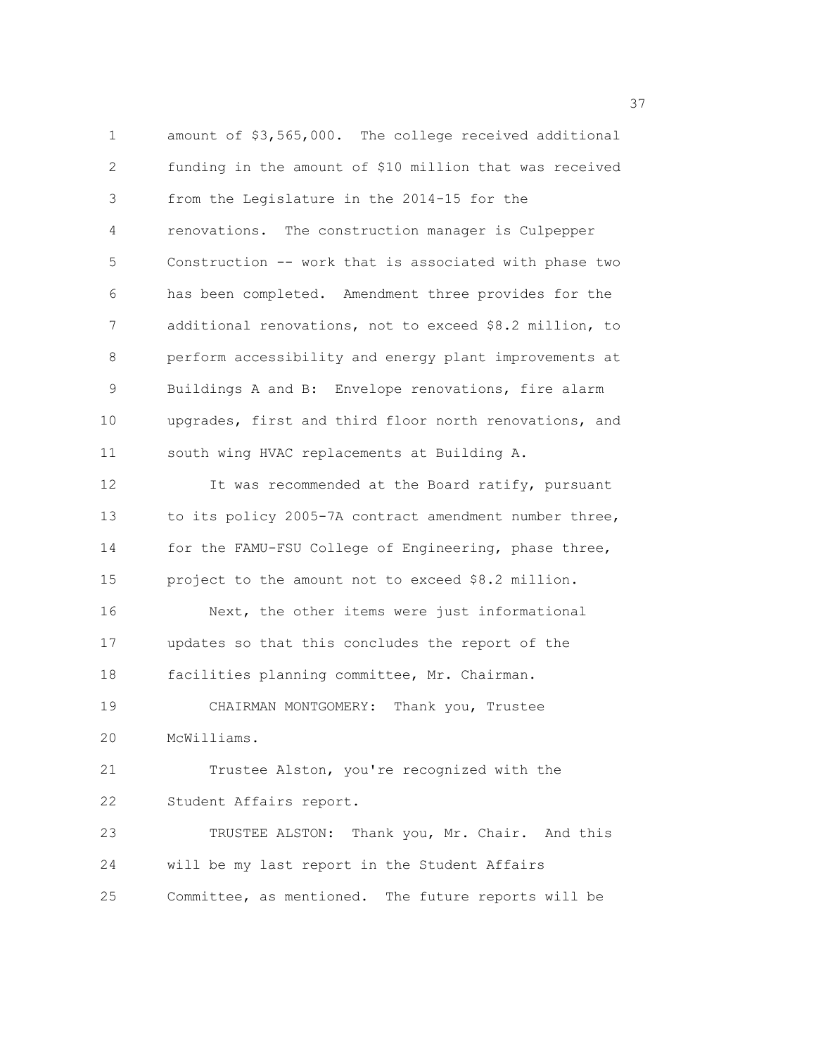amount of $3,565,000. The college received additional funding in the amount of $10 million that was received from the Legislature in the 2014-15 for the renovations. The construction manager is Culpepper Construction -- work that is associated with phase two has been completed. Amendment three provides for the additional renovations, not to exceed $8.2 million, to perform accessibility and energy plant improvements at Buildings A and B: Envelope renovations, fire alarm upgrades, first and third floor north renovations, and south wing HVAC replacements at Building A.

It was recommended at the Board ratify, pursuant to its policy 2005-7A contract amendment number three, for the FAMU-FSU College of Engineering, phase three, project to the amount not to exceed $8.2 million.

Next, the other items were just informational updates so that this concludes the report of the facilities planning committee, Mr. Chairman.

CHAIRMAN MONTGOMERY: Thank you, Trustee McWilliams.

Trustee Alston, you're recognized with the Student Affairs report.

TRUSTEE ALSTON: Thank you, Mr. Chair. And this will be my last report in the Student Affairs Committee, as mentioned. The future reports will be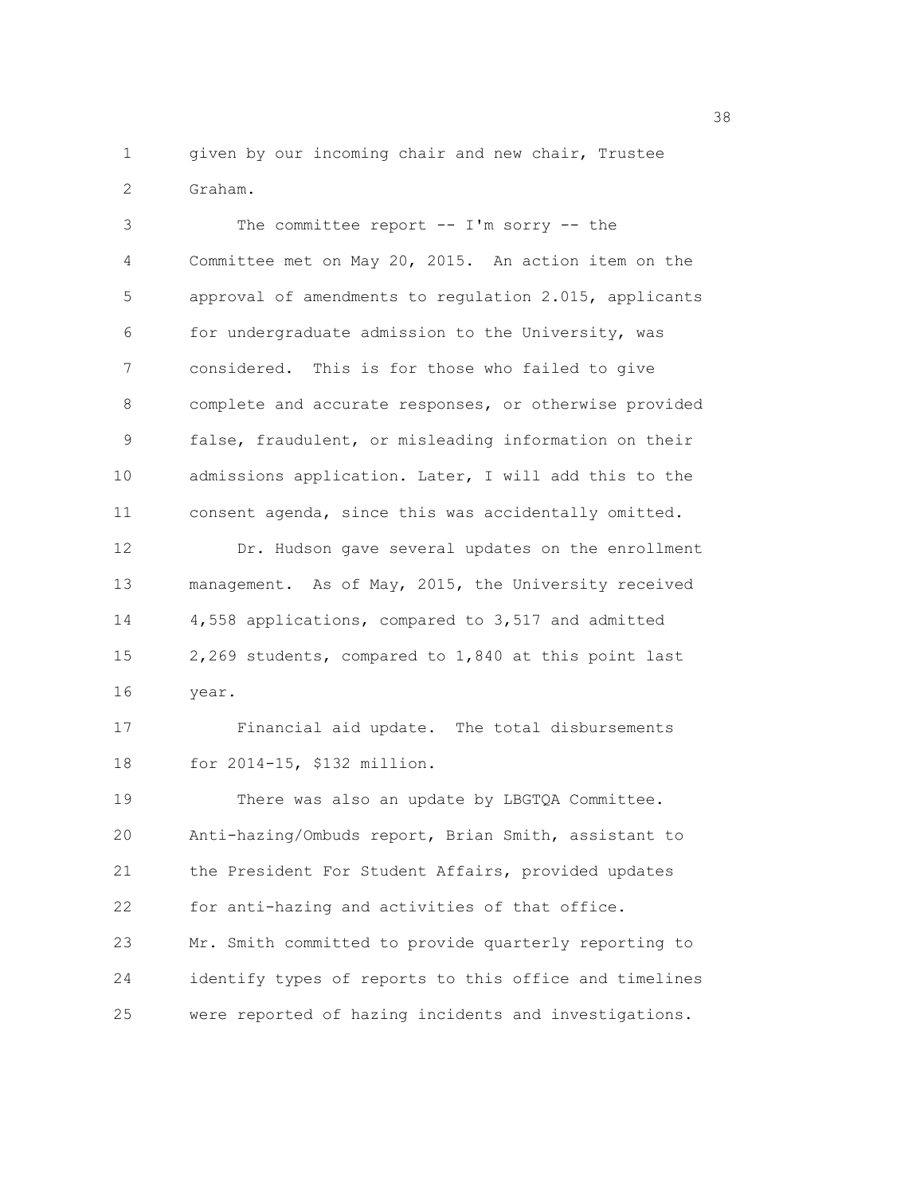given by our incoming chair and new chair, Trustee Graham.

The committee report -- I'm sorry -- the Committee met on May 20, 2015. An action item on the approval of amendments to regulation 2.015, applicants for undergraduate admission to the University, was considered. This is for those who failed to give complete and accurate responses, or otherwise provided false, fraudulent, or misleading information on their admissions application. Later, I will add this to the consent agenda, since this was accidentally omitted.

Dr. Hudson gave several updates on the enrollment management. As of May, 2015, the University received 4,558 applications, compared to 3,517 and admitted 2,269 students, compared to 1,840 at this point last year.

Financial aid update. The total disbursements for 2014-15, $132 million.

There was also an update by LBGTQA Committee. Anti-hazing/Ombuds report, Brian Smith, assistant to the President For Student Affairs, provided updates for anti-hazing and activities of that office. Mr. Smith committed to provide quarterly reporting to identify types of reports to this office and timelines were reported of hazing incidents and investigations.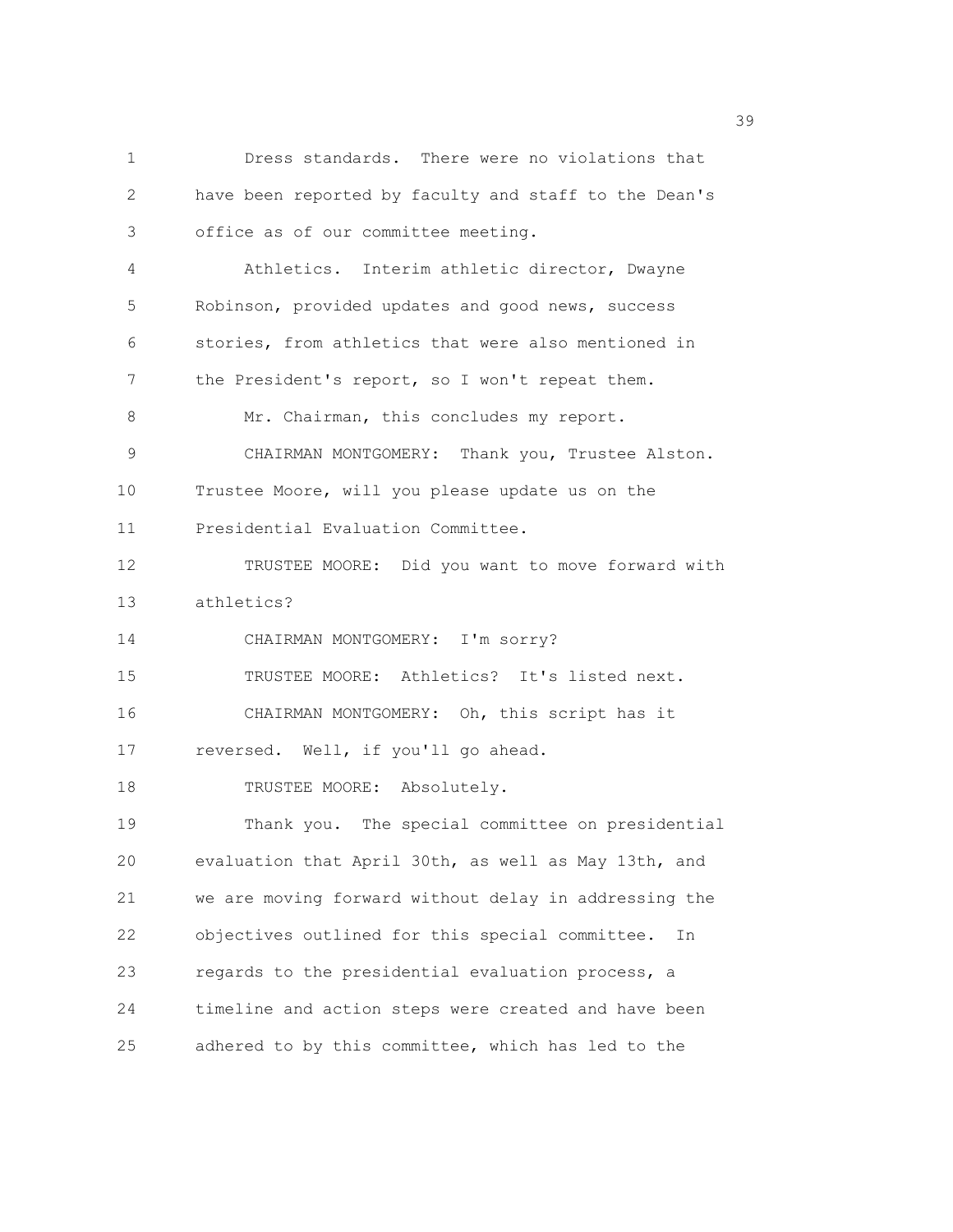Dress standards. There were no violations that have been reported by faculty and staff to the Dean's office as of our committee meeting.

Athletics. Interim athletic director, Dwayne Robinson, provided updates and good news, success stories, from athletics that were also mentioned in the President's report, so I won't repeat them.

Mr. Chairman, this concludes my report.

CHAIRMAN MONTGOMERY: Thank you, Trustee Alston. Trustee Moore, will you please update us on the Presidential Evaluation Committee.

TRUSTEE MOORE: Did you want to move forward with athletics?

CHAIRMAN MONTGOMERY: I'm sorry?

TRUSTEE MOORE: Athletics? It's listed next.

CHAIRMAN MONTGOMERY: Oh, this script has it reversed. Well, if you'll go ahead.

TRUSTEE MOORE: Absolutely.

Thank you. The special committee on presidential evaluation that April 30th, as well as May 13th, and we are moving forward without delay in addressing the objectives outlined for this special committee. In regards to the presidential evaluation process, a timeline and action steps were created and have been adhered to by this committee, which has led to the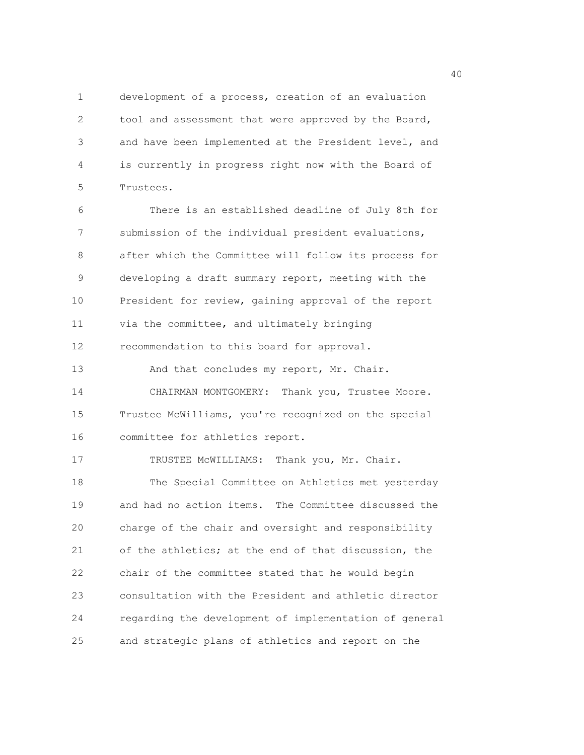development of a process, creation of an evaluation tool and assessment that were approved by the Board, and have been implemented at the President level, and is currently in progress right now with the Board of Trustees.

There is an established deadline of July 8th for submission of the individual president evaluations, after which the Committee will follow its process for developing a draft summary report, meeting with the President for review, gaining approval of the report via the committee, and ultimately bringing recommendation to this board for approval.

And that concludes my report, Mr. Chair.

CHAIRMAN MONTGOMERY: Thank you, Trustee Moore. Trustee McWilliams, you're recognized on the special committee for athletics report.

TRUSTEE McWILLIAMS: Thank you, Mr. Chair.

The Special Committee on Athletics met yesterday and had no action items. The Committee discussed the charge of the chair and oversight and responsibility of the athletics; at the end of that discussion, the chair of the committee stated that he would begin consultation with the President and athletic director regarding the development of implementation of general and strategic plans of athletics and report on the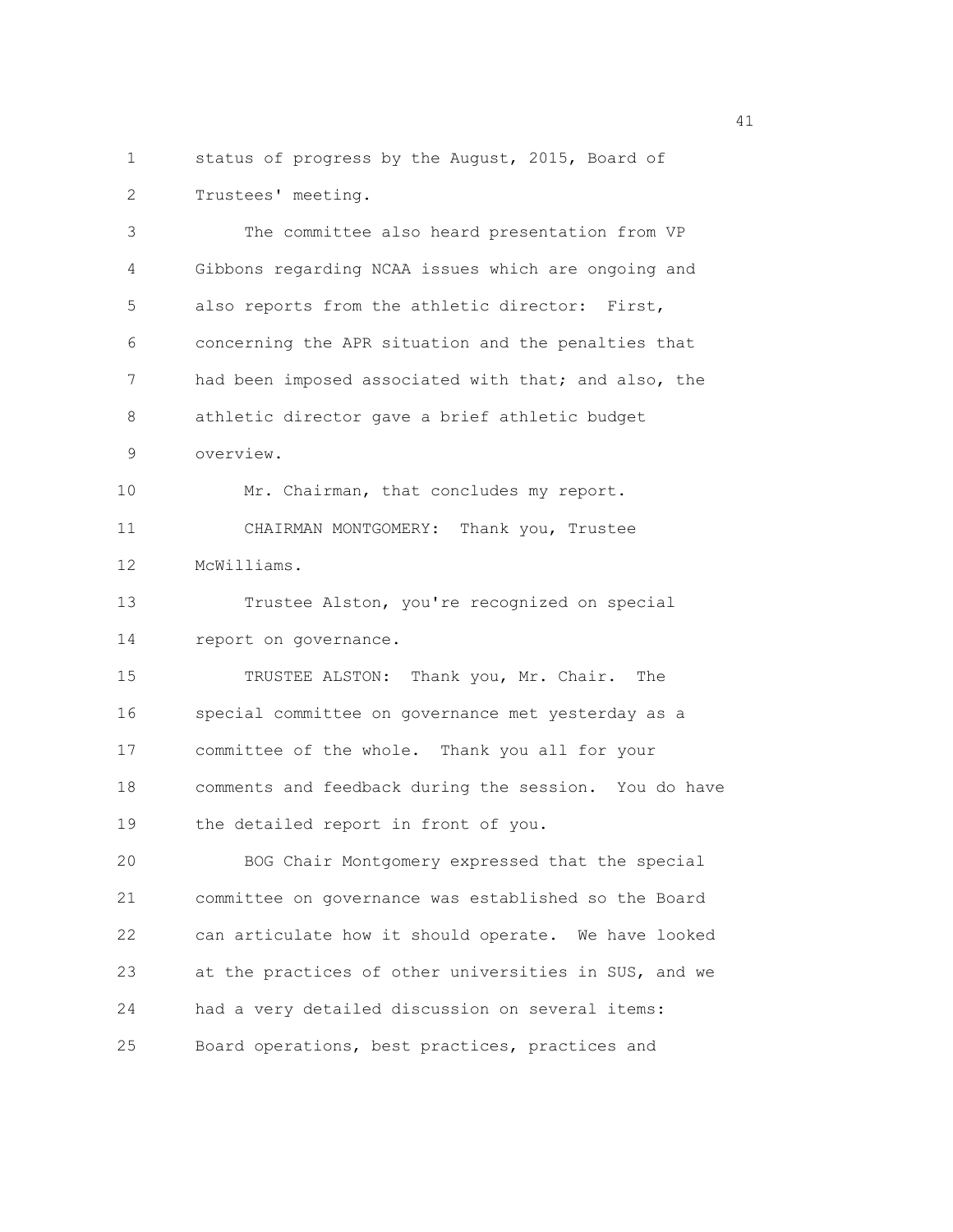status of progress by the August, 2015, Board of Trustees' meeting.

The committee also heard presentation from VP Gibbons regarding NCAA issues which are ongoing and also reports from the athletic director: First, concerning the APR situation and the penalties that had been imposed associated with that; and also, the athletic director gave a brief athletic budget overview.

Mr. Chairman, that concludes my report.

CHAIRMAN MONTGOMERY: Thank you, Trustee McWilliams.

Trustee Alston, you're recognized on special report on governance.

TRUSTEE ALSTON: Thank you, Mr. Chair. The special committee on governance met yesterday as a committee of the whole. Thank you all for your comments and feedback during the session. You do have the detailed report in front of you.

BOG Chair Montgomery expressed that the special committee on governance was established so the Board can articulate how it should operate. We have looked at the practices of other universities in SUS, and we had a very detailed discussion on several items: Board operations, best practices, practices and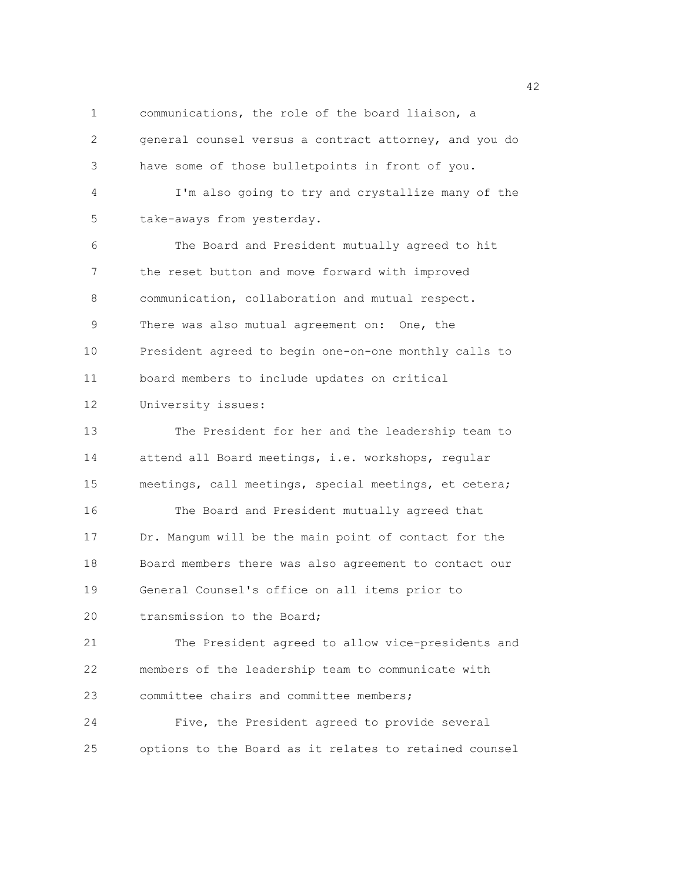communications, the role of the board liaison, a general counsel versus a contract attorney, and you do have some of those bulletpoints in front of you.

I'm also going to try and crystallize many of the take-aways from yesterday.

The Board and President mutually agreed to hit the reset button and move forward with improved communication, collaboration and mutual respect. There was also mutual agreement on: One, the President agreed to begin one-on-one monthly calls to board members to include updates on critical University issues:

The President for her and the leadership team to attend all Board meetings, i.e. workshops, regular meetings, call meetings, special meetings, et cetera;

The Board and President mutually agreed that Dr. Mangum will be the main point of contact for the Board members there was also agreement to contact our General Counsel's office on all items prior to transmission to the Board;

The President agreed to allow vice-presidents and members of the leadership team to communicate with committee chairs and committee members;

Five, the President agreed to provide several options to the Board as it relates to retained counsel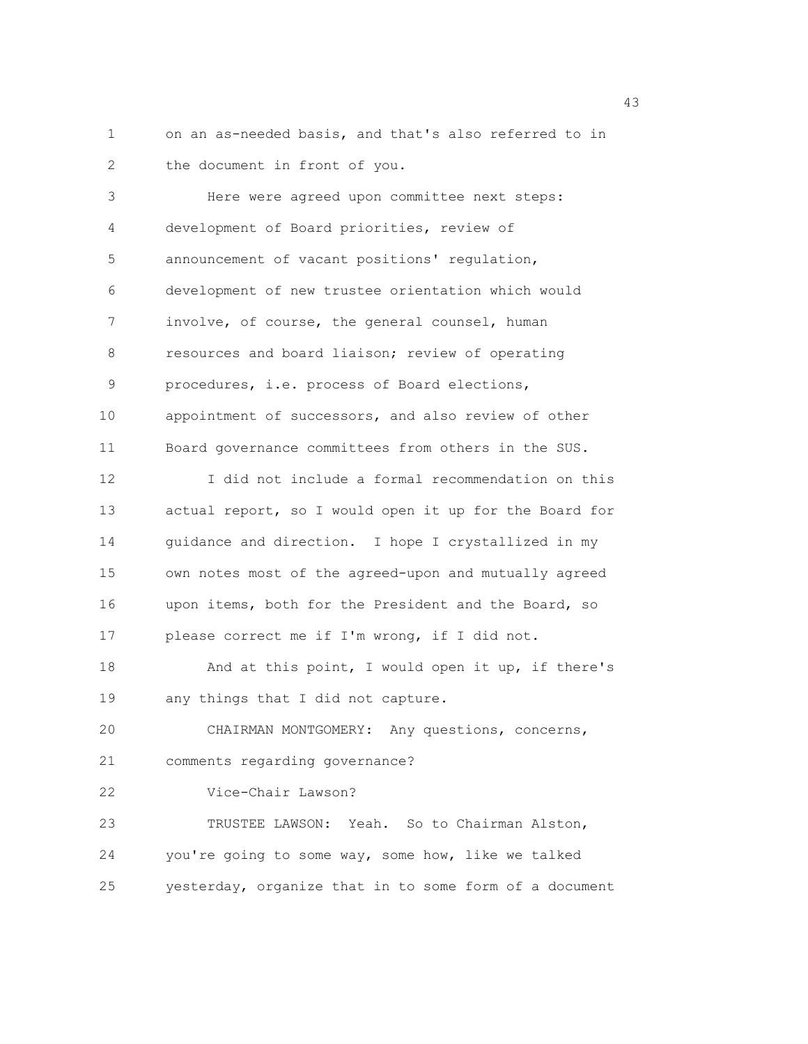on an as-needed basis, and that's also referred to in the document in front of you.

Here were agreed upon committee next steps: development of Board priorities, review of announcement of vacant positions' regulation, development of new trustee orientation which would involve, of course, the general counsel, human resources and board liaison; review of operating procedures, i.e. process of Board elections, appointment of successors, and also review of other Board governance committees from others in the SUS.

I did not include a formal recommendation on this actual report, so I would open it up for the Board for guidance and direction. I hope I crystallized in my own notes most of the agreed-upon and mutually agreed upon items, both for the President and the Board, so please correct me if I'm wrong, if I did not.

And at this point, I would open it up, if there's any things that I did not capture.

CHAIRMAN MONTGOMERY: Any questions, concerns, comments regarding governance?

Vice-Chair Lawson?

TRUSTEE LAWSON: Yeah. So to Chairman Alston, you're going to some way, some how, like we talked yesterday, organize that in to some form of a document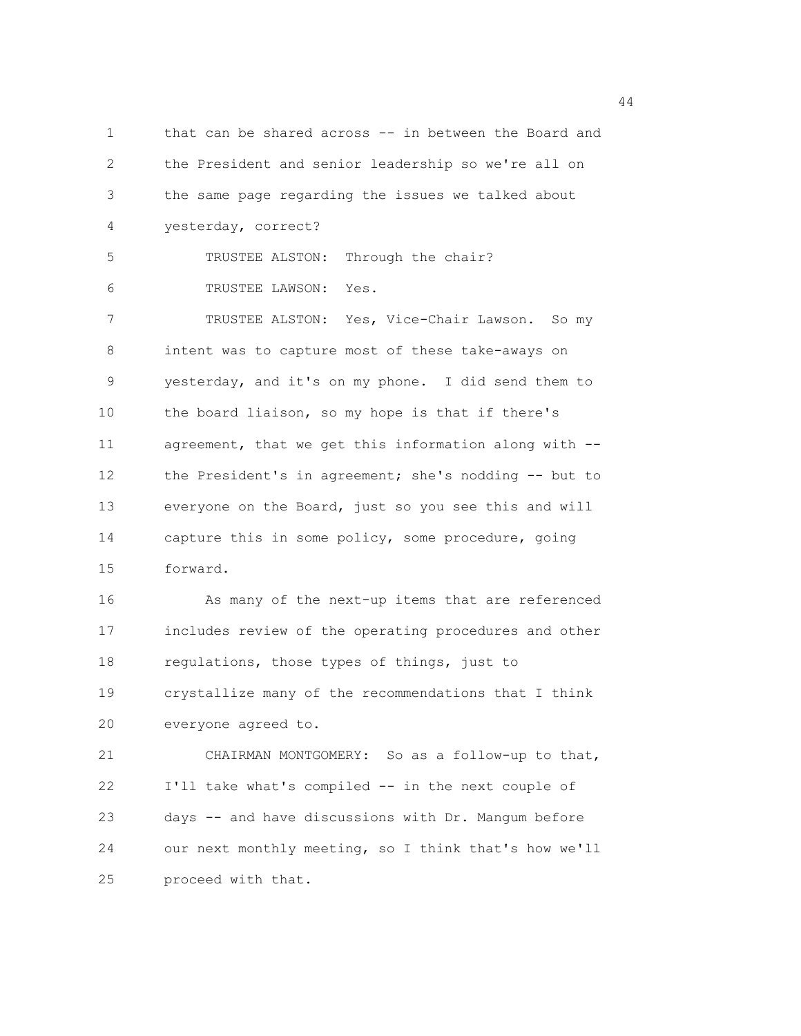that can be shared across -- in between the Board and the President and senior leadership so we're all on the same page regarding the issues we talked about yesterday, correct?

TRUSTEE ALSTON: Through the chair?

TRUSTEE LAWSON: Yes.

TRUSTEE ALSTON: Yes, Vice-Chair Lawson. So my intent was to capture most of these take-aways on yesterday, and it's on my phone. I did send them to the board liaison, so my hope is that if there's agreement, that we get this information along with -- the President's in agreement; she's nodding -- but to everyone on the Board, just so you see this and will capture this in some policy, some procedure, going forward.

As many of the next-up items that are referenced includes review of the operating procedures and other regulations, those types of things, just to crystallize many of the recommendations that I think everyone agreed to.

CHAIRMAN MONTGOMERY: So as a follow-up to that, I'll take what's compiled -- in the next couple of days -- and have discussions with Dr. Mangum before our next monthly meeting, so I think that's how we'll proceed with that.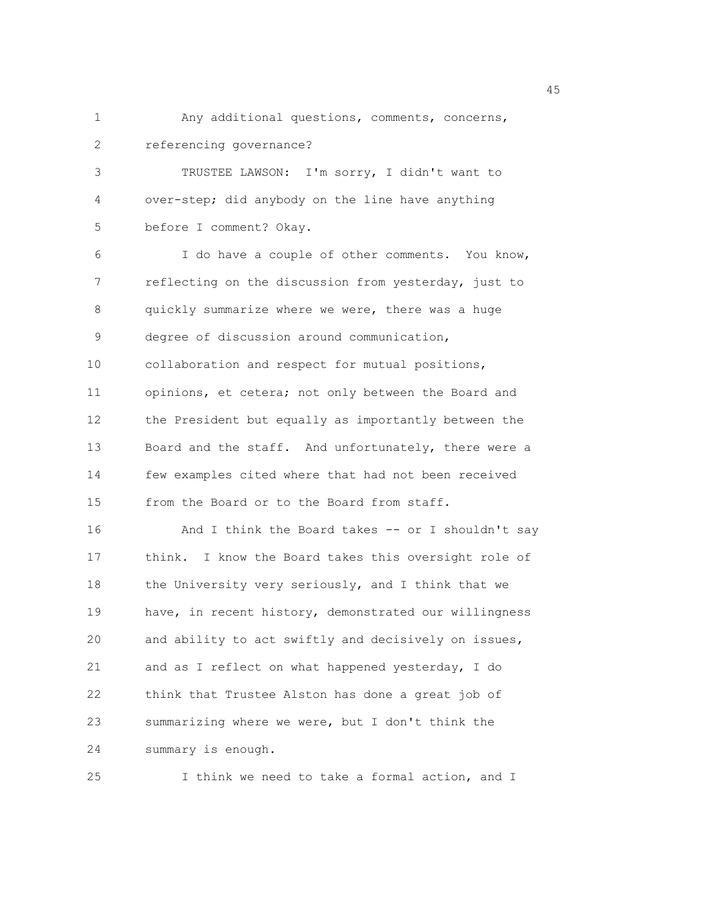Any additional questions, comments, concerns, referencing governance?

TRUSTEE LAWSON: I'm sorry, I didn't want to over-step; did anybody on the line have anything before I comment? Okay.

I do have a couple of other comments. You know, reflecting on the discussion from yesterday, just to quickly summarize where we were, there was a huge degree of discussion around communication, collaboration and respect for mutual positions, opinions, et cetera; not only between the Board and the President but equally as importantly between the Board and the staff. And unfortunately, there were a few examples cited where that had not been received from the Board or to the Board from staff.

And I think the Board takes -- or I shouldn't say think. I know the Board takes this oversight role of the University very seriously, and I think that we have, in recent history, demonstrated our willingness and ability to act swiftly and decisively on issues, and as I reflect on what happened yesterday, I do think that Trustee Alston has done a great job of summarizing where we were, but I don't think the summary is enough.

I think we need to take a formal action, and I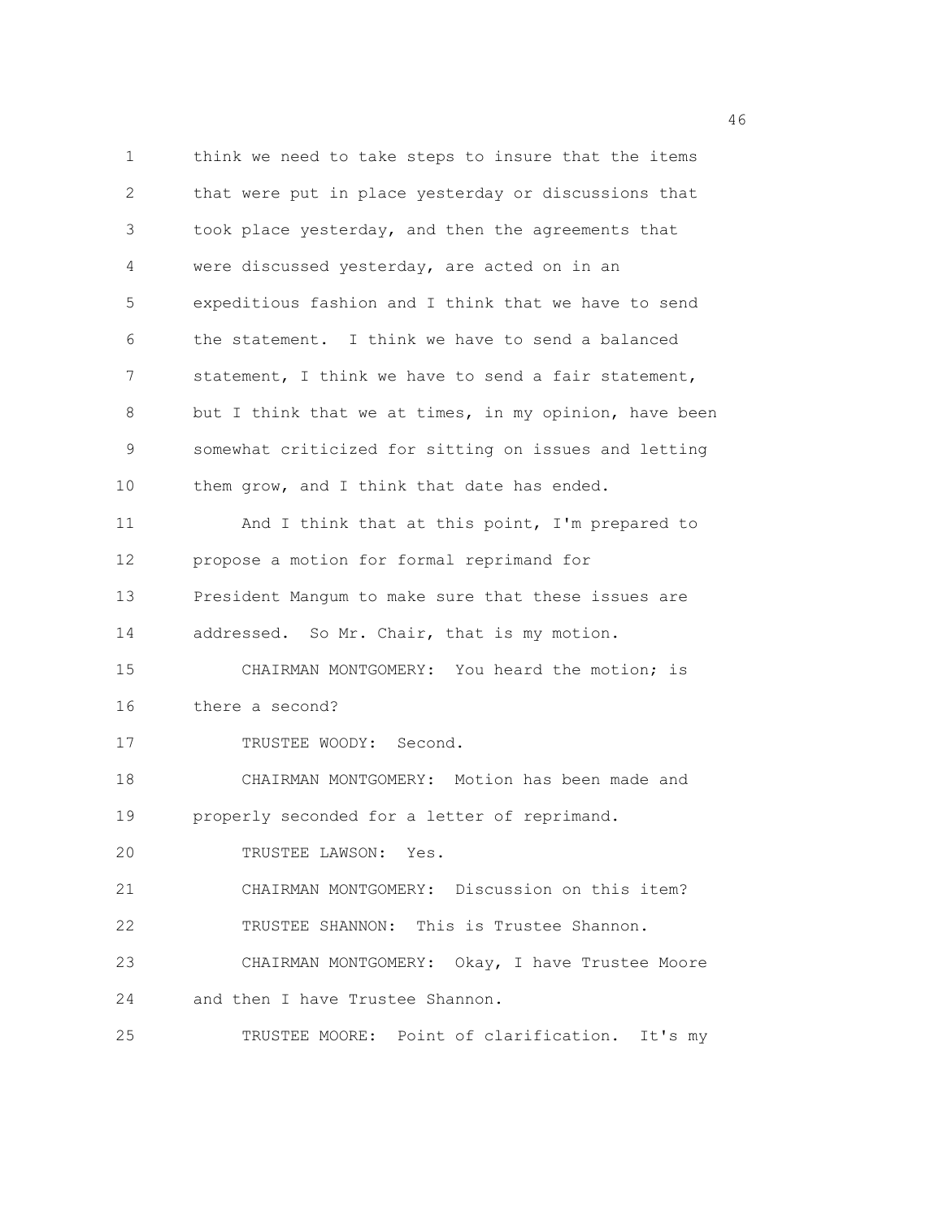think we need to take steps to insure that the items that were put in place yesterday or discussions that took place yesterday, and then the agreements that were discussed yesterday, are acted on in an expeditious fashion and I think that we have to send the statement. I think we have to send a balanced statement, I think we have to send a fair statement, but I think that we at times, in my opinion, have been somewhat criticized for sitting on issues and letting them grow, and I think that date has ended.

And I think that at this point, I'm prepared to propose a motion for formal reprimand for President Mangum to make sure that these issues are addressed. So Mr. Chair, that is my motion.

CHAIRMAN MONTGOMERY: You heard the motion; is there a second?

TRUSTEE WOODY: Second.

CHAIRMAN MONTGOMERY: Motion has been made and properly seconded for a letter of reprimand.

TRUSTEE LAWSON: Yes.

CHAIRMAN MONTGOMERY: Discussion on this item?

TRUSTEE SHANNON: This is Trustee Shannon.

CHAIRMAN MONTGOMERY: Okay, I have Trustee Moore and then I have Trustee Shannon.

TRUSTEE MOORE: Point of clarification. It's my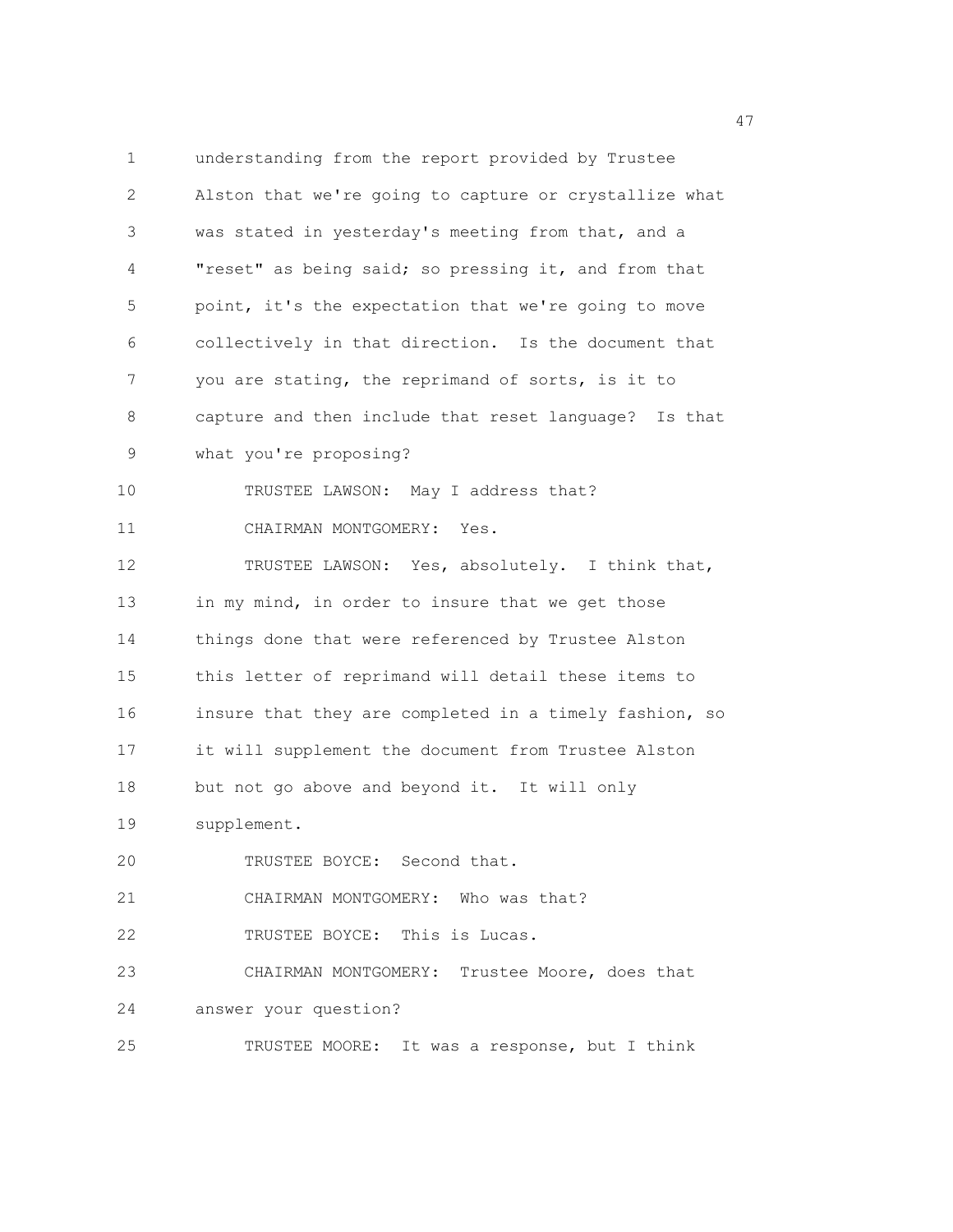understanding from the report provided by Trustee Alston that we're going to capture or crystallize what was stated in yesterday's meeting from that, and a "reset" as being said; so pressing it, and from that point, it's the expectation that we're going to move collectively in that direction. Is the document that you are stating, the reprimand of sorts, is it to capture and then include that reset language? Is that what you're proposing?

TRUSTEE LAWSON: May I address that?

CHAIRMAN MONTGOMERY: Yes.

TRUSTEE LAWSON: Yes, absolutely. I think that, in my mind, in order to insure that we get those things done that were referenced by Trustee Alston this letter of reprimand will detail these items to insure that they are completed in a timely fashion, so it will supplement the document from Trustee Alston but not go above and beyond it. It will only supplement.

TRUSTEE BOYCE: Second that.

CHAIRMAN MONTGOMERY: Who was that?

TRUSTEE BOYCE: This is Lucas.

CHAIRMAN MONTGOMERY: Trustee Moore, does that answer your question?

TRUSTEE MOORE: It was a response, but I think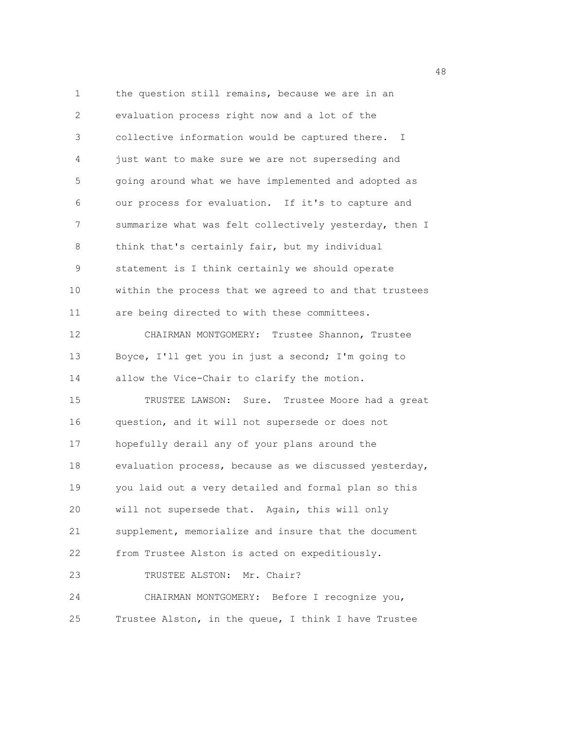the question still remains, because we are in an evaluation process right now and a lot of the collective information would be captured there. I just want to make sure we are not superseding and going around what we have implemented and adopted as our process for evaluation. If it's to capture and summarize what was felt collectively yesterday, then I think that's certainly fair, but my individual statement is I think certainly we should operate within the process that we agreed to and that trustees are being directed to with these committees.

CHAIRMAN MONTGOMERY: Trustee Shannon, Trustee Boyce, I'll get you in just a second; I'm going to allow the Vice-Chair to clarify the motion.

TRUSTEE LAWSON: Sure. Trustee Moore had a great question, and it will not supersede or does not hopefully derail any of your plans around the evaluation process, because as we discussed yesterday, you laid out a very detailed and formal plan so this will not supersede that. Again, this will only supplement, memorialize and insure that the document from Trustee Alston is acted on expeditiously.

TRUSTEE ALSTON: Mr. Chair?

CHAIRMAN MONTGOMERY: Before I recognize you, Trustee Alston, in the queue, I think I have Trustee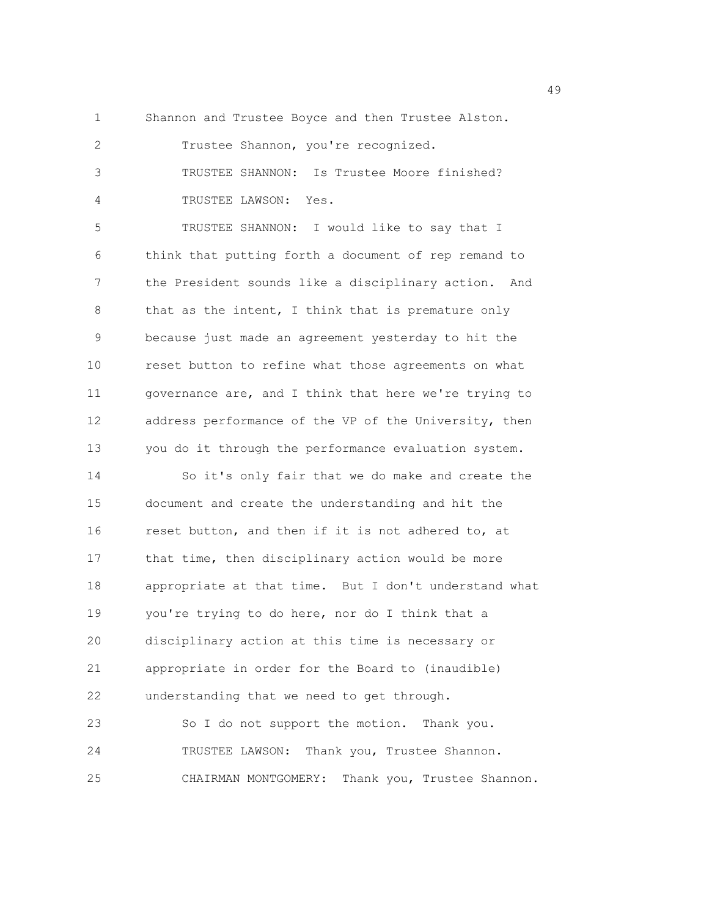Shannon and Trustee Boyce and then Trustee Alston.

Trustee Shannon, you're recognized.

TRUSTEE SHANNON: Is Trustee Moore finished?

TRUSTEE LAWSON: Yes.

TRUSTEE SHANNON: I would like to say that I think that putting forth a document of rep remand to the President sounds like a disciplinary action. And that as the intent, I think that is premature only because just made an agreement yesterday to hit the reset button to refine what those agreements on what governance are, and I think that here we're trying to address performance of the VP of the University, then you do it through the performance evaluation system.

So it's only fair that we do make and create the document and create the understanding and hit the reset button, and then if it is not adhered to, at that time, then disciplinary action would be more appropriate at that time. But I don't understand what you're trying to do here, nor do I think that a disciplinary action at this time is necessary or appropriate in order for the Board to (inaudible) understanding that we need to get through.

So I do not support the motion. Thank you.

TRUSTEE LAWSON: Thank you, Trustee Shannon.

CHAIRMAN MONTGOMERY: Thank you, Trustee Shannon.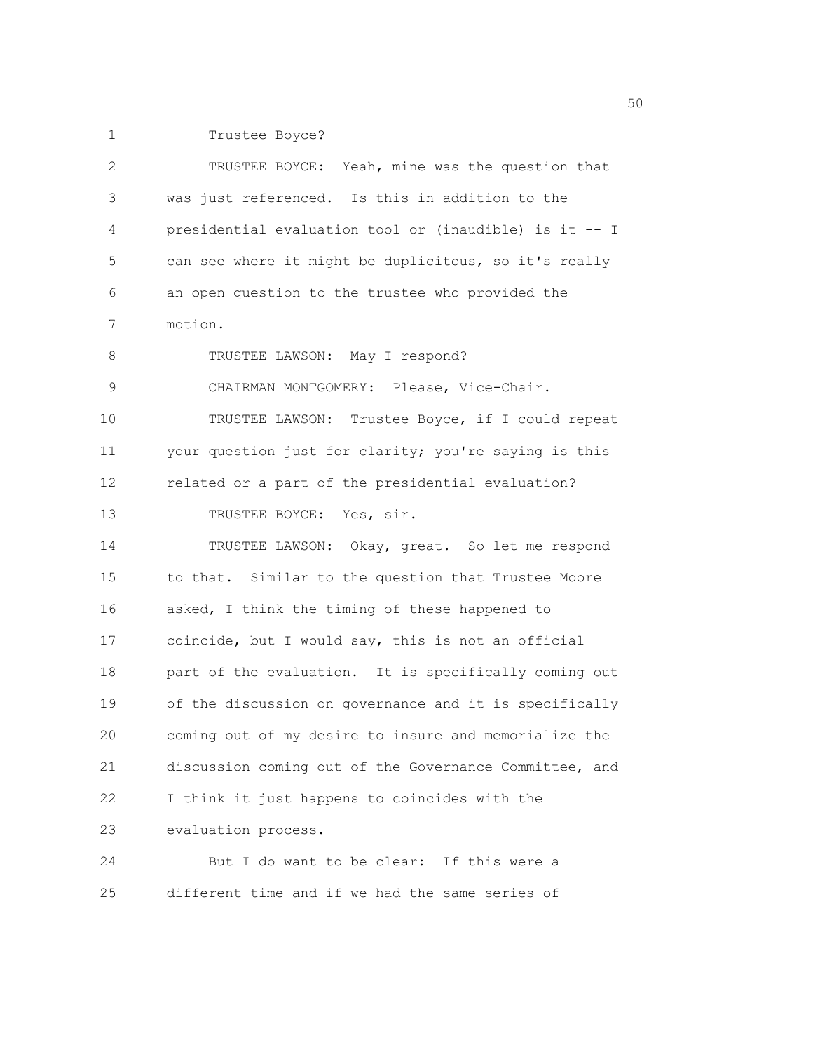Trustee Boyce?

TRUSTEE BOYCE: Yeah, mine was the question that was just referenced. Is this in addition to the presidential evaluation tool or (inaudible) is it -- I can see where it might be duplicitous, so it's really an open question to the trustee who provided the motion.

TRUSTEE LAWSON: May I respond?

CHAIRMAN MONTGOMERY: Please, Vice-Chair.

TRUSTEE LAWSON: Trustee Boyce, if I could repeat your question just for clarity; you're saying is this related or a part of the presidential evaluation?

TRUSTEE BOYCE: Yes, sir.

TRUSTEE LAWSON: Okay, great. So let me respond to that. Similar to the question that Trustee Moore asked, I think the timing of these happened to coincide, but I would say, this is not an official part of the evaluation. It is specifically coming out of the discussion on governance and it is specifically coming out of my desire to insure and memorialize the discussion coming out of the Governance Committee, and I think it just happens to coincides with the evaluation process.

But I do want to be clear: If this were a different time and if we had the same series of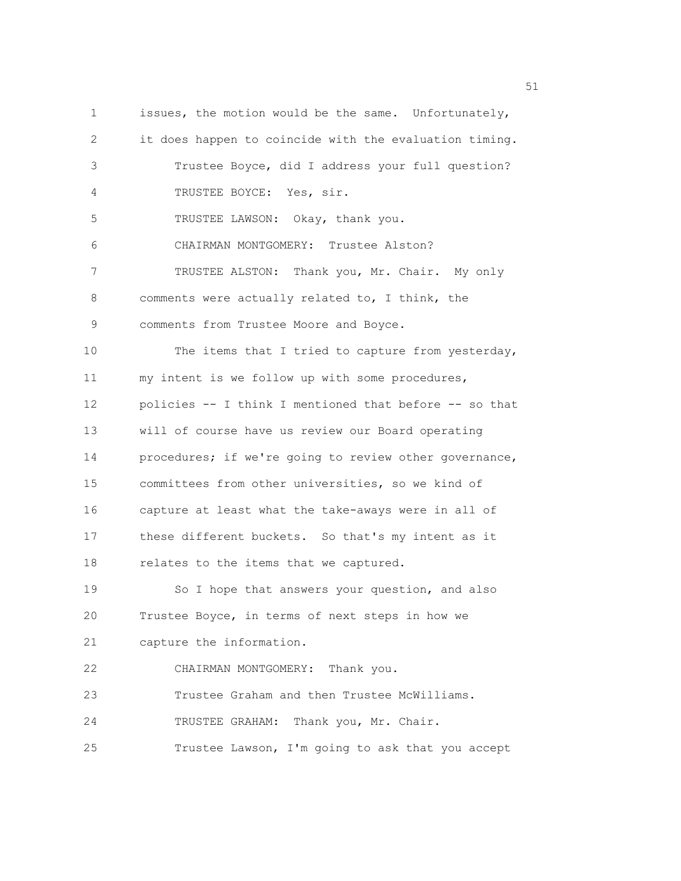issues, the motion would be the same. Unfortunately, it does happen to coincide with the evaluation timing.

Trustee Boyce, did I address your full question?

TRUSTEE BOYCE: Yes, sir.

TRUSTEE LAWSON: Okay, thank you.

CHAIRMAN MONTGOMERY: Trustee Alston?

TRUSTEE ALSTON: Thank you, Mr. Chair. My only comments were actually related to, I think, the comments from Trustee Moore and Boyce.

The items that I tried to capture from yesterday, my intent is we follow up with some procedures, policies -- I think I mentioned that before -- so that will of course have us review our Board operating procedures; if we're going to review other governance, committees from other universities, so we kind of capture at least what the take-aways were in all of these different buckets. So that's my intent as it relates to the items that we captured.

So I hope that answers your question, and also Trustee Boyce, in terms of next steps in how we capture the information.

CHAIRMAN MONTGOMERY: Thank you.

Trustee Graham and then Trustee McWilliams.

TRUSTEE GRAHAM: Thank you, Mr. Chair.

Trustee Lawson, I'm going to ask that you accept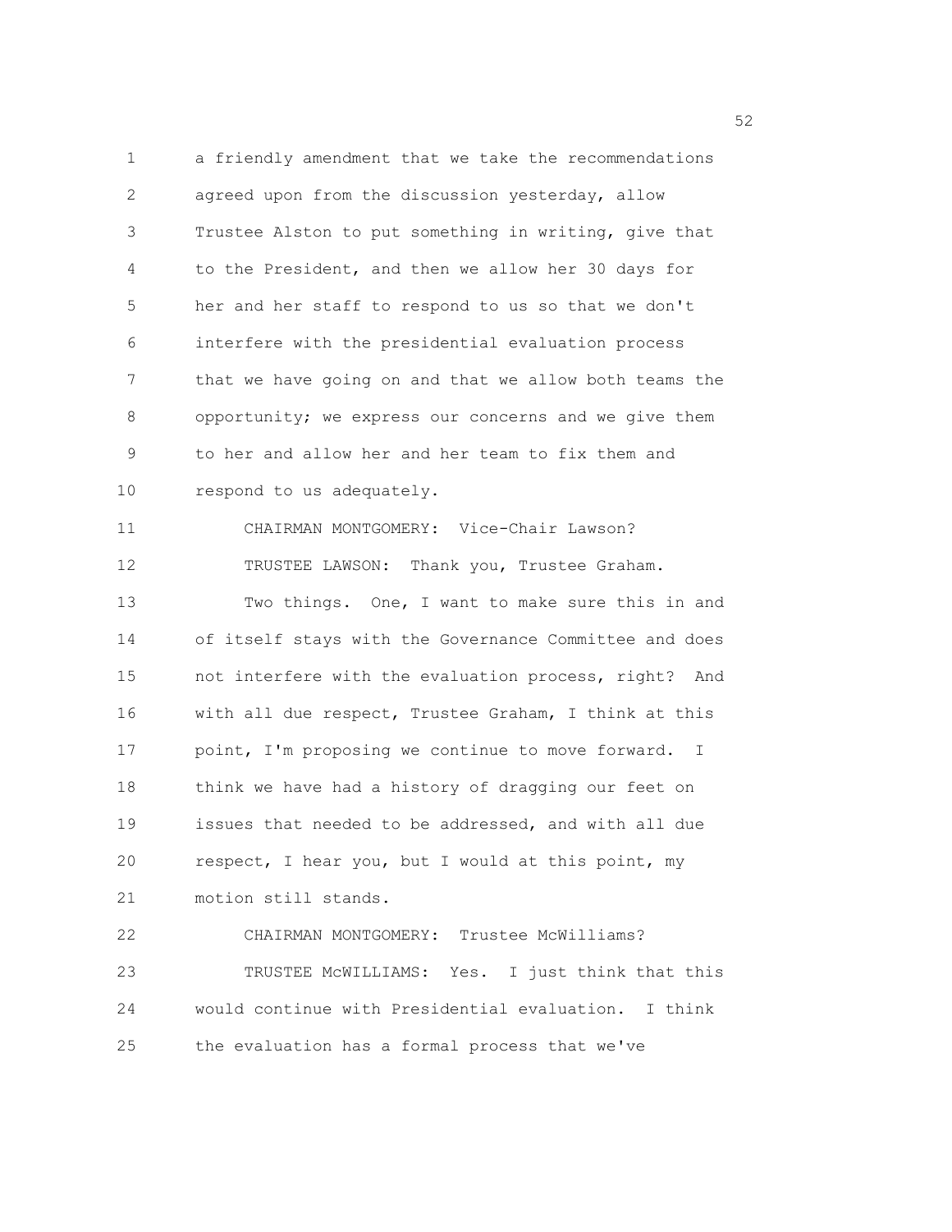a friendly amendment that we take the recommendations agreed upon from the discussion yesterday, allow Trustee Alston to put something in writing, give that to the President, and then we allow her 30 days for her and her staff to respond to us so that we don't interfere with the presidential evaluation process that we have going on and that we allow both teams the opportunity; we express our concerns and we give them to her and allow her and her team to fix them and respond to us adequately.

CHAIRMAN MONTGOMERY: Vice-Chair Lawson?

TRUSTEE LAWSON: Thank you, Trustee Graham.

Two things. One, I want to make sure this in and of itself stays with the Governance Committee and does not interfere with the evaluation process, right? And with all due respect, Trustee Graham, I think at this point, I'm proposing we continue to move forward. I think we have had a history of dragging our feet on issues that needed to be addressed, and with all due respect, I hear you, but I would at this point, my motion still stands.

CHAIRMAN MONTGOMERY: Trustee McWilliams?

TRUSTEE McWILLIAMS: Yes. I just think that this would continue with Presidential evaluation. I think the evaluation has a formal process that we've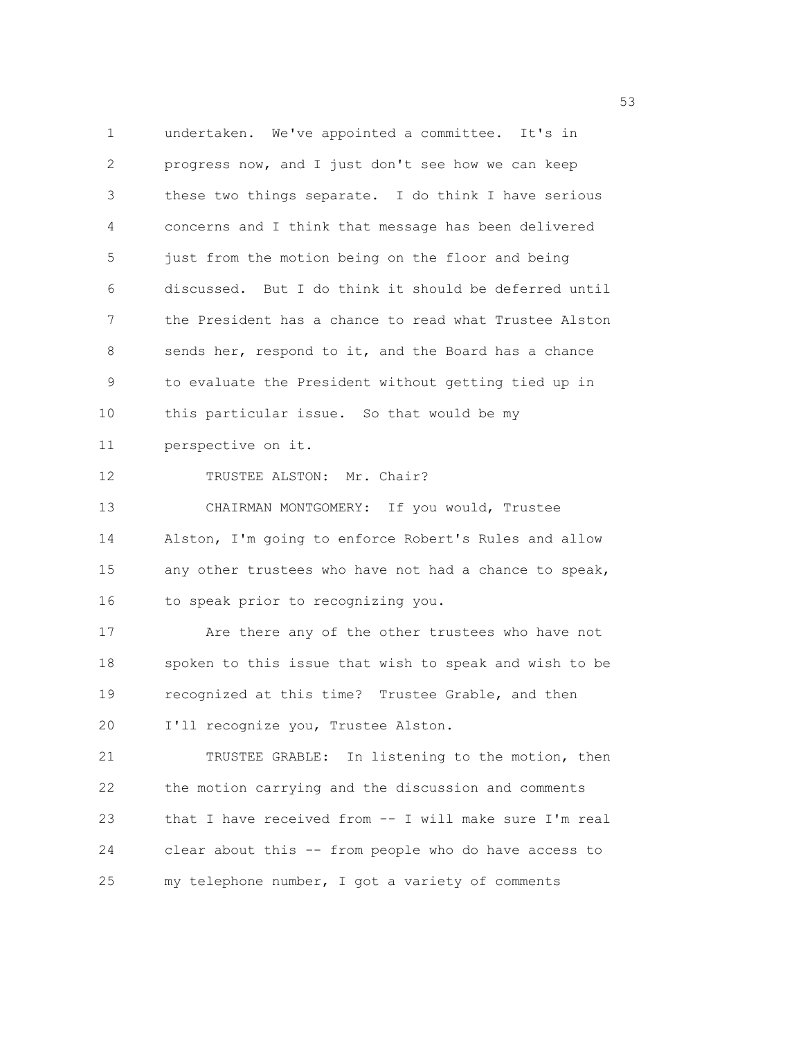undertaken. We've appointed a committee. It's in progress now, and I just don't see how we can keep these two things separate. I do think I have serious concerns and I think that message has been delivered just from the motion being on the floor and being discussed. But I do think it should be deferred until the President has a chance to read what Trustee Alston sends her, respond to it, and the Board has a chance to evaluate the President without getting tied up in this particular issue. So that would be my perspective on it.

TRUSTEE ALSTON: Mr. Chair?

CHAIRMAN MONTGOMERY: If you would, Trustee Alston, I'm going to enforce Robert's Rules and allow any other trustees who have not had a chance to speak, to speak prior to recognizing you.

Are there any of the other trustees who have not spoken to this issue that wish to speak and wish to be recognized at this time? Trustee Grable, and then I'll recognize you, Trustee Alston.

TRUSTEE GRABLE: In listening to the motion, then the motion carrying and the discussion and comments that I have received from -- I will make sure I'm real clear about this -- from people who do have access to my telephone number, I got a variety of comments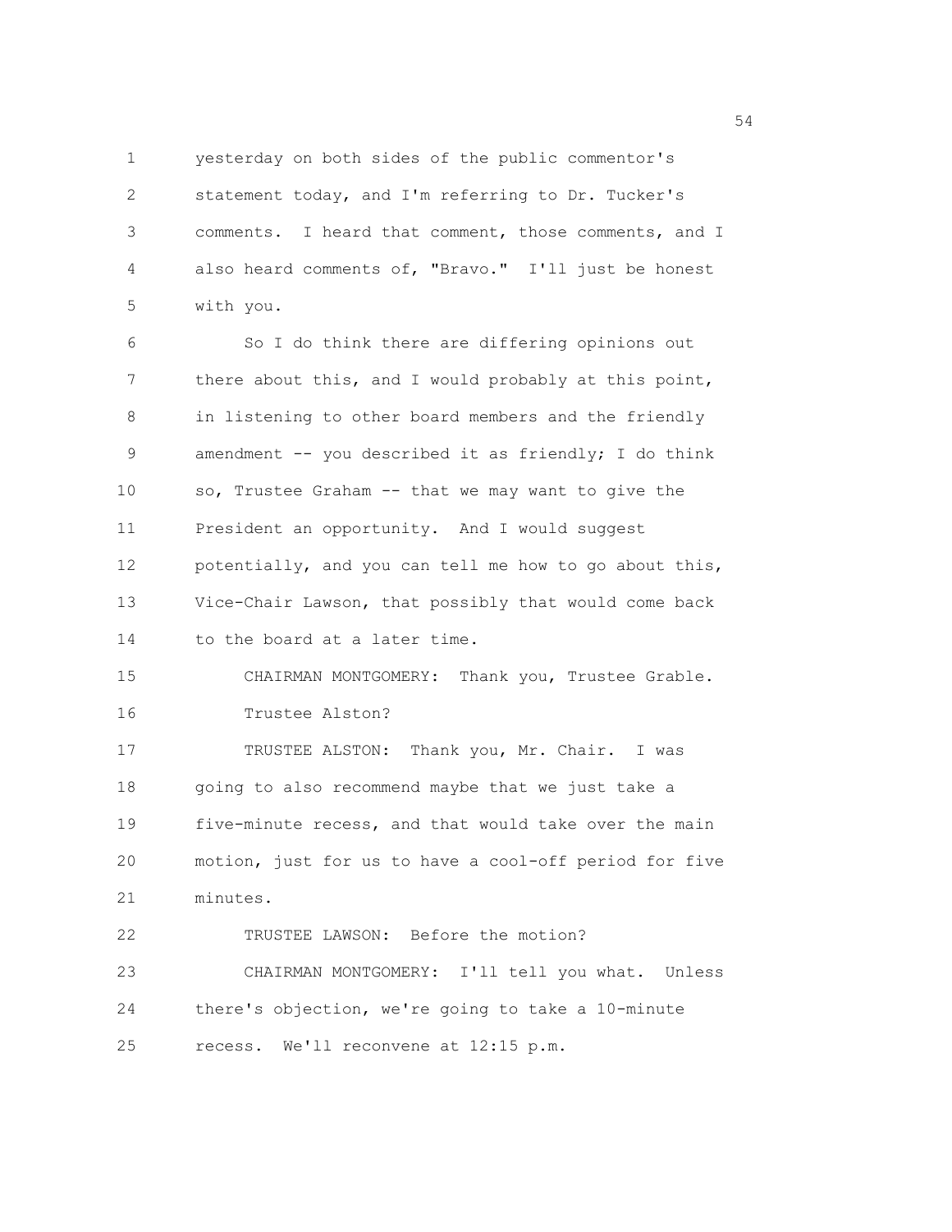yesterday on both sides of the public commentor's statement today, and I'm referring to Dr. Tucker's comments. I heard that comment, those comments, and I also heard comments of, "Bravo." I'll just be honest with you.

So I do think there are differing opinions out there about this, and I would probably at this point, in listening to other board members and the friendly amendment -- you described it as friendly; I do think so, Trustee Graham -- that we may want to give the President an opportunity. And I would suggest potentially, and you can tell me how to go about this, Vice-Chair Lawson, that possibly that would come back to the board at a later time.

CHAIRMAN MONTGOMERY: Thank you, Trustee Grable. Trustee Alston?

TRUSTEE ALSTON: Thank you, Mr. Chair. I was going to also recommend maybe that we just take a five-minute recess, and that would take over the main motion, just for us to have a cool-off period for five minutes.

TRUSTEE LAWSON: Before the motion?

CHAIRMAN MONTGOMERY: I'll tell you what. Unless there's objection, we're going to take a 10-minute recess. We'll reconvene at 12:15 p.m.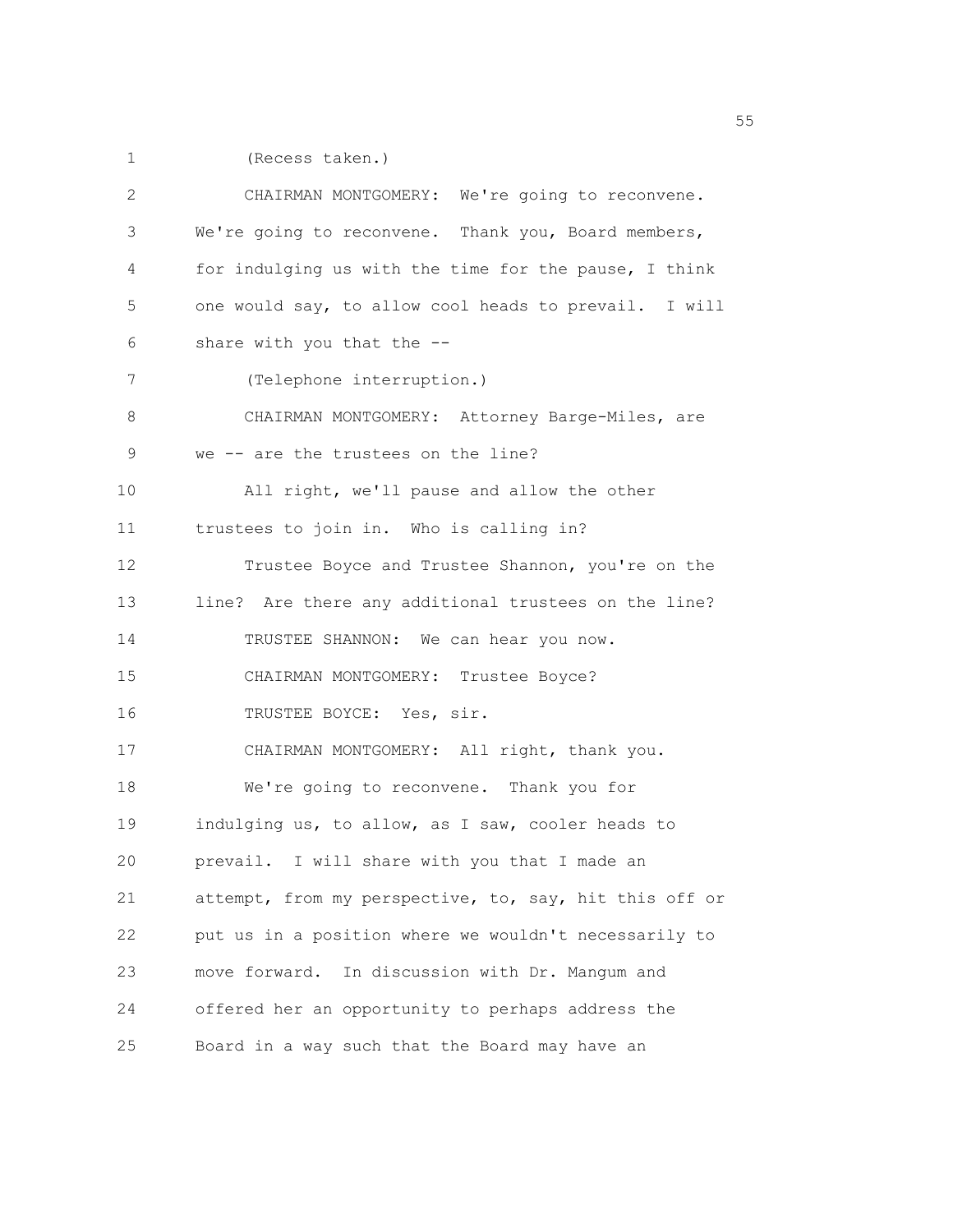1 (Recess taken.)

2 CHAIRMAN MONTGOMERY: We're going to reconvene.

3 We're going to reconvene. Thank you, Board members,

4 for indulging us with the time for the pause, I think

5 one would say, to allow cool heads to prevail. I will

6 share with you that the --

7 (Telephone interruption.)

8 CHAIRMAN MONTGOMERY: Attorney Barge-Miles, are

9 we -- are the trustees on the line?

10 All right, we'll pause and allow the other

11 trustees to join in. Who is calling in?

12 Trustee Boyce and Trustee Shannon, you're on the

13 line? Are there any additional trustees on the line?

14 TRUSTEE SHANNON: We can hear you now.

15 CHAIRMAN MONTGOMERY: Trustee Boyce?

16 TRUSTEE BOYCE: Yes, sir.

17 CHAIRMAN MONTGOMERY: All right, thank you.

18 We're going to reconvene. Thank you for

19 indulging us, to allow, as I saw, cooler heads to

20 prevail. I will share with you that I made an

21 attempt, from my perspective, to, say, hit this off or

22 put us in a position where we wouldn't necessarily to

23 move forward. In discussion with Dr. Mangum and

24 offered her an opportunity to perhaps address the

25 Board in a way such that the Board may have an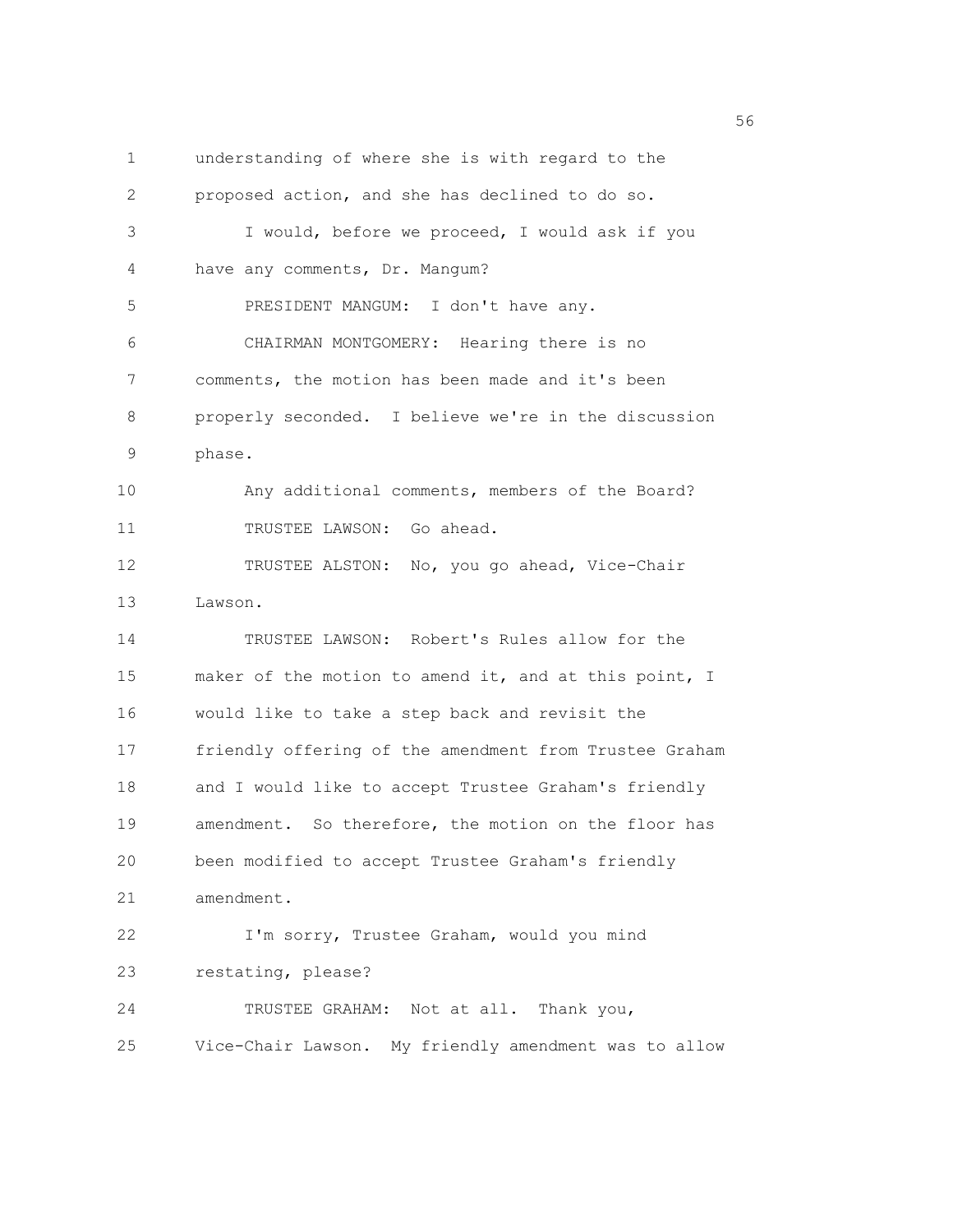understanding of where she is with regard to the proposed action, and she has declined to do so.

I would, before we proceed, I would ask if you have any comments, Dr. Mangum?

PRESIDENT MANGUM: I don't have any.

CHAIRMAN MONTGOMERY: Hearing there is no comments, the motion has been made and it's been properly seconded. I believe we're in the discussion phase.

Any additional comments, members of the Board?

TRUSTEE LAWSON: Go ahead.

TRUSTEE ALSTON: No, you go ahead, Vice-Chair Lawson.

TRUSTEE LAWSON: Robert's Rules allow for the maker of the motion to amend it, and at this point, I would like to take a step back and revisit the friendly offering of the amendment from Trustee Graham and I would like to accept Trustee Graham's friendly amendment. So therefore, the motion on the floor has been modified to accept Trustee Graham's friendly amendment.

I'm sorry, Trustee Graham, would you mind restating, please?

TRUSTEE GRAHAM: Not at all. Thank you, Vice-Chair Lawson. My friendly amendment was to allow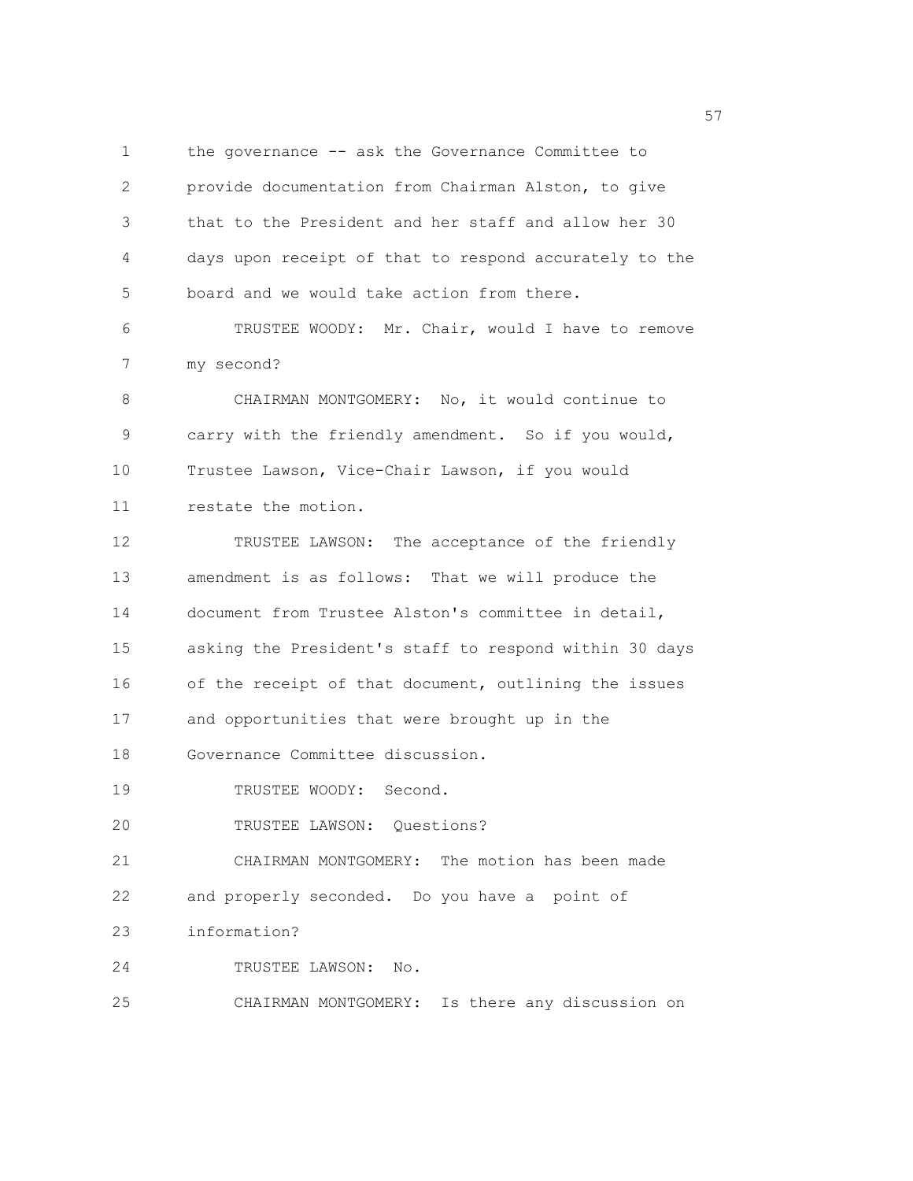the governance -- ask the Governance Committee to provide documentation from Chairman Alston, to give that to the President and her staff and allow her 30 days upon receipt of that to respond accurately to the board and we would take action from there.

TRUSTEE WOODY: Mr. Chair, would I have to remove my second?

CHAIRMAN MONTGOMERY: No, it would continue to carry with the friendly amendment. So if you would, Trustee Lawson, Vice-Chair Lawson, if you would restate the motion.

TRUSTEE LAWSON: The acceptance of the friendly amendment is as follows: That we will produce the document from Trustee Alston's committee in detail, asking the President's staff to respond within 30 days of the receipt of that document, outlining the issues and opportunities that were brought up in the Governance Committee discussion.

TRUSTEE WOODY: Second.

TRUSTEE LAWSON: Questions?

CHAIRMAN MONTGOMERY: The motion has been made and properly seconded. Do you have a point of information?

TRUSTEE LAWSON: No.

CHAIRMAN MONTGOMERY: Is there any discussion on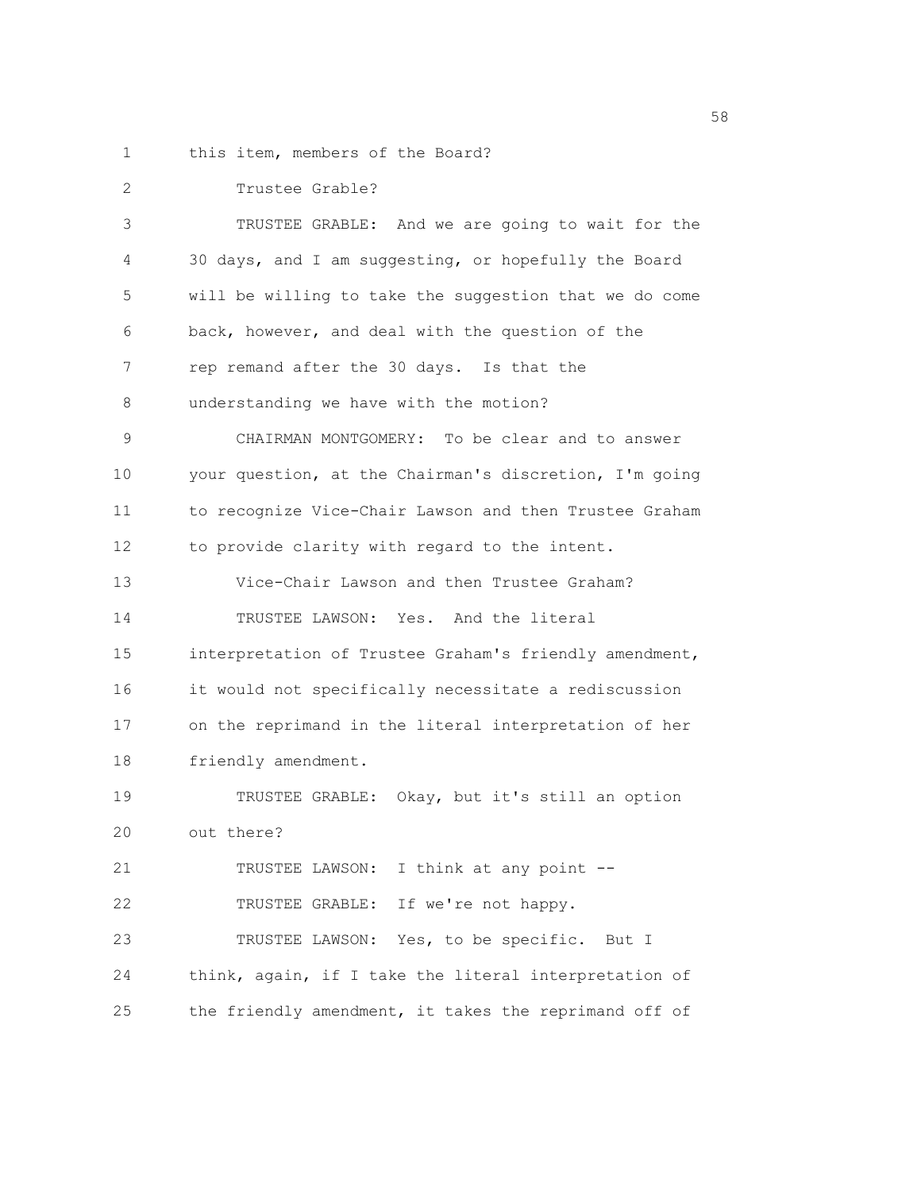this item, members of the Board?

Trustee Grable?

TRUSTEE GRABLE: And we are going to wait for the 30 days, and I am suggesting, or hopefully the Board will be willing to take the suggestion that we do come back, however, and deal with the question of the rep remand after the 30 days. Is that the understanding we have with the motion?

CHAIRMAN MONTGOMERY: To be clear and to answer your question, at the Chairman's discretion, I'm going to recognize Vice-Chair Lawson and then Trustee Graham to provide clarity with regard to the intent.

Vice-Chair Lawson and then Trustee Graham?

TRUSTEE LAWSON: Yes. And the literal interpretation of Trustee Graham's friendly amendment, it would not specifically necessitate a rediscussion on the reprimand in the literal interpretation of her friendly amendment.

TRUSTEE GRABLE: Okay, but it's still an option out there?

TRUSTEE LAWSON: I think at any point --

TRUSTEE GRABLE: If we're not happy.

TRUSTEE LAWSON: Yes, to be specific. But I think, again, if I take the literal interpretation of the friendly amendment, it takes the reprimand off of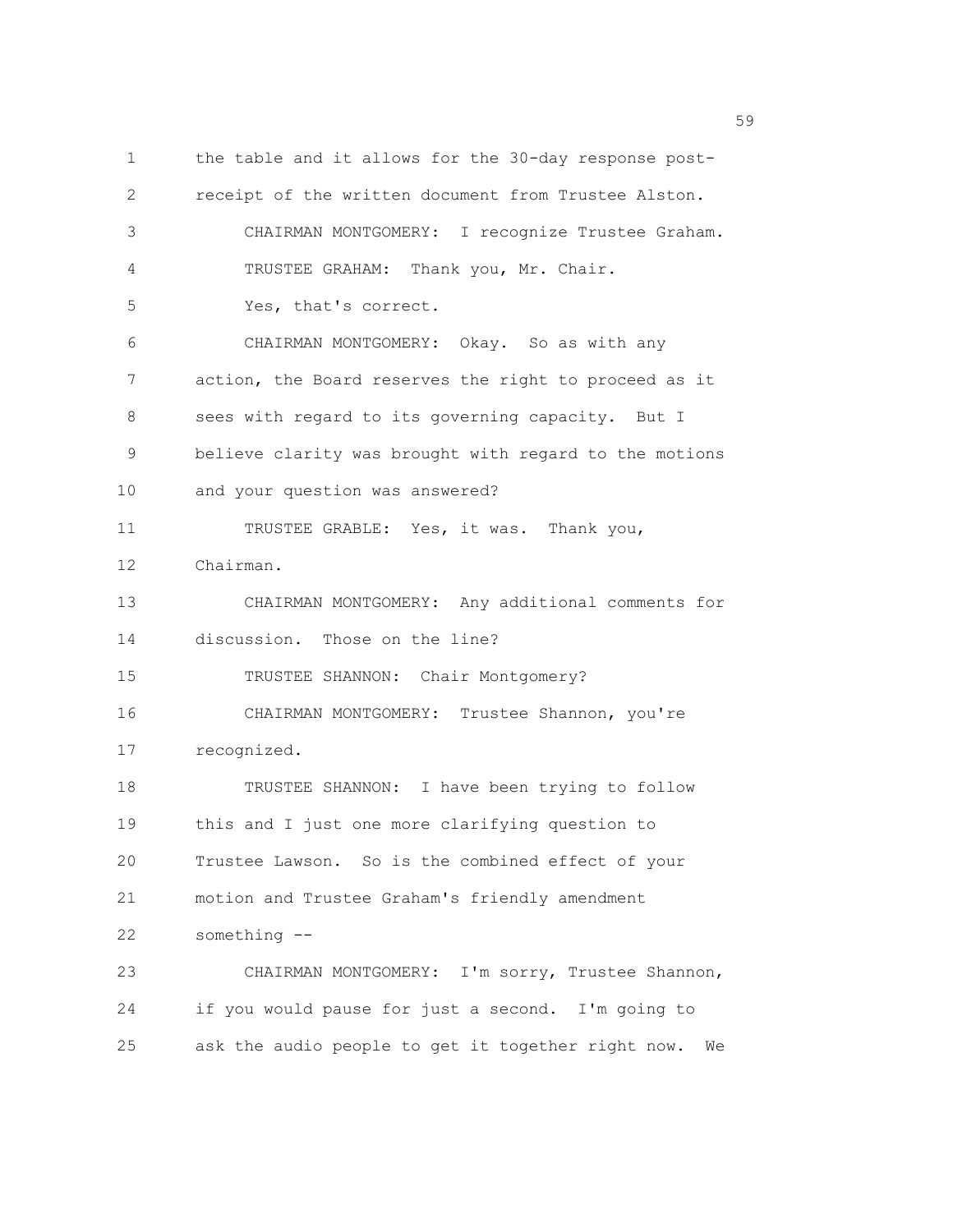the table and it allows for the 30-day response post-receipt of the written document from Trustee Alston.

CHAIRMAN MONTGOMERY: I recognize Trustee Graham.

TRUSTEE GRAHAM: Thank you, Mr. Chair.

Yes, that's correct.

CHAIRMAN MONTGOMERY: Okay. So as with any action, the Board reserves the right to proceed as it sees with regard to its governing capacity. But I believe clarity was brought with regard to the motions and your question was answered?

TRUSTEE GRABLE: Yes, it was. Thank you, Chairman.

CHAIRMAN MONTGOMERY: Any additional comments for discussion. Those on the line?

TRUSTEE SHANNON: Chair Montgomery?

CHAIRMAN MONTGOMERY: Trustee Shannon, you're recognized.

TRUSTEE SHANNON: I have been trying to follow this and I just one more clarifying question to Trustee Lawson. So is the combined effect of your motion and Trustee Graham's friendly amendment something --

CHAIRMAN MONTGOMERY: I'm sorry, Trustee Shannon, if you would pause for just a second. I'm going to ask the audio people to get it together right now. We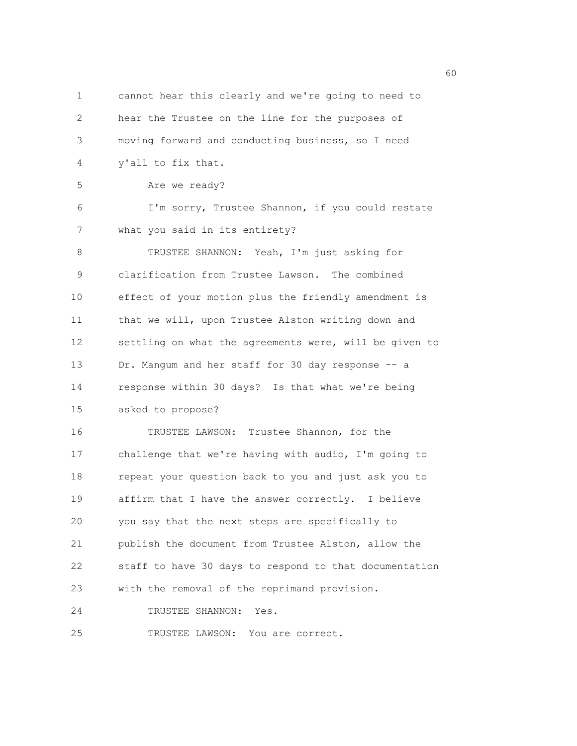cannot hear this clearly and we're going to need to hear the Trustee on the line for the purposes of moving forward and conducting business, so I need y'all to fix that.

Are we ready?

I'm sorry, Trustee Shannon, if you could restate what you said in its entirety?

TRUSTEE SHANNON: Yeah, I'm just asking for clarification from Trustee Lawson. The combined effect of your motion plus the friendly amendment is that we will, upon Trustee Alston writing down and settling on what the agreements were, will be given to Dr. Mangum and her staff for 30 day response -- a response within 30 days? Is that what we're being asked to propose?

TRUSTEE LAWSON: Trustee Shannon, for the challenge that we're having with audio, I'm going to repeat your question back to you and just ask you to affirm that I have the answer correctly. I believe you say that the next steps are specifically to publish the document from Trustee Alston, allow the staff to have 30 days to respond to that documentation with the removal of the reprimand provision.

TRUSTEE SHANNON: Yes.

TRUSTEE LAWSON: You are correct.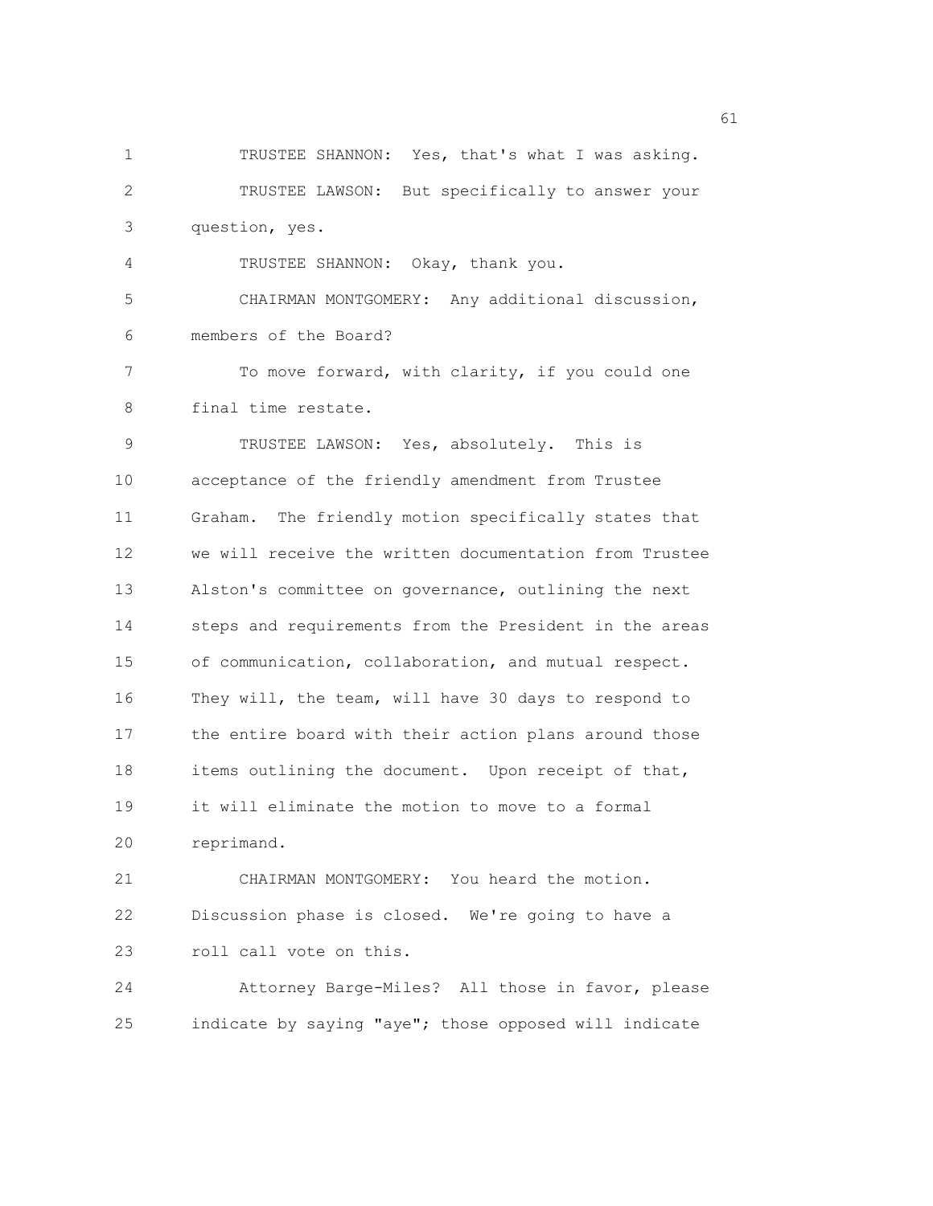TRUSTEE SHANNON: Yes, that's what I was asking.

TRUSTEE LAWSON: But specifically to answer your question, yes.

TRUSTEE SHANNON: Okay, thank you.

CHAIRMAN MONTGOMERY: Any additional discussion, members of the Board?

To move forward, with clarity, if you could one final time restate.

TRUSTEE LAWSON: Yes, absolutely. This is acceptance of the friendly amendment from Trustee Graham. The friendly motion specifically states that we will receive the written documentation from Trustee Alston's committee on governance, outlining the next steps and requirements from the President in the areas of communication, collaboration, and mutual respect. They will, the team, will have 30 days to respond to the entire board with their action plans around those items outlining the document. Upon receipt of that, it will eliminate the motion to move to a formal reprimand.

CHAIRMAN MONTGOMERY: You heard the motion. Discussion phase is closed. We're going to have a roll call vote on this.

Attorney Barge-Miles? All those in favor, please indicate by saying "aye"; those opposed will indicate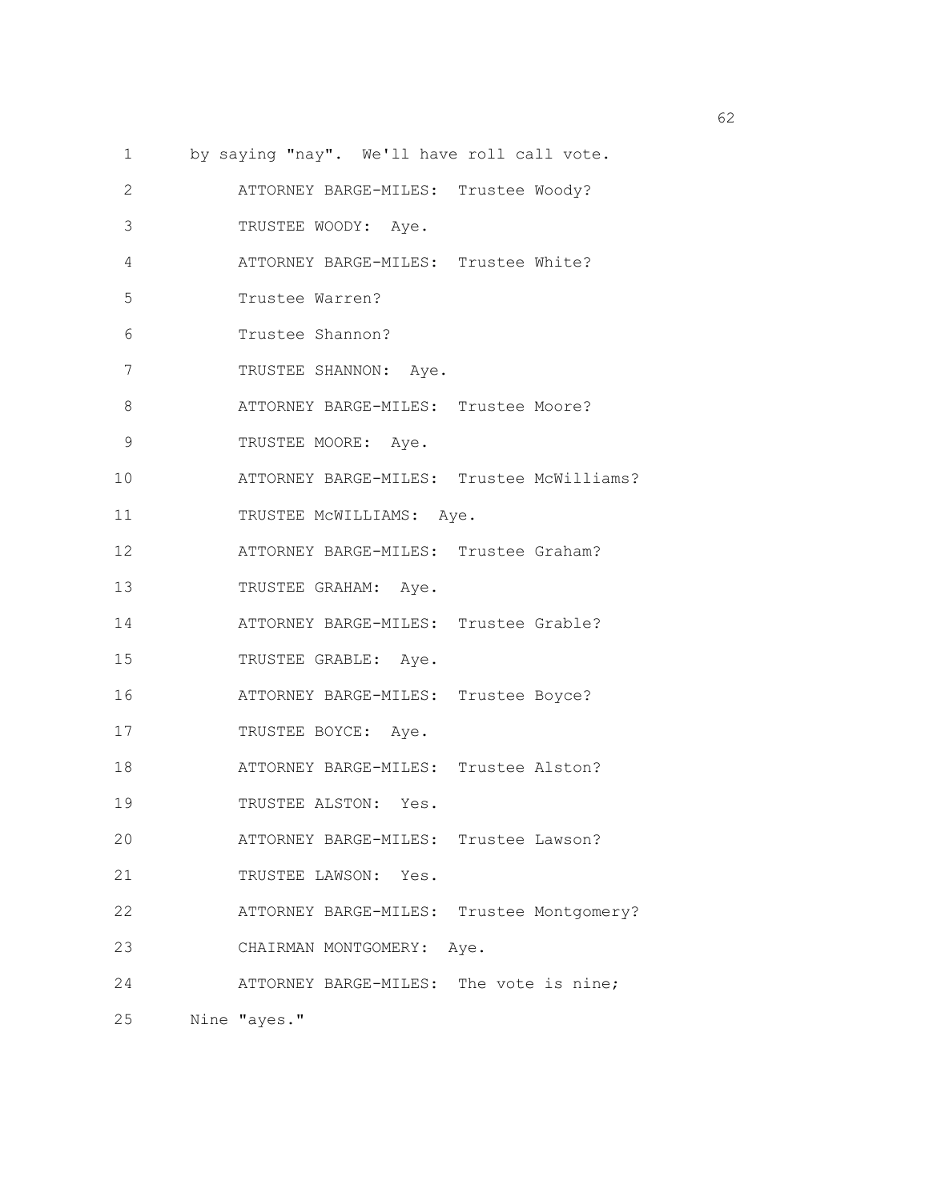by saying "nay". We'll have roll call vote.

ATTORNEY BARGE-MILES: Trustee Woody?

TRUSTEE WOODY: Aye.

ATTORNEY BARGE-MILES: Trustee White?

Trustee Warren?

Trustee Shannon?

TRUSTEE SHANNON: Aye.

ATTORNEY BARGE-MILES: Trustee Moore?

TRUSTEE MOORE: Aye.

ATTORNEY BARGE-MILES: Trustee McWilliams?

TRUSTEE McWILLIAMS: Aye.

ATTORNEY BARGE-MILES: Trustee Graham?

TRUSTEE GRAHAM: Aye.

ATTORNEY BARGE-MILES: Trustee Grable?

TRUSTEE GRABLE: Aye.

ATTORNEY BARGE-MILES: Trustee Boyce?

TRUSTEE BOYCE: Aye.

ATTORNEY BARGE-MILES: Trustee Alston?

TRUSTEE ALSTON: Yes.

ATTORNEY BARGE-MILES: Trustee Lawson?

TRUSTEE LAWSON: Yes.

ATTORNEY BARGE-MILES: Trustee Montgomery?

CHAIRMAN MONTGOMERY: Aye.

ATTORNEY BARGE-MILES: The vote is nine;

Nine "ayes."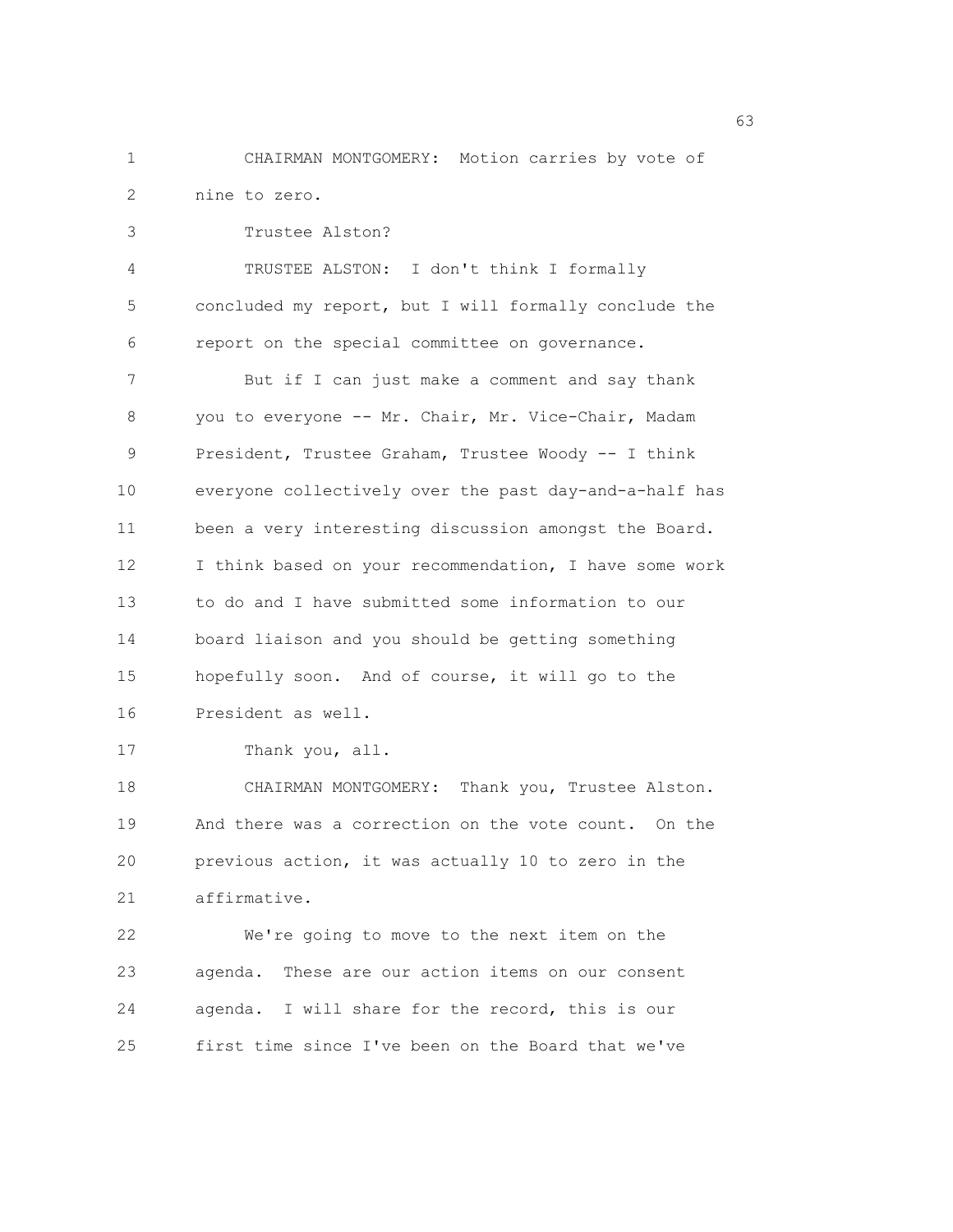CHAIRMAN MONTGOMERY: Motion carries by vote of nine to zero.

Trustee Alston?

TRUSTEE ALSTON: I don't think I formally concluded my report, but I will formally conclude the report on the special committee on governance.

But if I can just make a comment and say thank you to everyone -- Mr. Chair, Mr. Vice-Chair, Madam President, Trustee Graham, Trustee Woody -- I think everyone collectively over the past day-and-a-half has been a very interesting discussion amongst the Board. I think based on your recommendation, I have some work to do and I have submitted some information to our board liaison and you should be getting something hopefully soon. And of course, it will go to the President as well.

Thank you, all.

CHAIRMAN MONTGOMERY: Thank you, Trustee Alston. And there was a correction on the vote count. On the previous action, it was actually 10 to zero in the affirmative.

We're going to move to the next item on the agenda. These are our action items on our consent agenda. I will share for the record, this is our first time since I've been on the Board that we've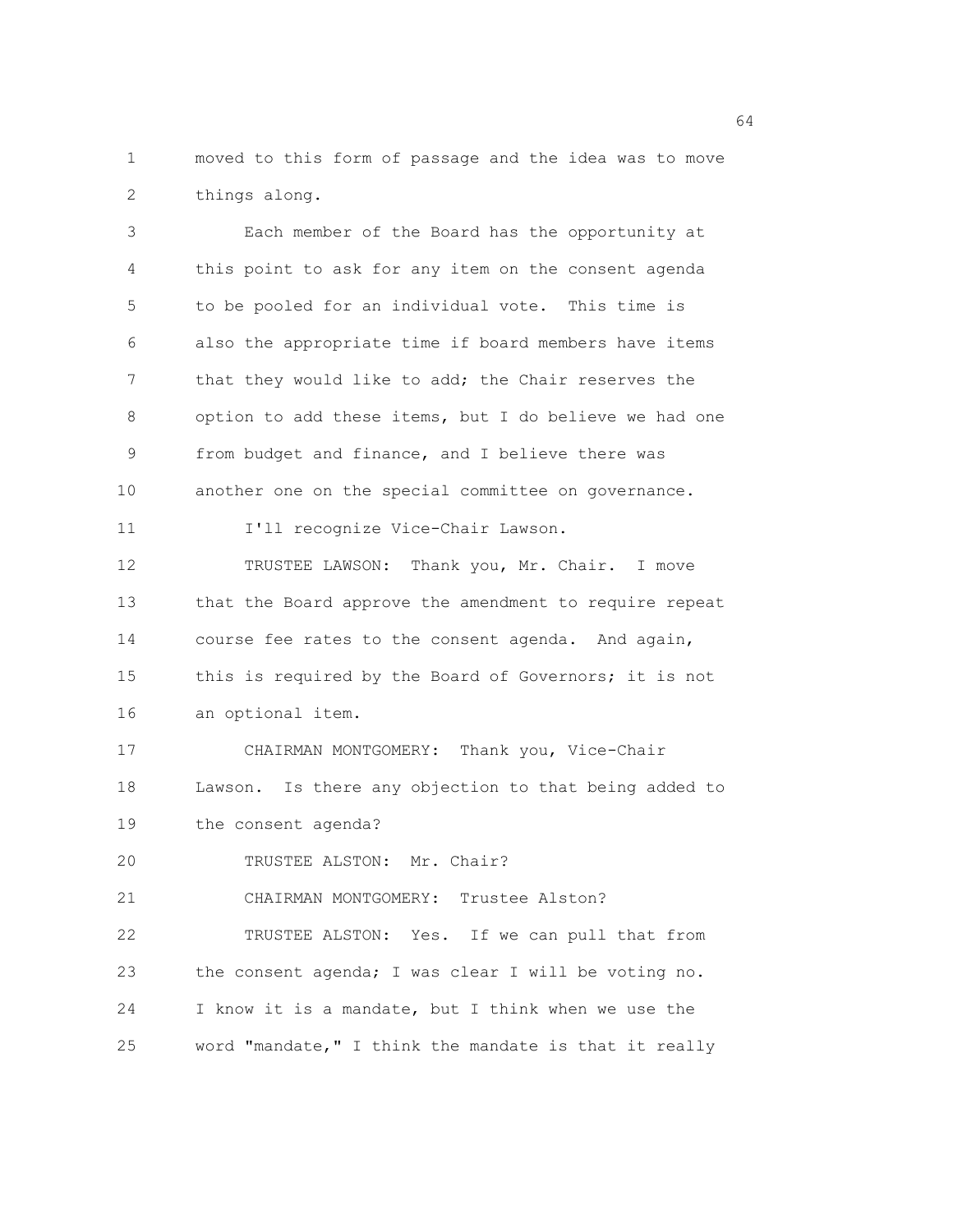moved to this form of passage and the idea was to move things along.

Each member of the Board has the opportunity at this point to ask for any item on the consent agenda to be pooled for an individual vote. This time is also the appropriate time if board members have items that they would like to add; the Chair reserves the option to add these items, but I do believe we had one from budget and finance, and I believe there was another one on the special committee on governance.

I'll recognize Vice-Chair Lawson.

TRUSTEE LAWSON: Thank you, Mr. Chair. I move that the Board approve the amendment to require repeat course fee rates to the consent agenda. And again, this is required by the Board of Governors; it is not an optional item.

CHAIRMAN MONTGOMERY: Thank you, Vice-Chair Lawson. Is there any objection to that being added to the consent agenda?

TRUSTEE ALSTON: Mr. Chair?

CHAIRMAN MONTGOMERY: Trustee Alston?

TRUSTEE ALSTON: Yes. If we can pull that from the consent agenda; I was clear I will be voting no. I know it is a mandate, but I think when we use the word "mandate," I think the mandate is that it really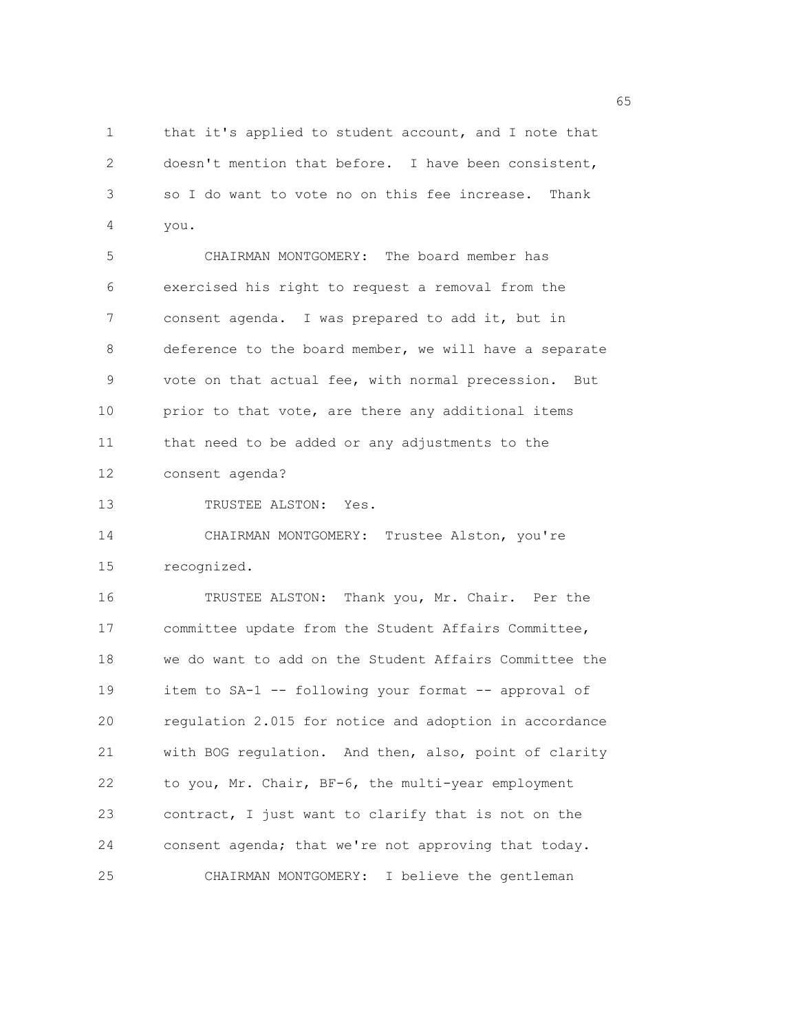that it's applied to student account, and I note that doesn't mention that before. I have been consistent, so I do want to vote no on this fee increase. Thank you.

CHAIRMAN MONTGOMERY: The board member has exercised his right to request a removal from the consent agenda. I was prepared to add it, but in deference to the board member, we will have a separate vote on that actual fee, with normal precession. But prior to that vote, are there any additional items that need to be added or any adjustments to the consent agenda?

TRUSTEE ALSTON: Yes.

CHAIRMAN MONTGOMERY: Trustee Alston, you're recognized.

TRUSTEE ALSTON: Thank you, Mr. Chair. Per the committee update from the Student Affairs Committee, we do want to add on the Student Affairs Committee the item to SA-1 -- following your format -- approval of regulation 2.015 for notice and adoption in accordance with BOG regulation. And then, also, point of clarity to you, Mr. Chair, BF-6, the multi-year employment contract, I just want to clarify that is not on the consent agenda; that we're not approving that today.

CHAIRMAN MONTGOMERY: I believe the gentleman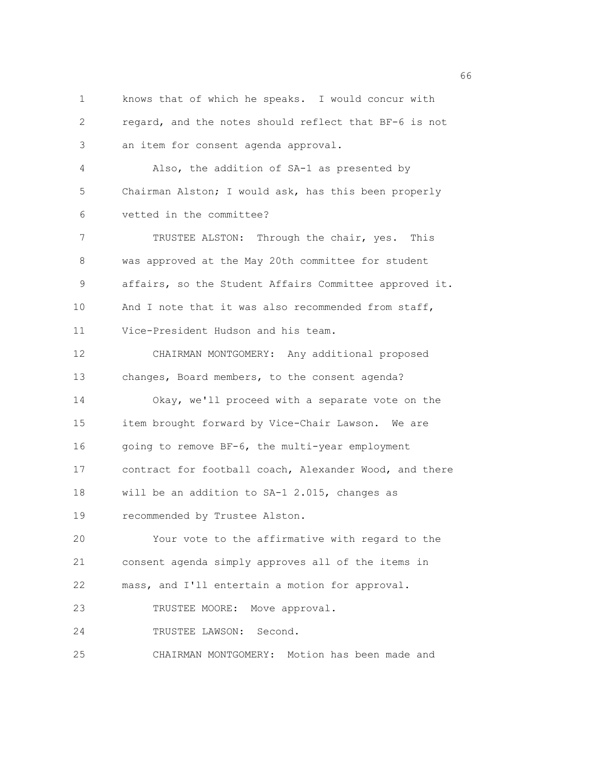knows that of which he speaks. I would concur with regard, and the notes should reflect that BF-6 is not an item for consent agenda approval.

Also, the addition of SA-1 as presented by Chairman Alston; I would ask, has this been properly vetted in the committee?

TRUSTEE ALSTON: Through the chair, yes. This was approved at the May 20th committee for student affairs, so the Student Affairs Committee approved it. And I note that it was also recommended from staff, Vice-President Hudson and his team.

CHAIRMAN MONTGOMERY: Any additional proposed changes, Board members, to the consent agenda?

Okay, we'll proceed with a separate vote on the item brought forward by Vice-Chair Lawson. We are going to remove BF-6, the multi-year employment contract for football coach, Alexander Wood, and there will be an addition to SA-1 2.015, changes as recommended by Trustee Alston.

Your vote to the affirmative with regard to the consent agenda simply approves all of the items in mass, and I'll entertain a motion for approval.

TRUSTEE MOORE: Move approval.

TRUSTEE LAWSON: Second.

CHAIRMAN MONTGOMERY: Motion has been made and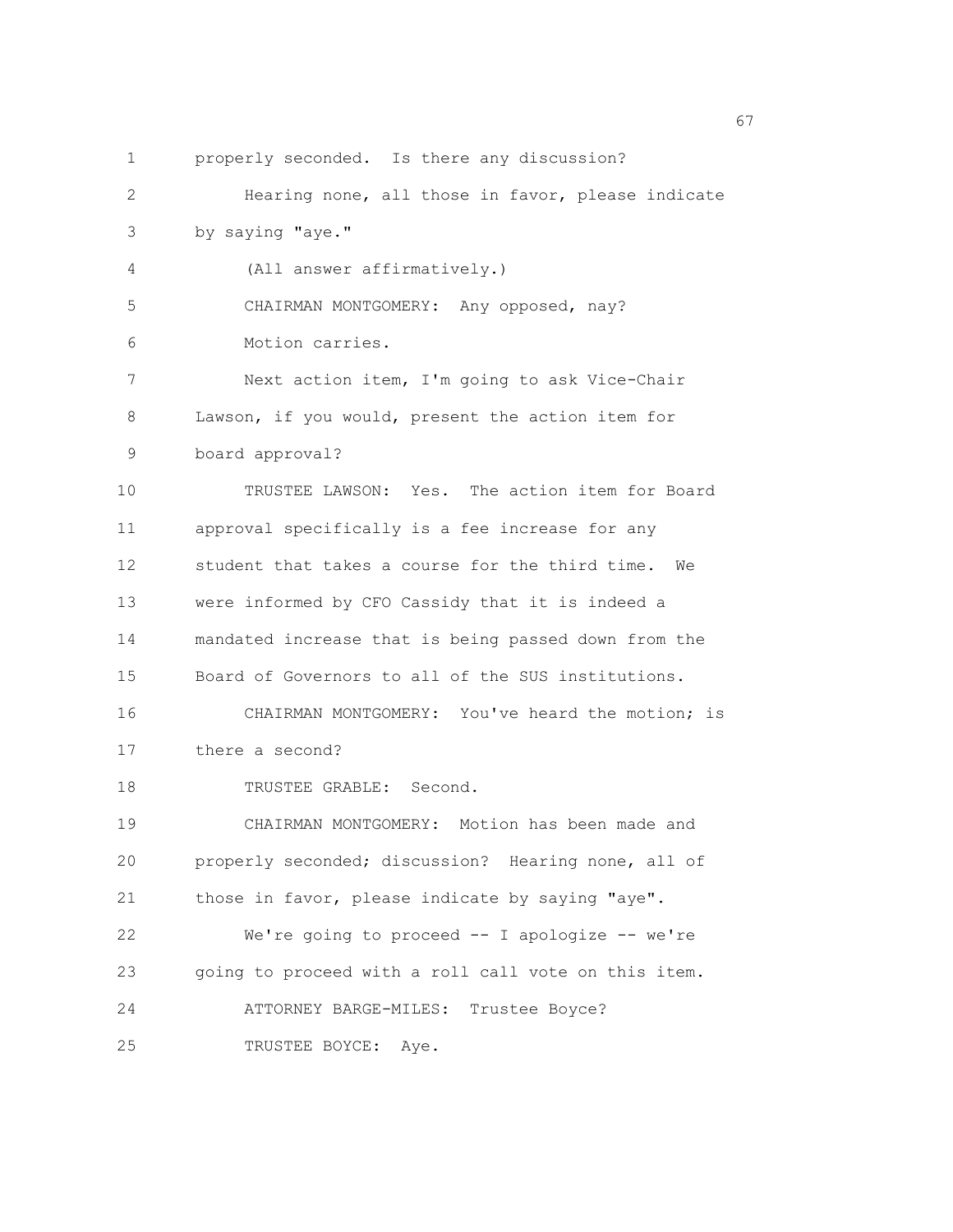properly seconded. Is there any discussion?

Hearing none, all those in favor, please indicate by saying "aye."

(All answer affirmatively.)

CHAIRMAN MONTGOMERY: Any opposed, nay?

Motion carries.

Next action item, I'm going to ask Vice-Chair Lawson, if you would, present the action item for board approval?

TRUSTEE LAWSON: Yes. The action item for Board approval specifically is a fee increase for any student that takes a course for the third time. We were informed by CFO Cassidy that it is indeed a mandated increase that is being passed down from the Board of Governors to all of the SUS institutions.

CHAIRMAN MONTGOMERY: You've heard the motion; is there a second?

TRUSTEE GRABLE: Second.

CHAIRMAN MONTGOMERY: Motion has been made and properly seconded; discussion? Hearing none, all of those in favor, please indicate by saying "aye".

We're going to proceed -- I apologize -- we're going to proceed with a roll call vote on this item.

ATTORNEY BARGE-MILES: Trustee Boyce?

TRUSTEE BOYCE: Aye.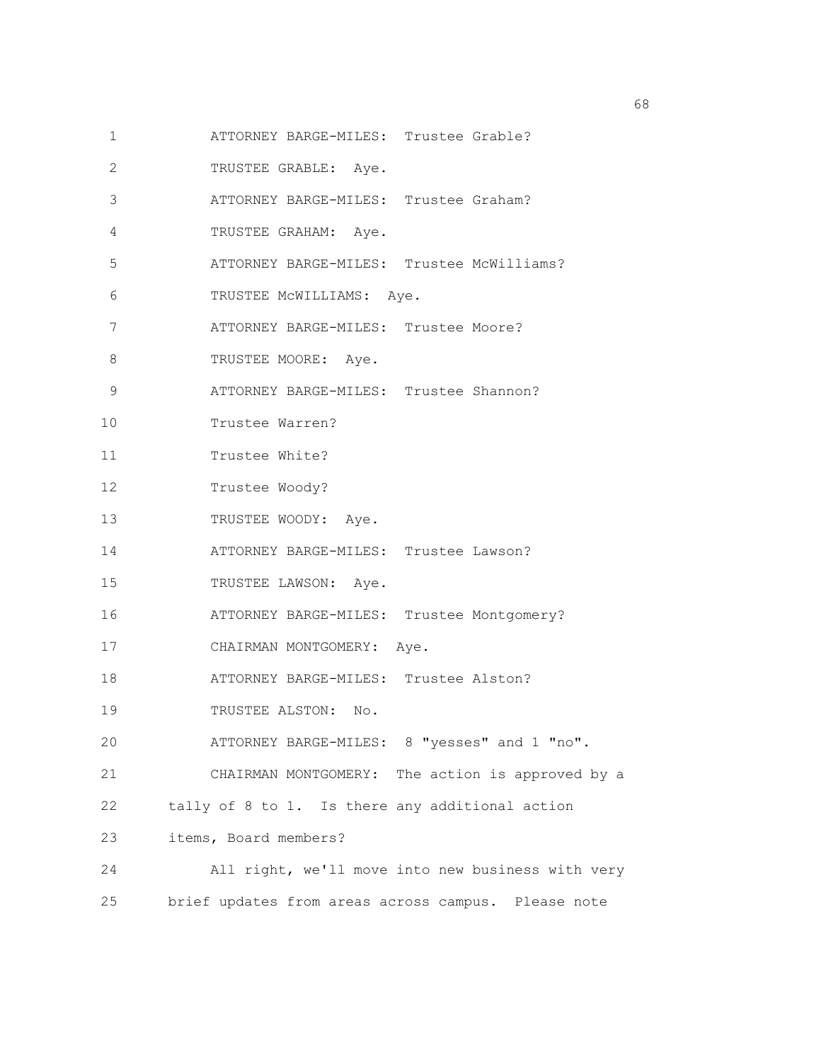1 ATTORNEY BARGE-MILES: Trustee Grable?

2 TRUSTEE GRABLE: Aye.

3 ATTORNEY BARGE-MILES: Trustee Graham?

4 TRUSTEE GRAHAM: Aye.

5 ATTORNEY BARGE-MILES: Trustee McWilliams?

6 TRUSTEE McWILLIAMS: Aye.

7 ATTORNEY BARGE-MILES: Trustee Moore?

8 TRUSTEE MOORE: Aye.

9 ATTORNEY BARGE-MILES: Trustee Shannon?

10 Trustee Warren?

11 Trustee White?

12 Trustee Woody?

13 TRUSTEE WOODY: Aye.

14 ATTORNEY BARGE-MILES: Trustee Lawson?

15 TRUSTEE LAWSON: Aye.

16 ATTORNEY BARGE-MILES: Trustee Montgomery?

17 CHAIRMAN MONTGOMERY: Aye.

18 ATTORNEY BARGE-MILES: Trustee Alston?

19 TRUSTEE ALSTON: No.

20 ATTORNEY BARGE-MILES: 8 "yesses" and 1 "no".

21 CHAIRMAN MONTGOMERY: The action is approved by a

22 tally of 8 to 1. Is there any additional action

23 items, Board members?

24 All right, we'll move into new business with very

25 brief updates from areas across campus. Please note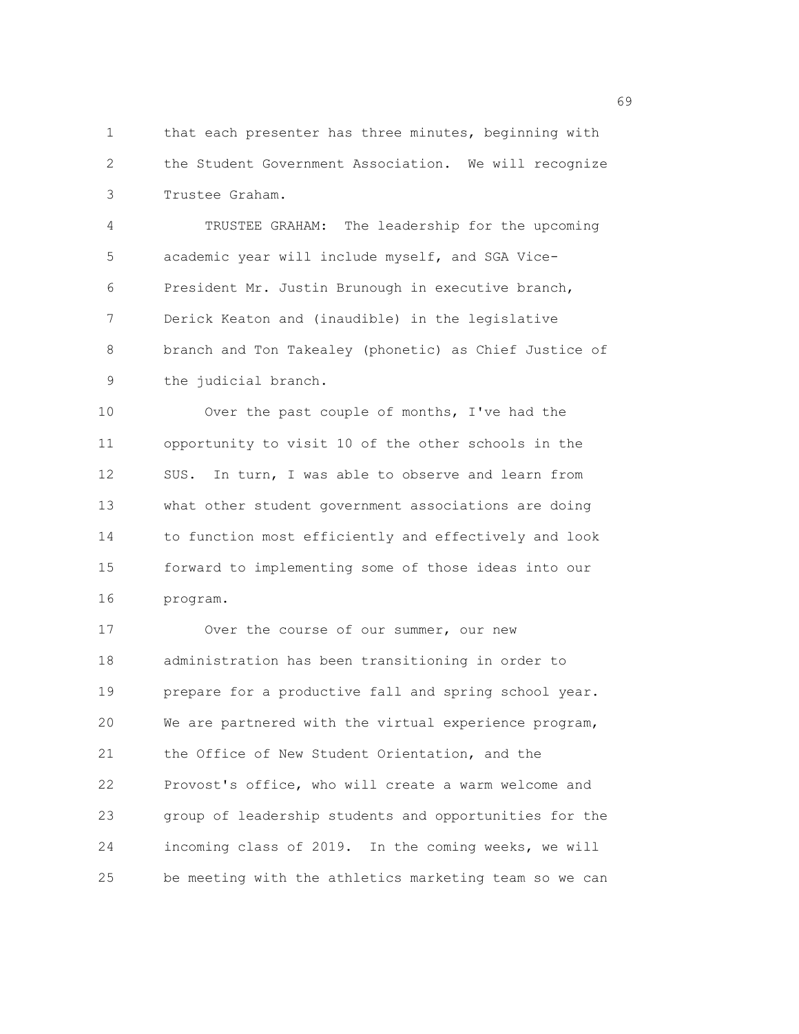that each presenter has three minutes, beginning with the Student Government Association. We will recognize Trustee Graham.

TRUSTEE GRAHAM: The leadership for the upcoming academic year will include myself, and SGA Vice-President Mr. Justin Brunough in executive branch, Derick Keaton and (inaudible) in the legislative branch and Ton Takealey (phonetic) as Chief Justice of the judicial branch.

Over the past couple of months, I've had the opportunity to visit 10 of the other schools in the SUS. In turn, I was able to observe and learn from what other student government associations are doing to function most efficiently and effectively and look forward to implementing some of those ideas into our program.

Over the course of our summer, our new administration has been transitioning in order to prepare for a productive fall and spring school year. We are partnered with the virtual experience program, the Office of New Student Orientation, and the Provost's office, who will create a warm welcome and group of leadership students and opportunities for the incoming class of 2019. In the coming weeks, we will be meeting with the athletics marketing team so we can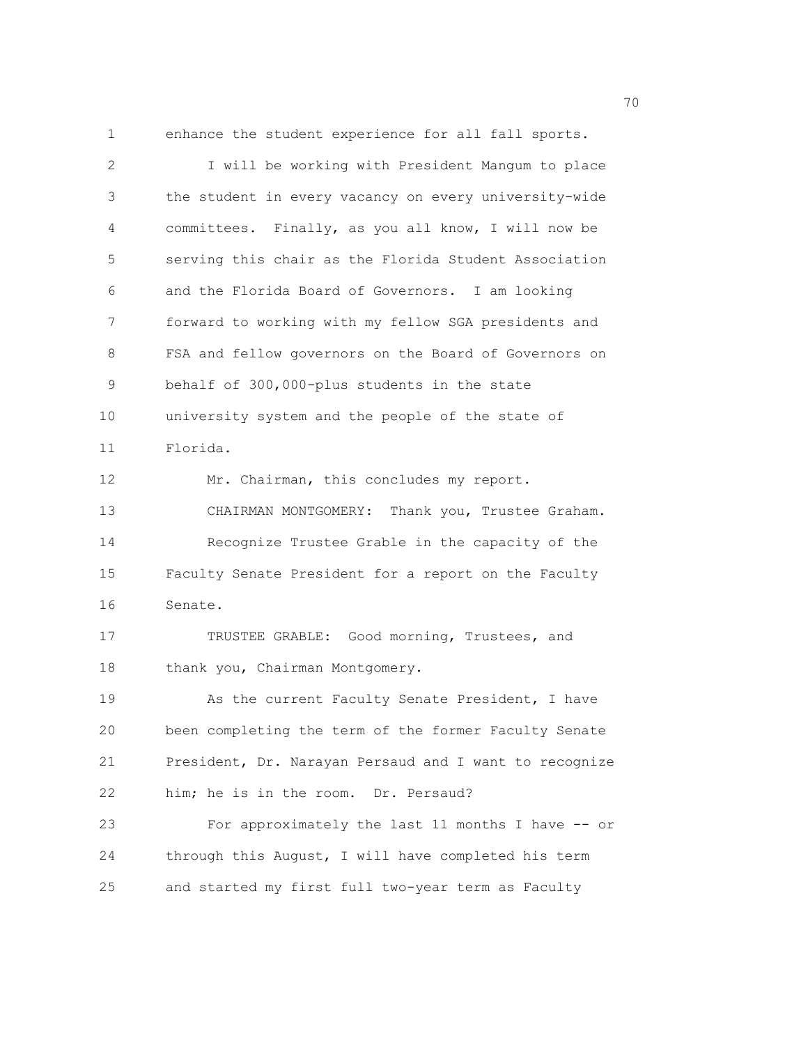enhance the student experience for all fall sports.

I will be working with President Mangum to place the student in every vacancy on every university-wide committees. Finally, as you all know, I will now be serving this chair as the Florida Student Association and the Florida Board of Governors. I am looking forward to working with my fellow SGA presidents and FSA and fellow governors on the Board of Governors on behalf of 300,000-plus students in the state university system and the people of the state of Florida.

Mr. Chairman, this concludes my report.

CHAIRMAN MONTGOMERY: Thank you, Trustee Graham.

Recognize Trustee Grable in the capacity of the Faculty Senate President for a report on the Faculty Senate.

TRUSTEE GRABLE: Good morning, Trustees, and thank you, Chairman Montgomery.

As the current Faculty Senate President, I have been completing the term of the former Faculty Senate President, Dr. Narayan Persaud and I want to recognize him; he is in the room. Dr. Persaud?

For approximately the last 11 months I have -- or through this August, I will have completed his term and started my first full two-year term as Faculty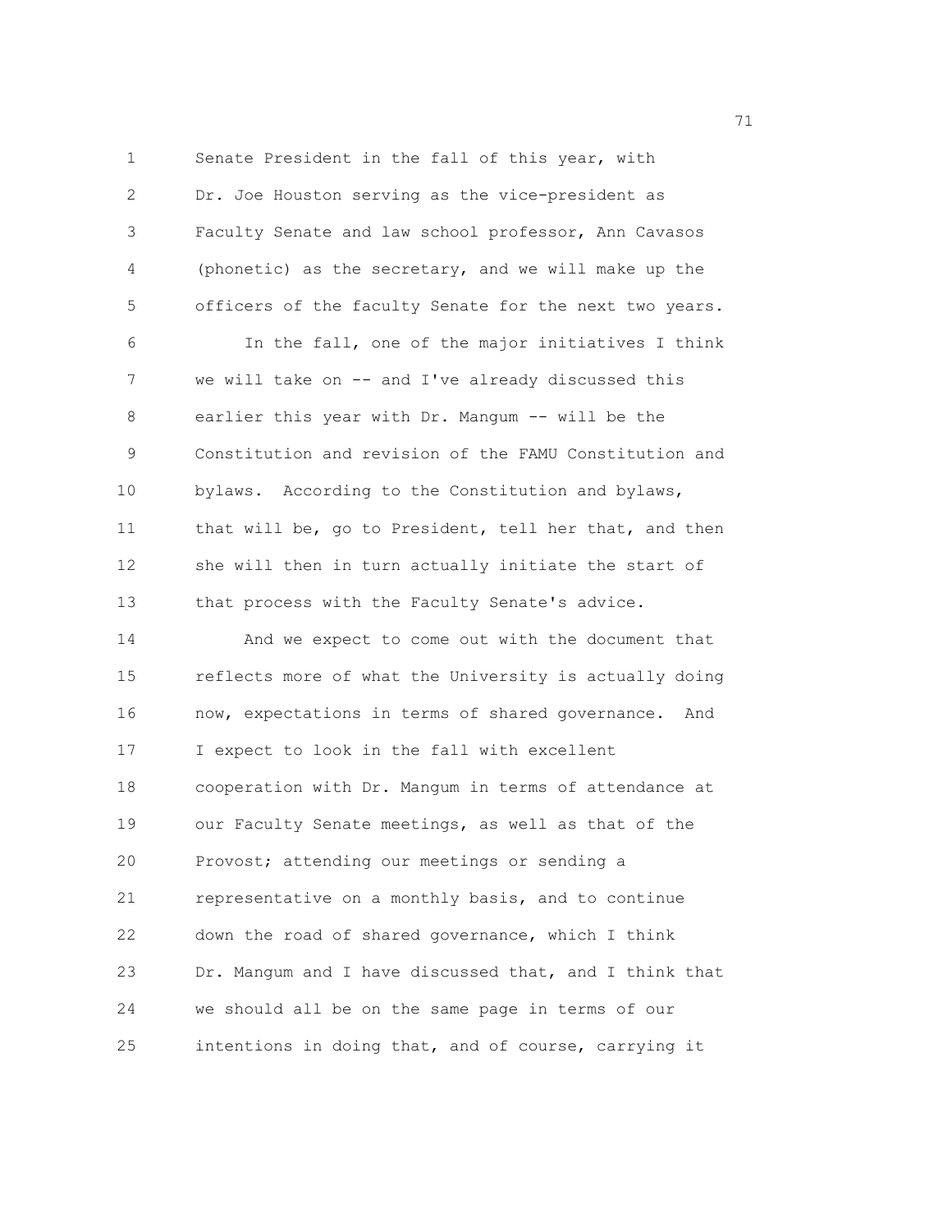Senate President in the fall of this year, with Dr. Joe Houston serving as the vice-president as Faculty Senate and law school professor, Ann Cavasos (phonetic) as the secretary, and we will make up the officers of the faculty Senate for the next two years.

In the fall, one of the major initiatives I think we will take on -- and I've already discussed this earlier this year with Dr. Mangum -- will be the Constitution and revision of the FAMU Constitution and bylaws. According to the Constitution and bylaws, that will be, go to President, tell her that, and then she will then in turn actually initiate the start of that process with the Faculty Senate's advice.

And we expect to come out with the document that reflects more of what the University is actually doing now, expectations in terms of shared governance. And I expect to look in the fall with excellent cooperation with Dr. Mangum in terms of attendance at our Faculty Senate meetings, as well as that of the Provost; attending our meetings or sending a representative on a monthly basis, and to continue down the road of shared governance, which I think Dr. Mangum and I have discussed that, and I think that we should all be on the same page in terms of our intentions in doing that, and of course, carrying it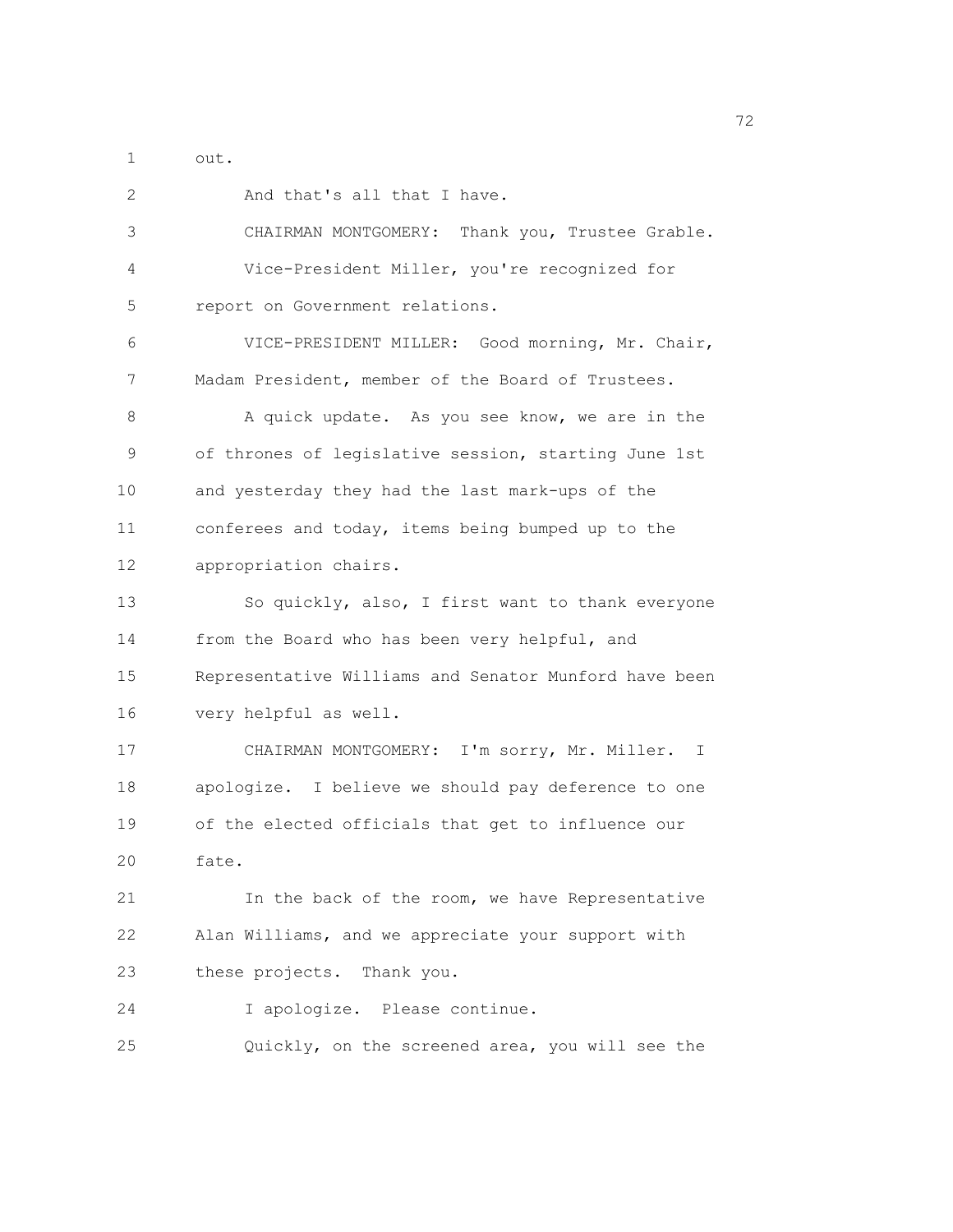out.

And that's all that I have.

CHAIRMAN MONTGOMERY: Thank you, Trustee Grable.

Vice-President Miller, you're recognized for report on Government relations.

VICE-PRESIDENT MILLER: Good morning, Mr. Chair, Madam President, member of the Board of Trustees.

A quick update. As you see know, we are in the of thrones of legislative session, starting June 1st and yesterday they had the last mark-ups of the conferees and today, items being bumped up to the appropriation chairs.

So quickly, also, I first want to thank everyone from the Board who has been very helpful, and Representative Williams and Senator Munford have been very helpful as well.

CHAIRMAN MONTGOMERY: I'm sorry, Mr. Miller. I apologize. I believe we should pay deference to one of the elected officials that get to influence our fate.

In the back of the room, we have Representative Alan Williams, and we appreciate your support with these projects. Thank you.

I apologize. Please continue.

Quickly, on the screened area, you will see the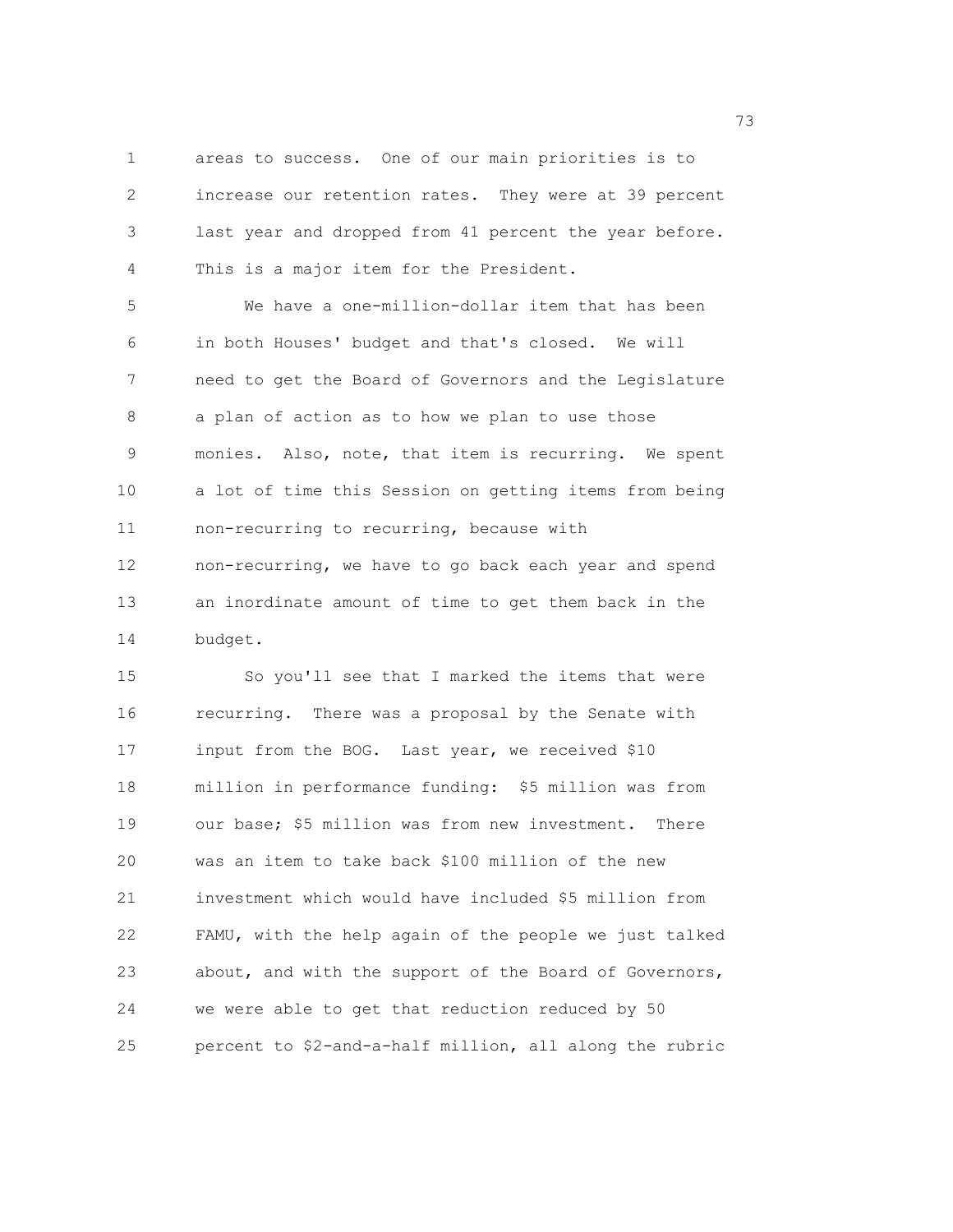areas to success. One of our main priorities is to increase our retention rates. They were at 39 percent last year and dropped from 41 percent the year before. This is a major item for the President.

We have a one-million-dollar item that has been in both Houses' budget and that's closed. We will need to get the Board of Governors and the Legislature a plan of action as to how we plan to use those monies. Also, note, that item is recurring. We spent a lot of time this Session on getting items from being non-recurring to recurring, because with non-recurring, we have to go back each year and spend an inordinate amount of time to get them back in the budget.

So you'll see that I marked the items that were recurring. There was a proposal by the Senate with input from the BOG. Last year, we received $10 million in performance funding: $5 million was from our base; $5 million was from new investment. There was an item to take back $100 million of the new investment which would have included $5 million from FAMU, with the help again of the people we just talked about, and with the support of the Board of Governors, we were able to get that reduction reduced by 50 percent to $2-and-a-half million, all along the rubric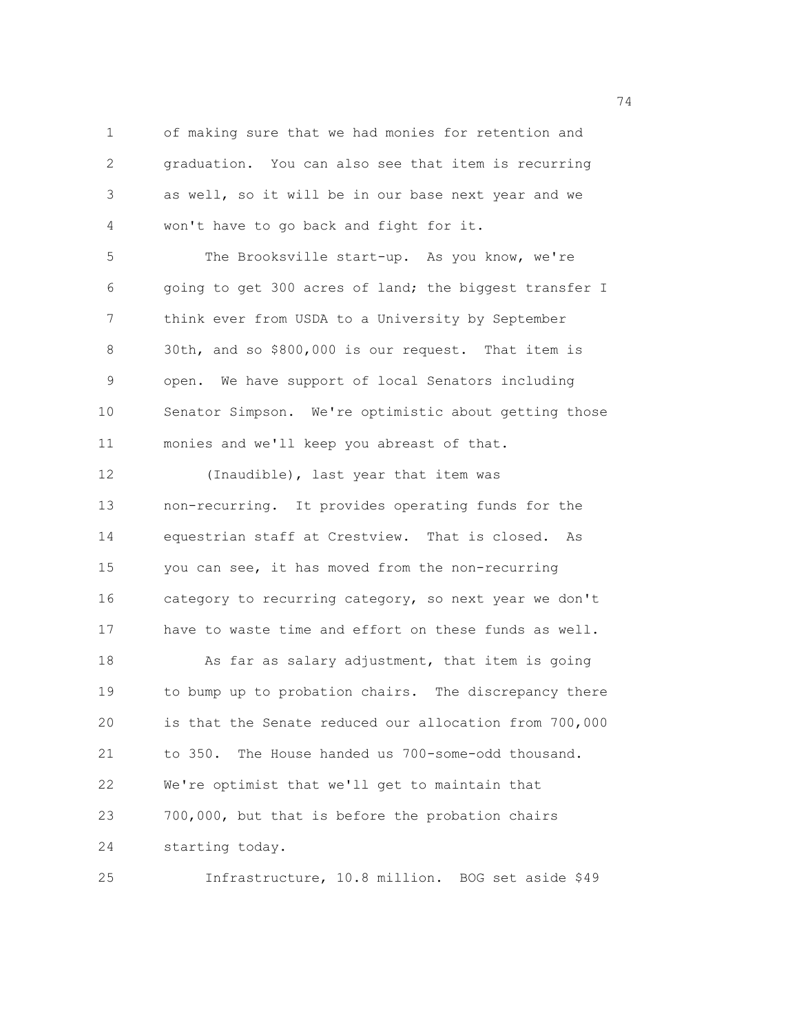of making sure that we had monies for retention and graduation. You can also see that item is recurring as well, so it will be in our base next year and we won't have to go back and fight for it.

The Brooksville start-up. As you know, we're going to get 300 acres of land; the biggest transfer I think ever from USDA to a University by September 30th, and so $800,000 is our request. That item is open. We have support of local Senators including Senator Simpson. We're optimistic about getting those monies and we'll keep you abreast of that.

(Inaudible), last year that item was non-recurring. It provides operating funds for the equestrian staff at Crestview. That is closed. As you can see, it has moved from the non-recurring category to recurring category, so next year we don't have to waste time and effort on these funds as well.

As far as salary adjustment, that item is going to bump up to probation chairs. The discrepancy there is that the Senate reduced our allocation from 700,000 to 350. The House handed us 700-some-odd thousand. We're optimist that we'll get to maintain that 700,000, but that is before the probation chairs starting today.

Infrastructure, 10.8 million. BOG set aside $49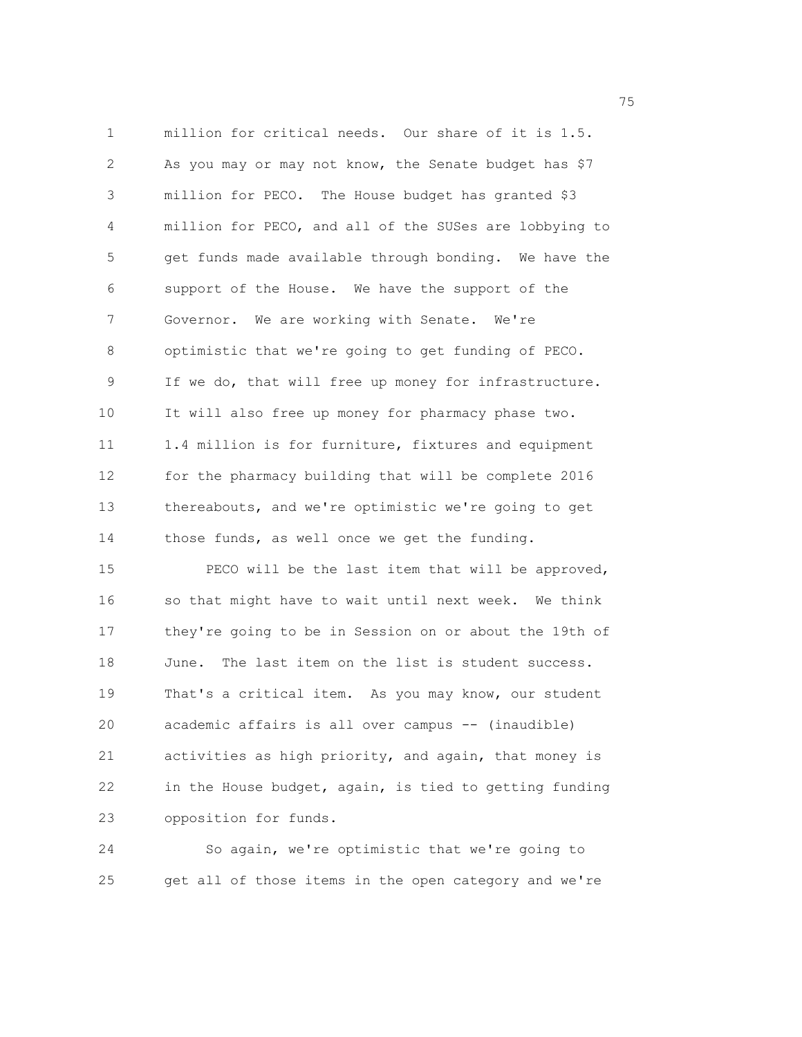million for critical needs. Our share of it is 1.5. As you may or may not know, the Senate budget has $7 million for PECO. The House budget has granted $3 million for PECO, and all of the SUSes are lobbying to get funds made available through bonding. We have the support of the House. We have the support of the Governor. We are working with Senate. We're optimistic that we're going to get funding of PECO. If we do, that will free up money for infrastructure. It will also free up money for pharmacy phase two. 1.4 million is for furniture, fixtures and equipment for the pharmacy building that will be complete 2016 thereabouts, and we're optimistic we're going to get those funds, as well once we get the funding.

PECO will be the last item that will be approved, so that might have to wait until next week. We think they're going to be in Session on or about the 19th of June. The last item on the list is student success. That's a critical item. As you may know, our student academic affairs is all over campus -- (inaudible) activities as high priority, and again, that money is in the House budget, again, is tied to getting funding opposition for funds.

So again, we're optimistic that we're going to get all of those items in the open category and we're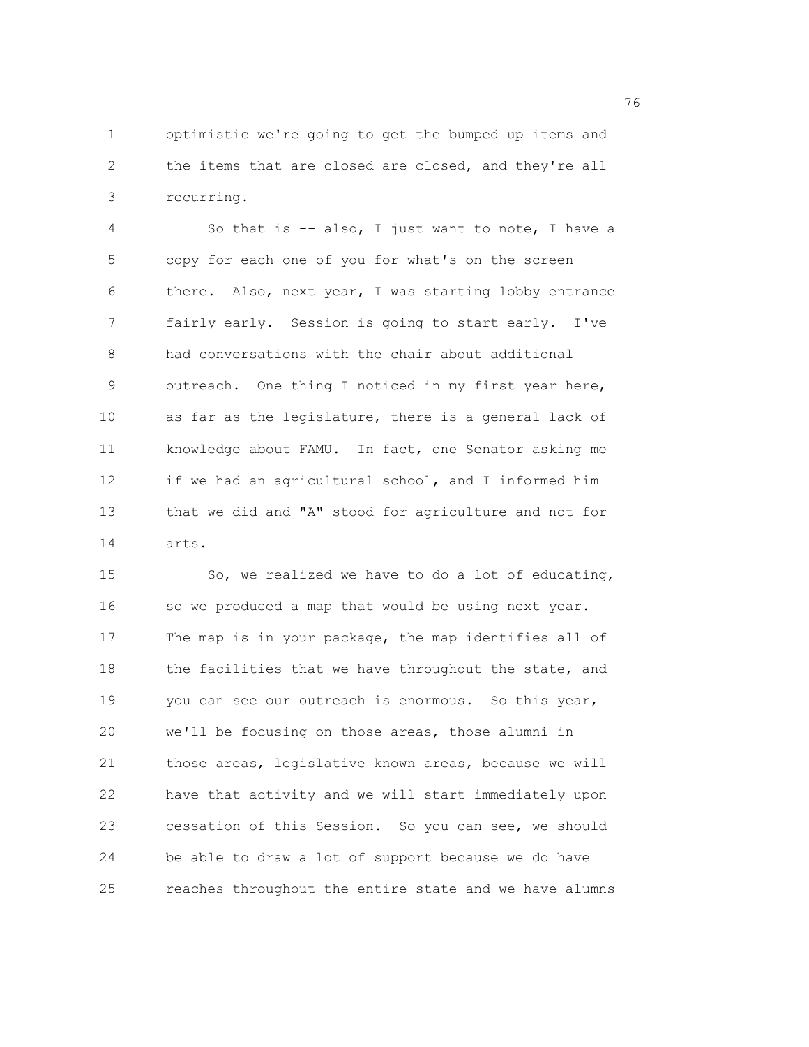optimistic we're going to get the bumped up items and the items that are closed are closed, and they're all recurring.

So that is -- also, I just want to note, I have a copy for each one of you for what's on the screen there. Also, next year, I was starting lobby entrance fairly early. Session is going to start early. I've had conversations with the chair about additional outreach. One thing I noticed in my first year here, as far as the legislature, there is a general lack of knowledge about FAMU. In fact, one Senator asking me if we had an agricultural school, and I informed him that we did and "A" stood for agriculture and not for arts.

So, we realized we have to do a lot of educating, so we produced a map that would be using next year. The map is in your package, the map identifies all of the facilities that we have throughout the state, and you can see our outreach is enormous. So this year, we'll be focusing on those areas, those alumni in those areas, legislative known areas, because we will have that activity and we will start immediately upon cessation of this Session. So you can see, we should be able to draw a lot of support because we do have reaches throughout the entire state and we have alumns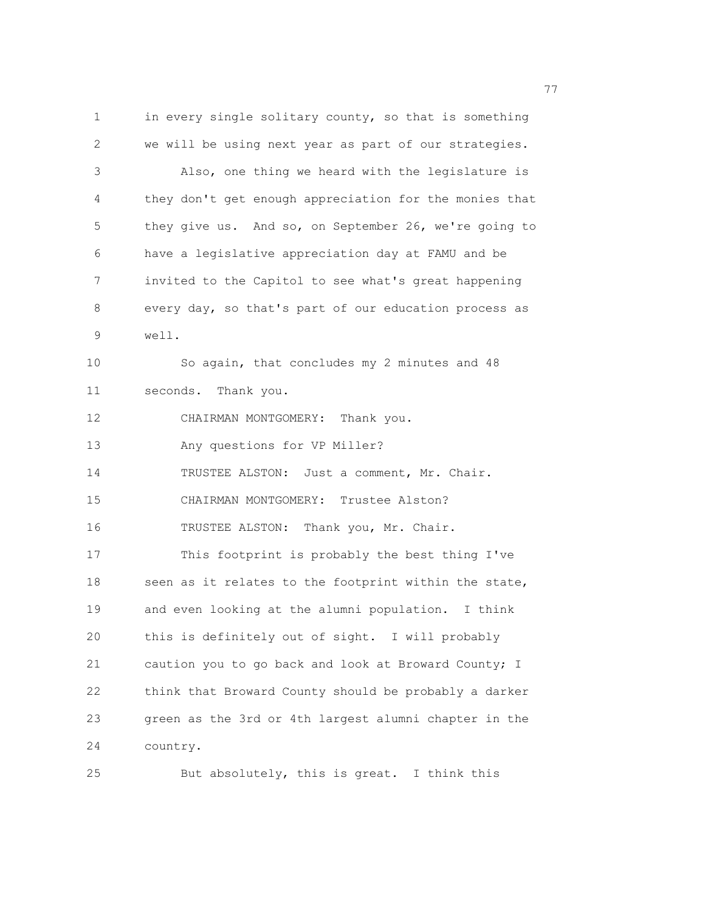in every single solitary county, so that is something we will be using next year as part of our strategies.

Also, one thing we heard with the legislature is they don't get enough appreciation for the monies that they give us. And so, on September 26, we're going to have a legislative appreciation day at FAMU and be invited to the Capitol to see what's great happening every day, so that's part of our education process as well.

So again, that concludes my 2 minutes and 48 seconds. Thank you.

CHAIRMAN MONTGOMERY: Thank you.

Any questions for VP Miller?

TRUSTEE ALSTON: Just a comment, Mr. Chair.

CHAIRMAN MONTGOMERY: Trustee Alston?

TRUSTEE ALSTON: Thank you, Mr. Chair.

This footprint is probably the best thing I've seen as it relates to the footprint within the state, and even looking at the alumni population. I think this is definitely out of sight. I will probably caution you to go back and look at Broward County; I think that Broward County should be probably a darker green as the 3rd or 4th largest alumni chapter in the country.

But absolutely, this is great. I think this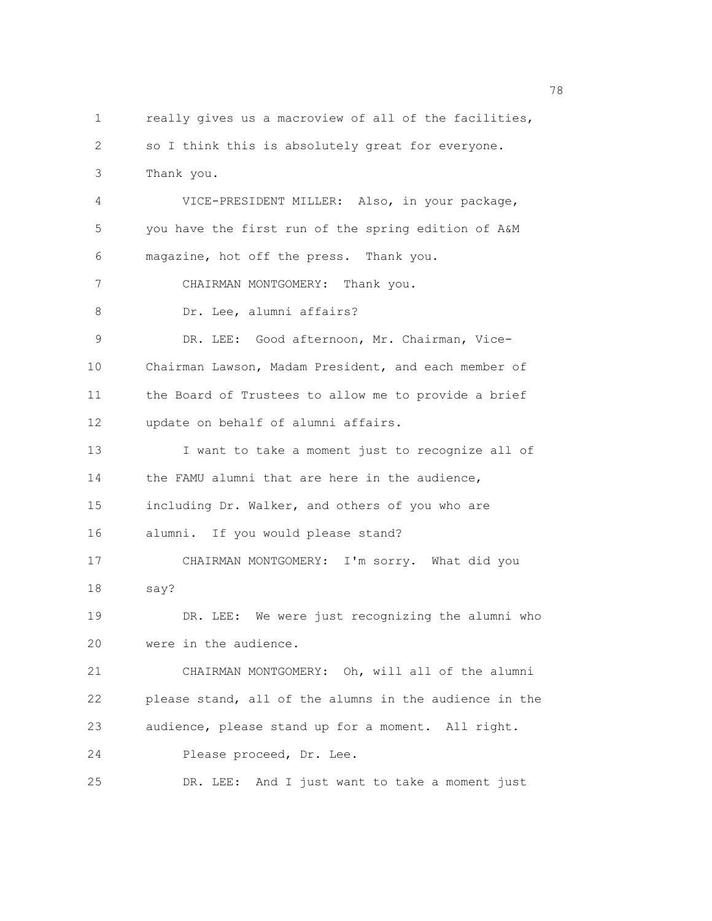really gives us a macroview of all of the facilities, so I think this is absolutely great for everyone. Thank you.

VICE-PRESIDENT MILLER: Also, in your package, you have the first run of the spring edition of A&M magazine, hot off the press. Thank you.

CHAIRMAN MONTGOMERY: Thank you.

Dr. Lee, alumni affairs?

DR. LEE: Good afternoon, Mr. Chairman, Vice-Chairman Lawson, Madam President, and each member of the Board of Trustees to allow me to provide a brief update on behalf of alumni affairs.

I want to take a moment just to recognize all of the FAMU alumni that are here in the audience, including Dr. Walker, and others of you who are alumni. If you would please stand?

CHAIRMAN MONTGOMERY: I'm sorry. What did you say?

DR. LEE: We were just recognizing the alumni who were in the audience.

CHAIRMAN MONTGOMERY: Oh, will all of the alumni please stand, all of the alumns in the audience in the audience, please stand up for a moment. All right.

Please proceed, Dr. Lee.

DR. LEE: And I just want to take a moment just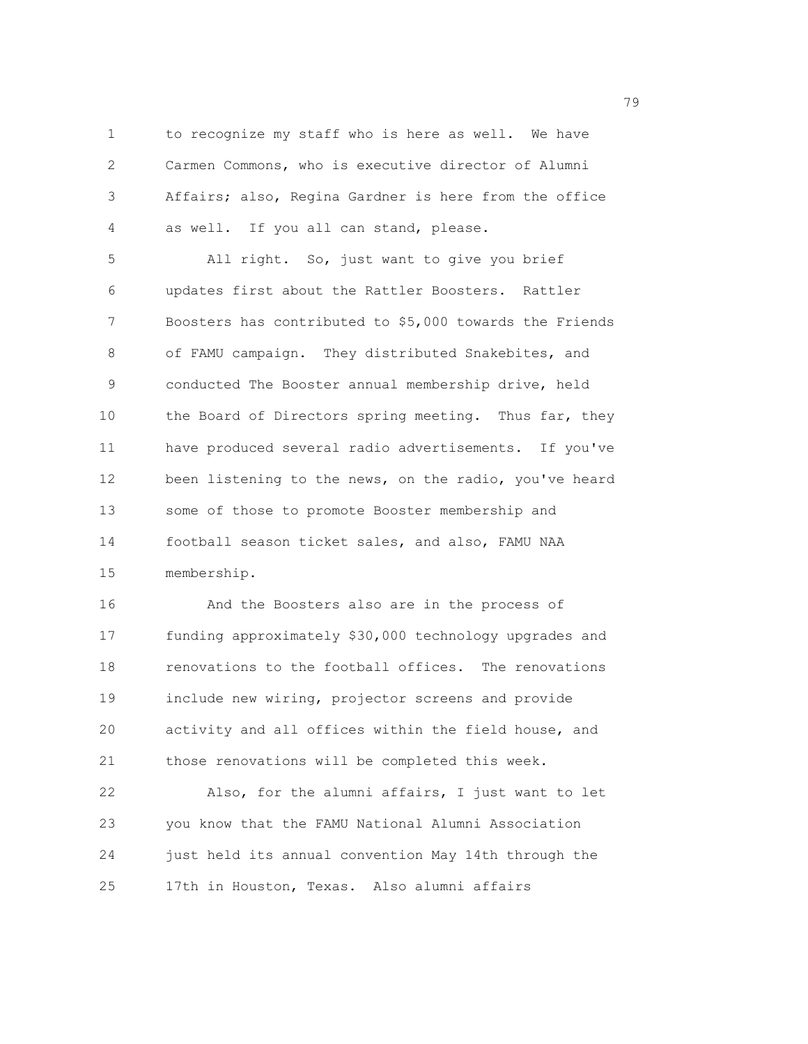to recognize my staff who is here as well. We have Carmen Commons, who is executive director of Alumni Affairs; also, Regina Gardner is here from the office as well. If you all can stand, please.

All right. So, just want to give you brief updates first about the Rattler Boosters. Rattler Boosters has contributed to $5,000 towards the Friends of FAMU campaign. They distributed Snakebites, and conducted The Booster annual membership drive, held the Board of Directors spring meeting. Thus far, they have produced several radio advertisements. If you've been listening to the news, on the radio, you've heard some of those to promote Booster membership and football season ticket sales, and also, FAMU NAA membership.

And the Boosters also are in the process of funding approximately $30,000 technology upgrades and renovations to the football offices. The renovations include new wiring, projector screens and provide activity and all offices within the field house, and those renovations will be completed this week.

Also, for the alumni affairs, I just want to let you know that the FAMU National Alumni Association just held its annual convention May 14th through the 17th in Houston, Texas. Also alumni affairs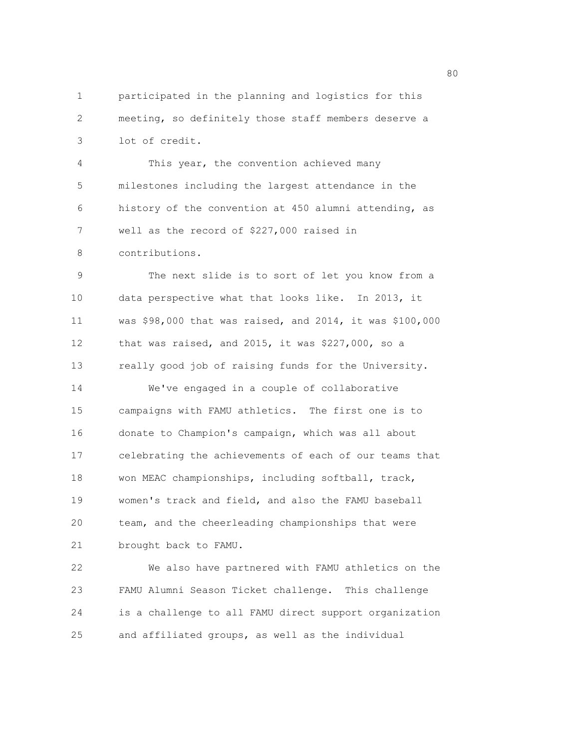participated in the planning and logistics for this meeting, so definitely those staff members deserve a lot of credit.

This year, the convention achieved many milestones including the largest attendance in the history of the convention at 450 alumni attending, as well as the record of $227,000 raised in contributions.

The next slide is to sort of let you know from a data perspective what that looks like. In 2013, it was $98,000 that was raised, and 2014, it was $100,000 that was raised, and 2015, it was $227,000, so a really good job of raising funds for the University.

We've engaged in a couple of collaborative campaigns with FAMU athletics. The first one is to donate to Champion's campaign, which was all about celebrating the achievements of each of our teams that won MEAC championships, including softball, track, women's track and field, and also the FAMU baseball team, and the cheerleading championships that were brought back to FAMU.

We also have partnered with FAMU athletics on the FAMU Alumni Season Ticket challenge. This challenge is a challenge to all FAMU direct support organization and affiliated groups, as well as the individual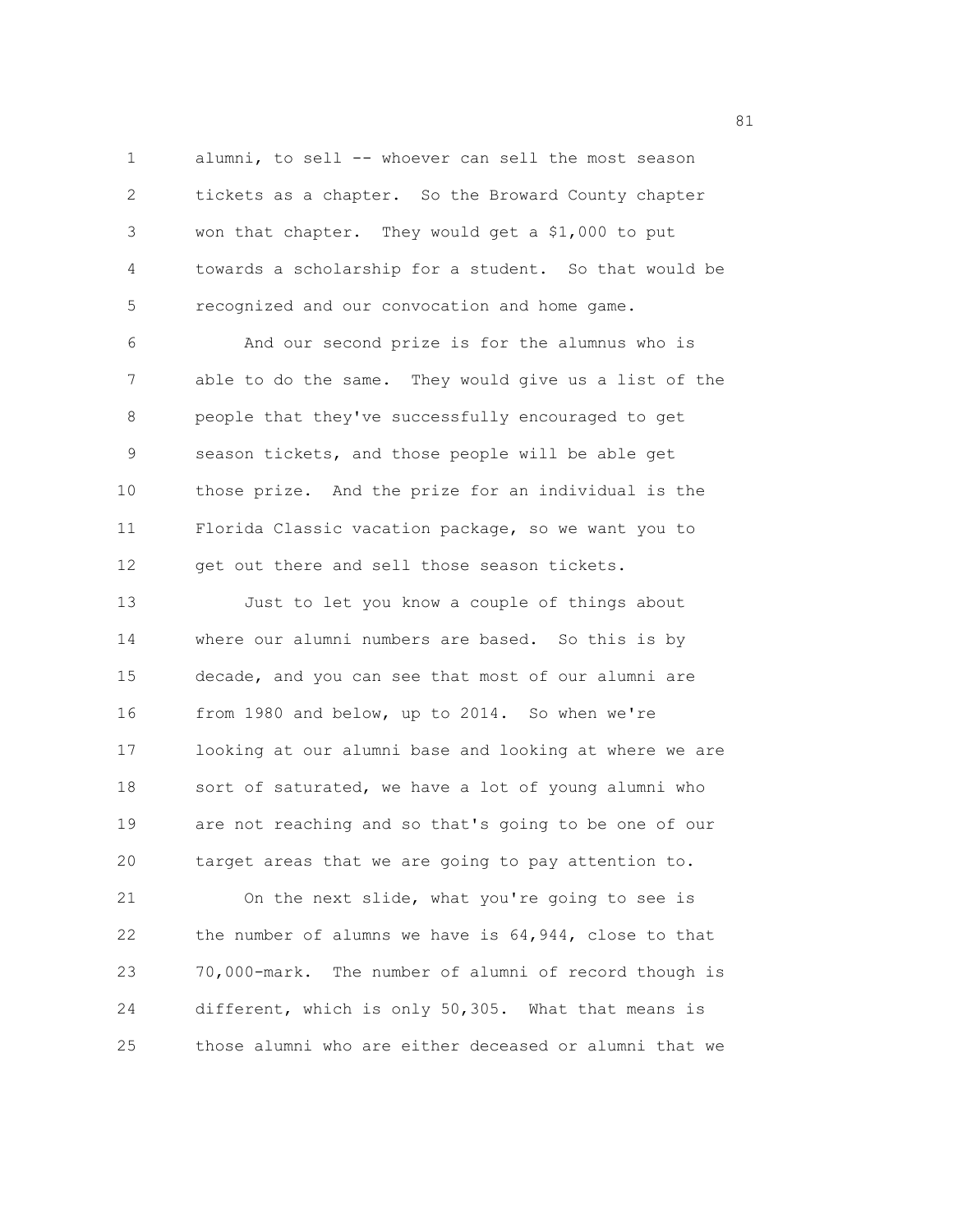alumni, to sell -- whoever can sell the most season tickets as a chapter. So the Broward County chapter won that chapter. They would get a $1,000 to put towards a scholarship for a student. So that would be recognized and our convocation and home game.

And our second prize is for the alumnus who is able to do the same. They would give us a list of the people that they've successfully encouraged to get season tickets, and those people will be able get those prize. And the prize for an individual is the Florida Classic vacation package, so we want you to get out there and sell those season tickets.

Just to let you know a couple of things about where our alumni numbers are based. So this is by decade, and you can see that most of our alumni are from 1980 and below, up to 2014. So when we're looking at our alumni base and looking at where we are sort of saturated, we have a lot of young alumni who are not reaching and so that's going to be one of our target areas that we are going to pay attention to.

On the next slide, what you're going to see is the number of alumns we have is 64,944, close to that 70,000-mark. The number of alumni of record though is different, which is only 50,305. What that means is those alumni who are either deceased or alumni that we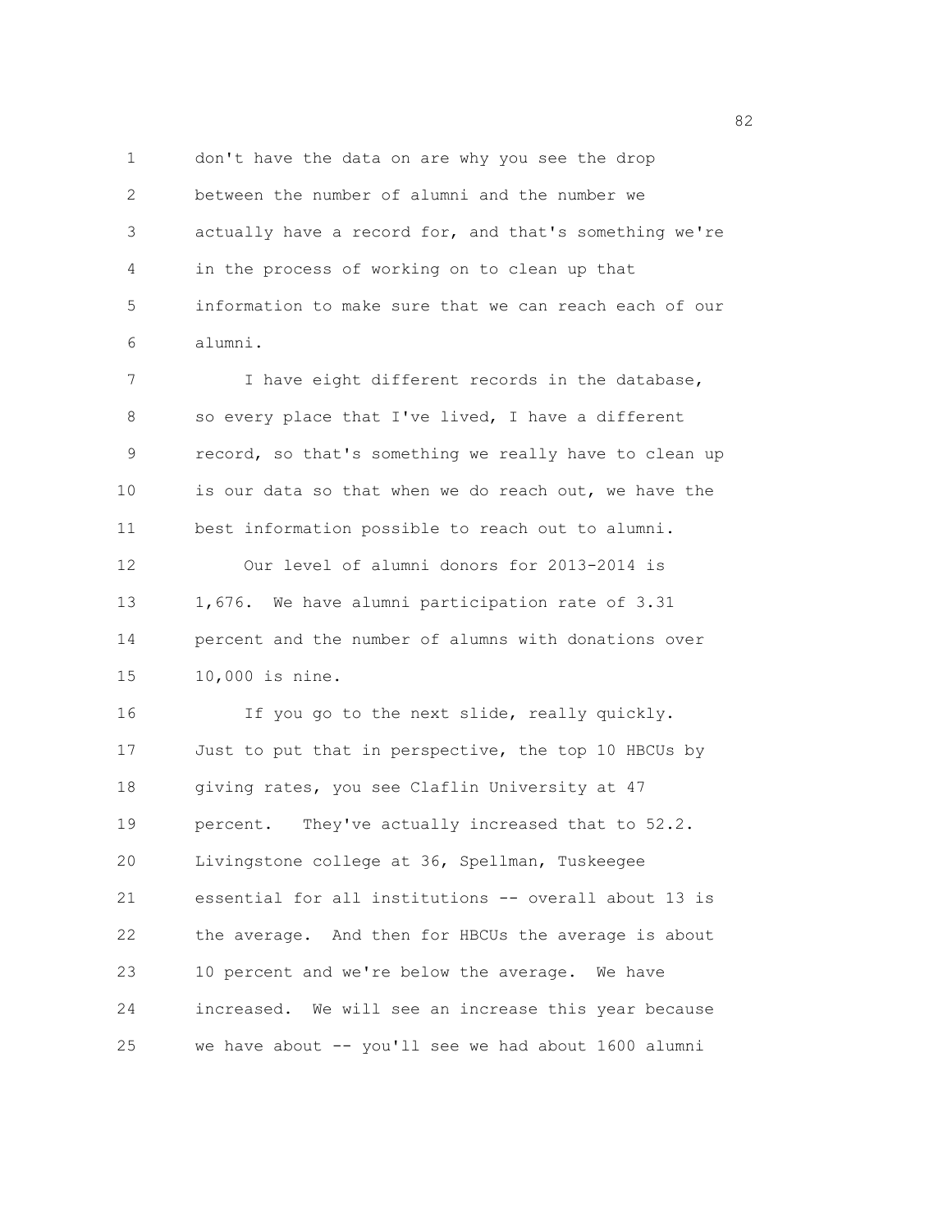don't have the data on are why you see the drop between the number of alumni and the number we actually have a record for, and that's something we're in the process of working on to clean up that information to make sure that we can reach each of our alumni.

I have eight different records in the database, so every place that I've lived, I have a different record, so that's something we really have to clean up is our data so that when we do reach out, we have the best information possible to reach out to alumni.

Our level of alumni donors for 2013-2014 is 1,676. We have alumni participation rate of 3.31 percent and the number of alumns with donations over 10,000 is nine.

If you go to the next slide, really quickly. Just to put that in perspective, the top 10 HBCUs by giving rates, you see Claflin University at 47 percent. They've actually increased that to 52.2. Livingstone college at 36, Spellman, Tuskeegee essential for all institutions -- overall about 13 is the average. And then for HBCUs the average is about 10 percent and we're below the average. We have increased. We will see an increase this year because we have about -- you'll see we had about 1600 alumni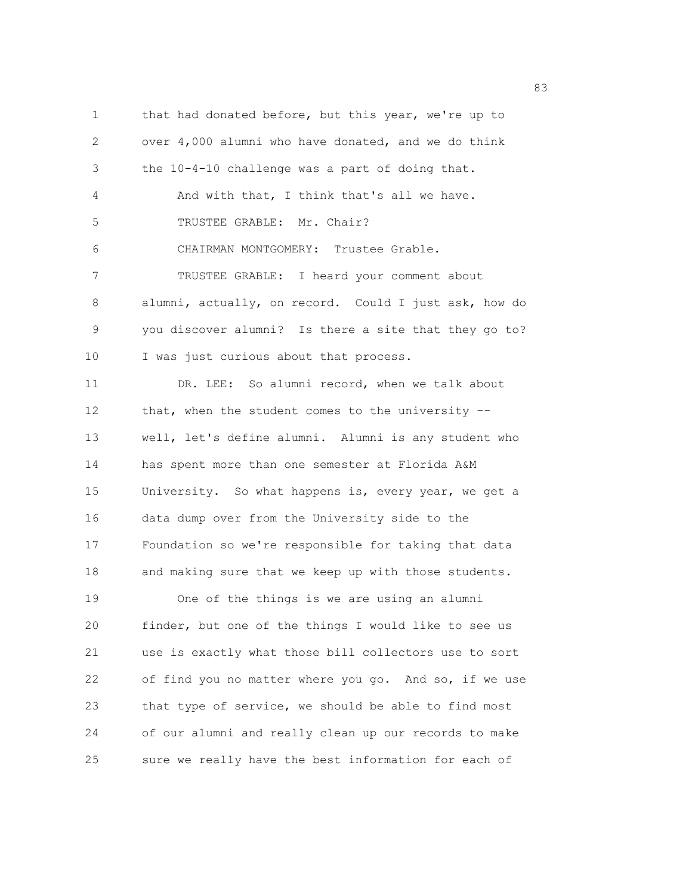that had donated before, but this year, we're up to over 4,000 alumni who have donated, and we do think the 10-4-10 challenge was a part of doing that.

And with that, I think that's all we have.

TRUSTEE GRABLE: Mr. Chair?

CHAIRMAN MONTGOMERY: Trustee Grable.

TRUSTEE GRABLE: I heard your comment about alumni, actually, on record. Could I just ask, how do you discover alumni? Is there a site that they go to? I was just curious about that process.

DR. LEE: So alumni record, when we talk about that, when the student comes to the university -- well, let's define alumni. Alumni is any student who has spent more than one semester at Florida A&M University. So what happens is, every year, we get a data dump over from the University side to the Foundation so we're responsible for taking that data and making sure that we keep up with those students.

One of the things is we are using an alumni finder, but one of the things I would like to see us use is exactly what those bill collectors use to sort of find you no matter where you go. And so, if we use that type of service, we should be able to find most of our alumni and really clean up our records to make sure we really have the best information for each of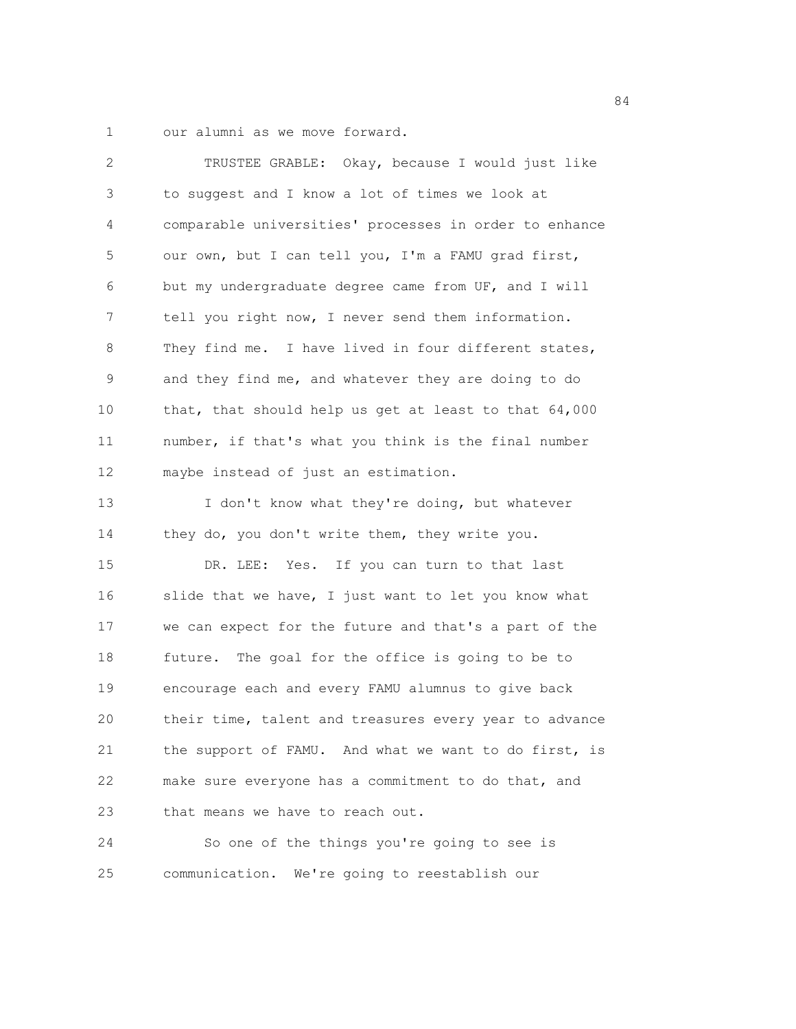our alumni as we move forward.

TRUSTEE GRABLE: Okay, because I would just like to suggest and I know a lot of times we look at comparable universities' processes in order to enhance our own, but I can tell you, I'm a FAMU grad first, but my undergraduate degree came from UF, and I will tell you right now, I never send them information. They find me. I have lived in four different states, and they find me, and whatever they are doing to do that, that should help us get at least to that 64,000 number, if that's what you think is the final number maybe instead of just an estimation.

I don't know what they're doing, but whatever they do, you don't write them, they write you.

DR. LEE: Yes. If you can turn to that last slide that we have, I just want to let you know what we can expect for the future and that's a part of the future. The goal for the office is going to be to encourage each and every FAMU alumnus to give back their time, talent and treasures every year to advance the support of FAMU. And what we want to do first, is make sure everyone has a commitment to do that, and that means we have to reach out.

So one of the things you're going to see is communication. We're going to reestablish our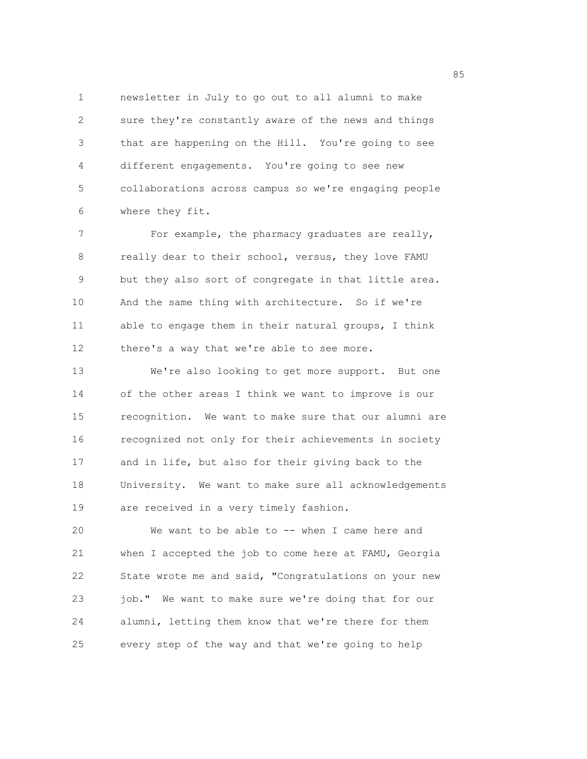newsletter in July to go out to all alumni to make sure they're constantly aware of the news and things that are happening on the Hill. You're going to see different engagements. You're going to see new collaborations across campus so we're engaging people where they fit.

For example, the pharmacy graduates are really, really dear to their school, versus, they love FAMU but they also sort of congregate in that little area. And the same thing with architecture. So if we're able to engage them in their natural groups, I think there's a way that we're able to see more.

We're also looking to get more support. But one of the other areas I think we want to improve is our recognition. We want to make sure that our alumni are recognized not only for their achievements in society and in life, but also for their giving back to the University. We want to make sure all acknowledgements are received in a very timely fashion.

We want to be able to -- when I came here and when I accepted the job to come here at FAMU, Georgia State wrote me and said, "Congratulations on your new job." We want to make sure we're doing that for our alumni, letting them know that we're there for them every step of the way and that we're going to help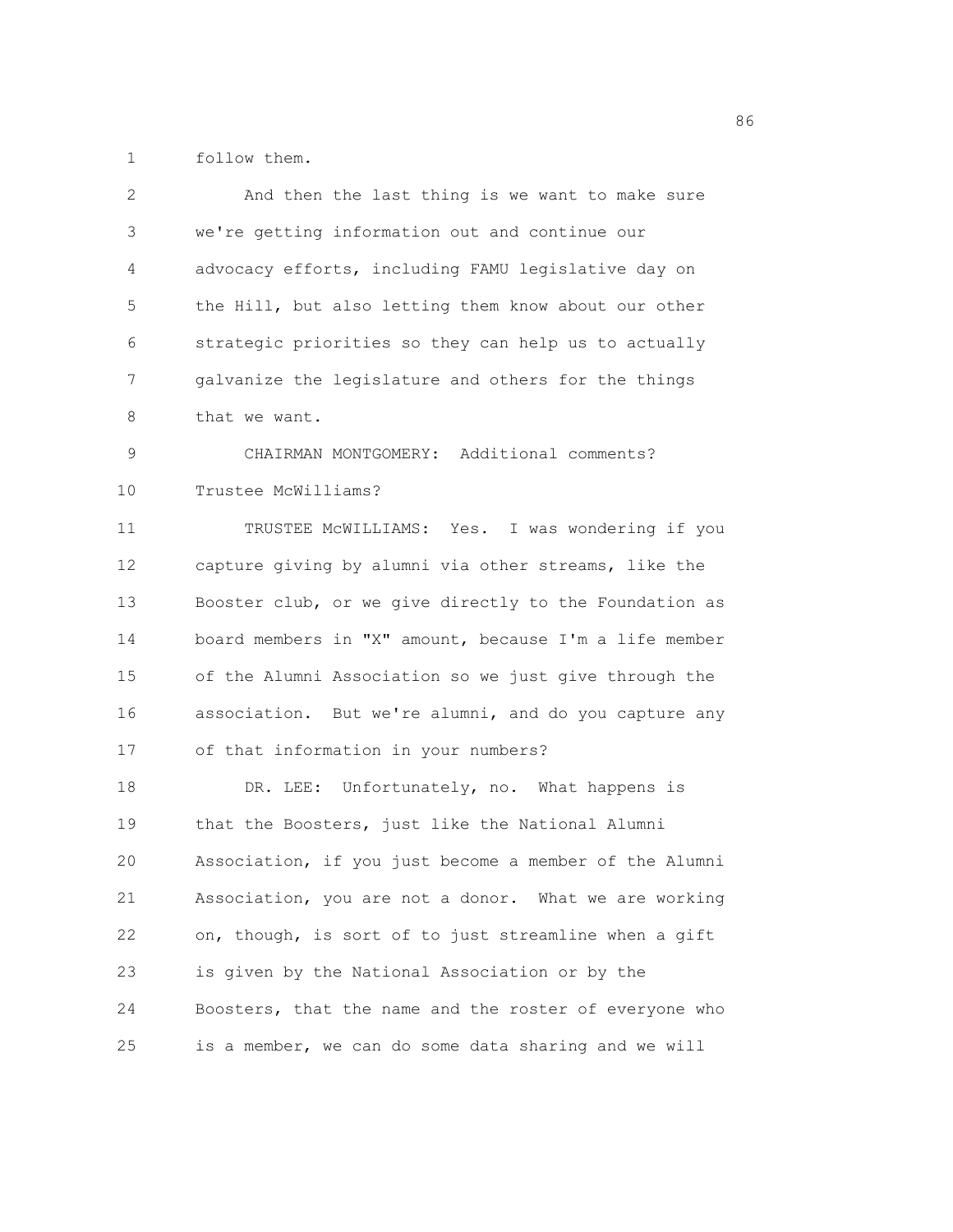follow them.

And then the last thing is we want to make sure we're getting information out and continue our advocacy efforts, including FAMU legislative day on the Hill, but also letting them know about our other strategic priorities so they can help us to actually galvanize the legislature and others for the things that we want.

CHAIRMAN MONTGOMERY: Additional comments? Trustee McWilliams?

TRUSTEE McWILLIAMS: Yes. I was wondering if you capture giving by alumni via other streams, like the Booster club, or we give directly to the Foundation as board members in "X" amount, because I'm a life member of the Alumni Association so we just give through the association. But we're alumni, and do you capture any of that information in your numbers?

DR. LEE: Unfortunately, no. What happens is that the Boosters, just like the National Alumni Association, if you just become a member of the Alumni Association, you are not a donor. What we are working on, though, is sort of to just streamline when a gift is given by the National Association or by the Boosters, that the name and the roster of everyone who is a member, we can do some data sharing and we will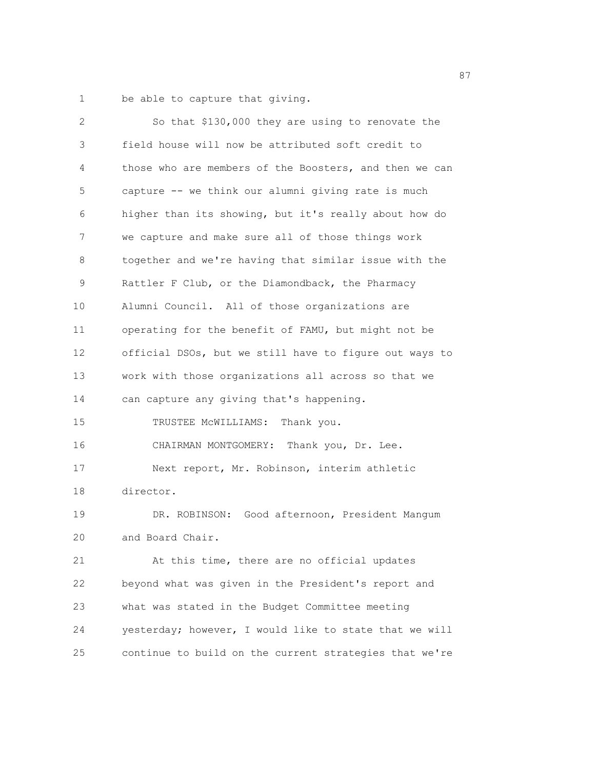be able to capture that giving.

So that $130,000 they are using to renovate the field house will now be attributed soft credit to those who are members of the Boosters, and then we can capture -- we think our alumni giving rate is much higher than its showing, but it's really about how do we capture and make sure all of those things work together and we're having that similar issue with the Rattler F Club, or the Diamondback, the Pharmacy Alumni Council. All of those organizations are operating for the benefit of FAMU, but might not be official DSOs, but we still have to figure out ways to work with those organizations all across so that we can capture any giving that's happening.

TRUSTEE McWILLIAMS: Thank you.

CHAIRMAN MONTGOMERY: Thank you, Dr. Lee.

Next report, Mr. Robinson, interim athletic director.

DR. ROBINSON: Good afternoon, President Mangum and Board Chair.

At this time, there are no official updates beyond what was given in the President's report and what was stated in the Budget Committee meeting yesterday; however, I would like to state that we will continue to build on the current strategies that we're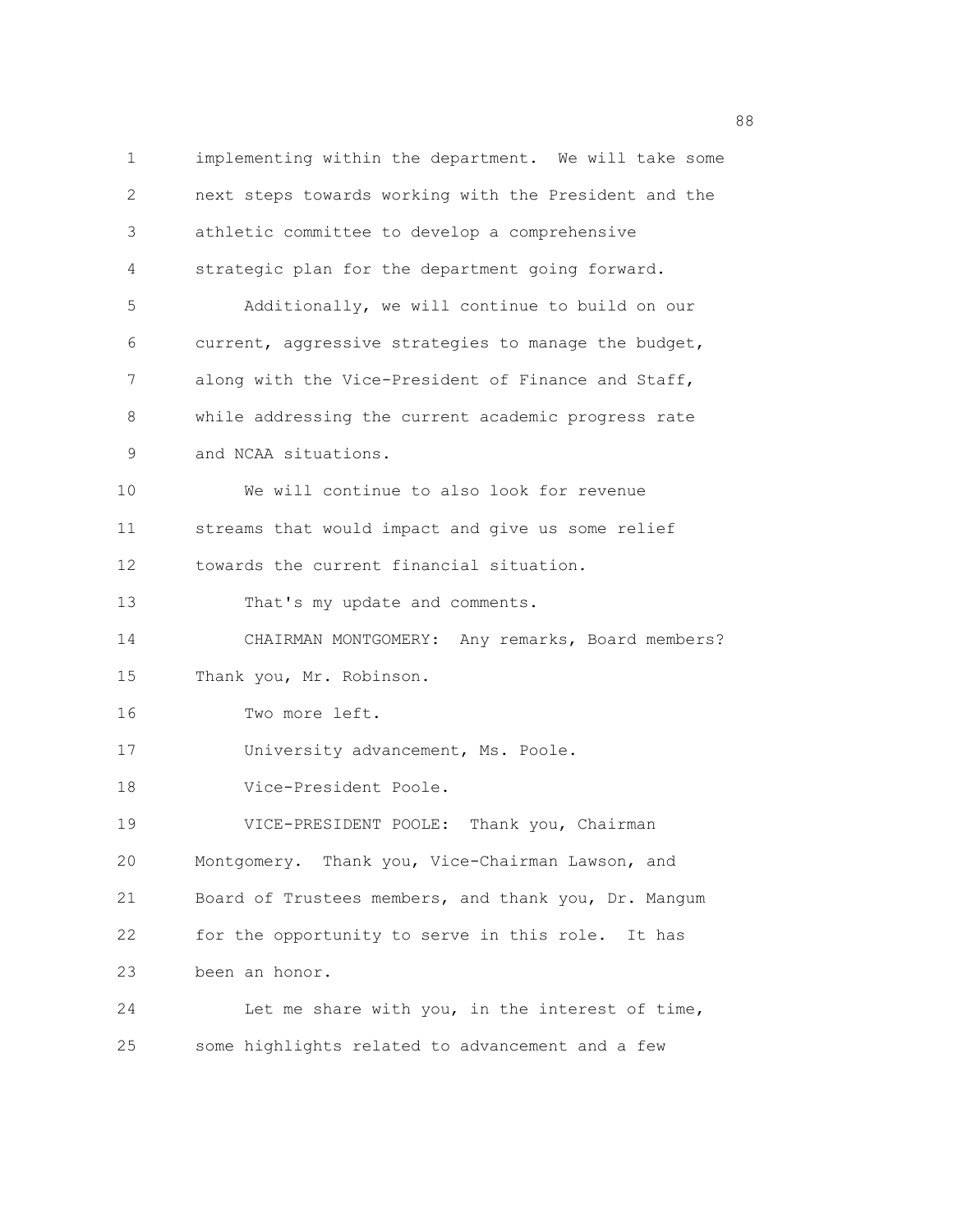implementing within the department. We will take some next steps towards working with the President and the athletic committee to develop a comprehensive strategic plan for the department going forward.

Additionally, we will continue to build on our current, aggressive strategies to manage the budget, along with the Vice-President of Finance and Staff, while addressing the current academic progress rate and NCAA situations.

We will continue to also look for revenue streams that would impact and give us some relief towards the current financial situation.

That's my update and comments.

CHAIRMAN MONTGOMERY: Any remarks, Board members? Thank you, Mr. Robinson.

Two more left.

University advancement, Ms. Poole.

Vice-President Poole.

VICE-PRESIDENT POOLE: Thank you, Chairman Montgomery. Thank you, Vice-Chairman Lawson, and Board of Trustees members, and thank you, Dr. Mangum for the opportunity to serve in this role. It has been an honor.

Let me share with you, in the interest of time, some highlights related to advancement and a few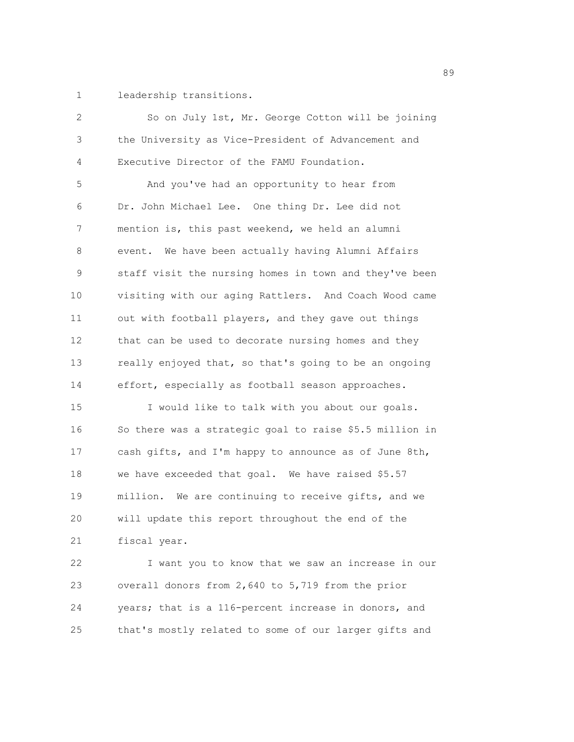leadership transitions.

So on July 1st, Mr. George Cotton will be joining the University as Vice-President of Advancement and Executive Director of the FAMU Foundation.

And you've had an opportunity to hear from Dr. John Michael Lee. One thing Dr. Lee did not mention is, this past weekend, we held an alumni event. We have been actually having Alumni Affairs staff visit the nursing homes in town and they've been visiting with our aging Rattlers. And Coach Wood came out with football players, and they gave out things that can be used to decorate nursing homes and they really enjoyed that, so that's going to be an ongoing effort, especially as football season approaches.

I would like to talk with you about our goals. So there was a strategic goal to raise $5.5 million in cash gifts, and I'm happy to announce as of June 8th, we have exceeded that goal. We have raised $5.57 million. We are continuing to receive gifts, and we will update this report throughout the end of the fiscal year.

I want you to know that we saw an increase in our overall donors from 2,640 to 5,719 from the prior years; that is a 116-percent increase in donors, and that's mostly related to some of our larger gifts and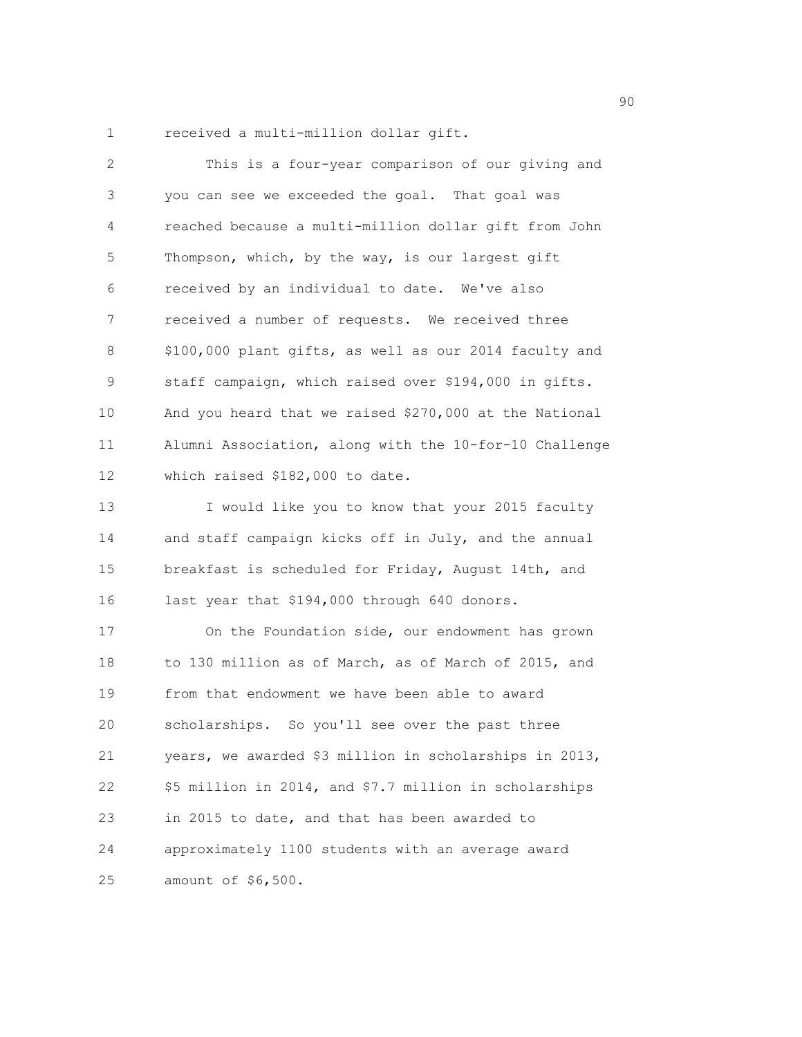received a multi-million dollar gift.

This is a four-year comparison of our giving and you can see we exceeded the goal. That goal was reached because a multi-million dollar gift from John Thompson, which, by the way, is our largest gift received by an individual to date. We've also received a number of requests. We received three $100,000 plant gifts, as well as our 2014 faculty and staff campaign, which raised over $194,000 in gifts. And you heard that we raised $270,000 at the National Alumni Association, along with the 10-for-10 Challenge which raised $182,000 to date.

I would like you to know that your 2015 faculty and staff campaign kicks off in July, and the annual breakfast is scheduled for Friday, August 14th, and last year that $194,000 through 640 donors.

On the Foundation side, our endowment has grown to 130 million as of March, as of March of 2015, and from that endowment we have been able to award scholarships. So you'll see over the past three years, we awarded $3 million in scholarships in 2013, $5 million in 2014, and $7.7 million in scholarships in 2015 to date, and that has been awarded to approximately 1100 students with an average award amount of $6,500.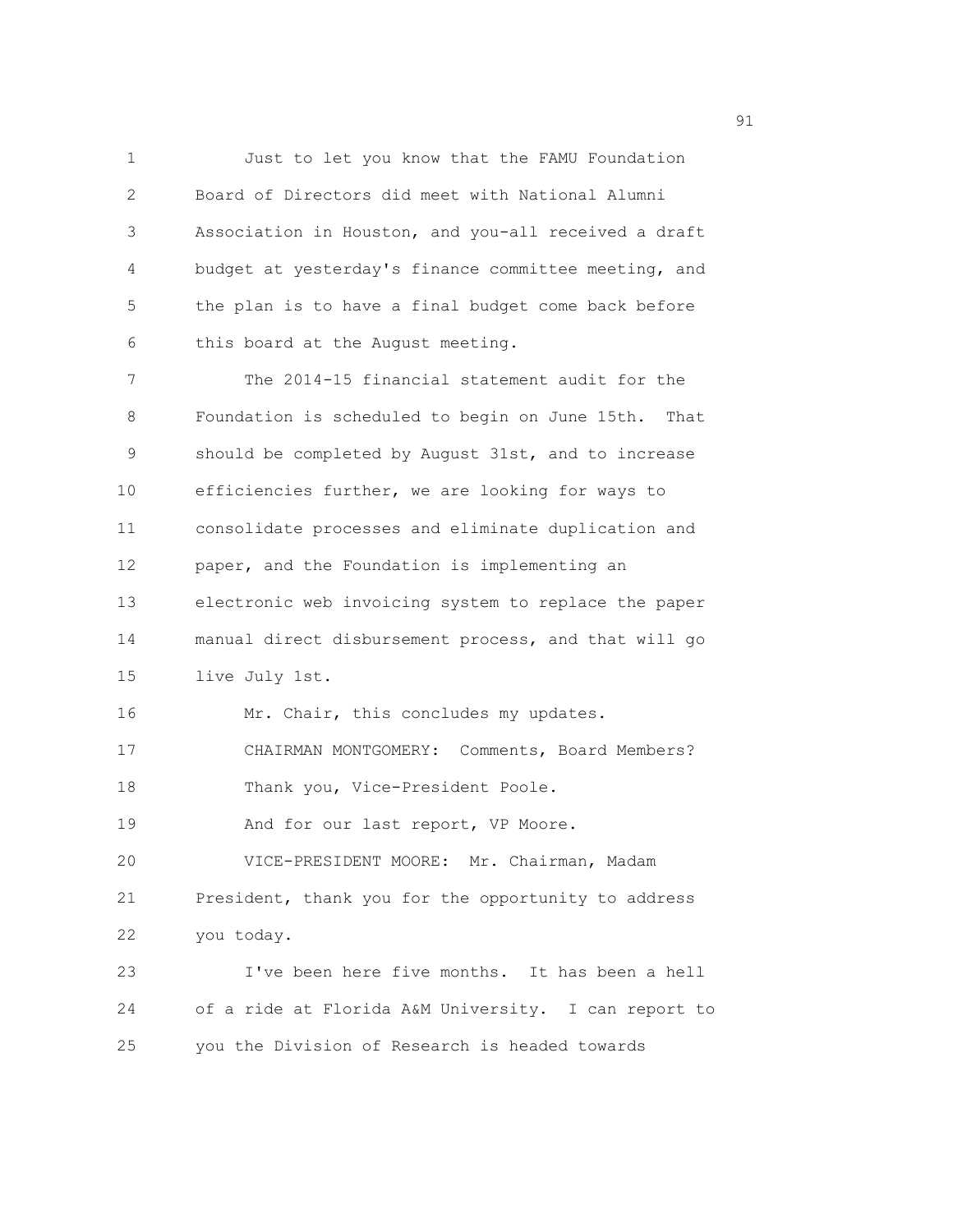Just to let you know that the FAMU Foundation Board of Directors did meet with National Alumni Association in Houston, and you-all received a draft budget at yesterday's finance committee meeting, and the plan is to have a final budget come back before this board at the August meeting.

The 2014-15 financial statement audit for the Foundation is scheduled to begin on June 15th. That should be completed by August 31st, and to increase efficiencies further, we are looking for ways to consolidate processes and eliminate duplication and paper, and the Foundation is implementing an electronic web invoicing system to replace the paper manual direct disbursement process, and that will go live July 1st.

Mr. Chair, this concludes my updates.

CHAIRMAN MONTGOMERY: Comments, Board Members?

Thank you, Vice-President Poole.

And for our last report, VP Moore.

VICE-PRESIDENT MOORE: Mr. Chairman, Madam President, thank you for the opportunity to address you today.

I've been here five months. It has been a hell of a ride at Florida A&M University. I can report to you the Division of Research is headed towards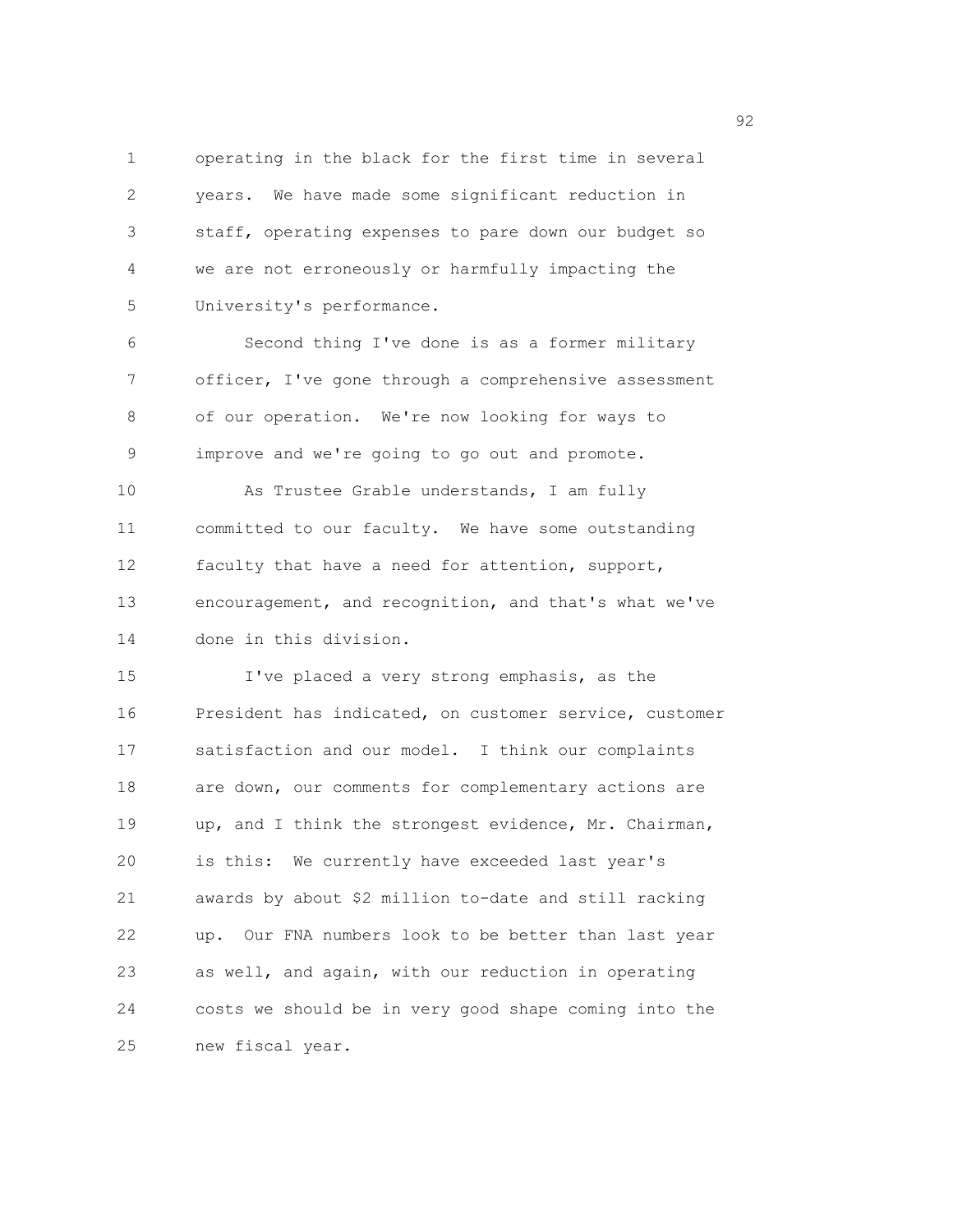operating in the black for the first time in several years. We have made some significant reduction in staff, operating expenses to pare down our budget so we are not erroneously or harmfully impacting the University's performance.

Second thing I've done is as a former military officer, I've gone through a comprehensive assessment of our operation. We're now looking for ways to improve and we're going to go out and promote.

As Trustee Grable understands, I am fully committed to our faculty. We have some outstanding faculty that have a need for attention, support, encouragement, and recognition, and that's what we've done in this division.

I've placed a very strong emphasis, as the President has indicated, on customer service, customer satisfaction and our model. I think our complaints are down, our comments for complementary actions are up, and I think the strongest evidence, Mr. Chairman, is this: We currently have exceeded last year's awards by about $2 million to-date and still racking up. Our FNA numbers look to be better than last year as well, and again, with our reduction in operating costs we should be in very good shape coming into the new fiscal year.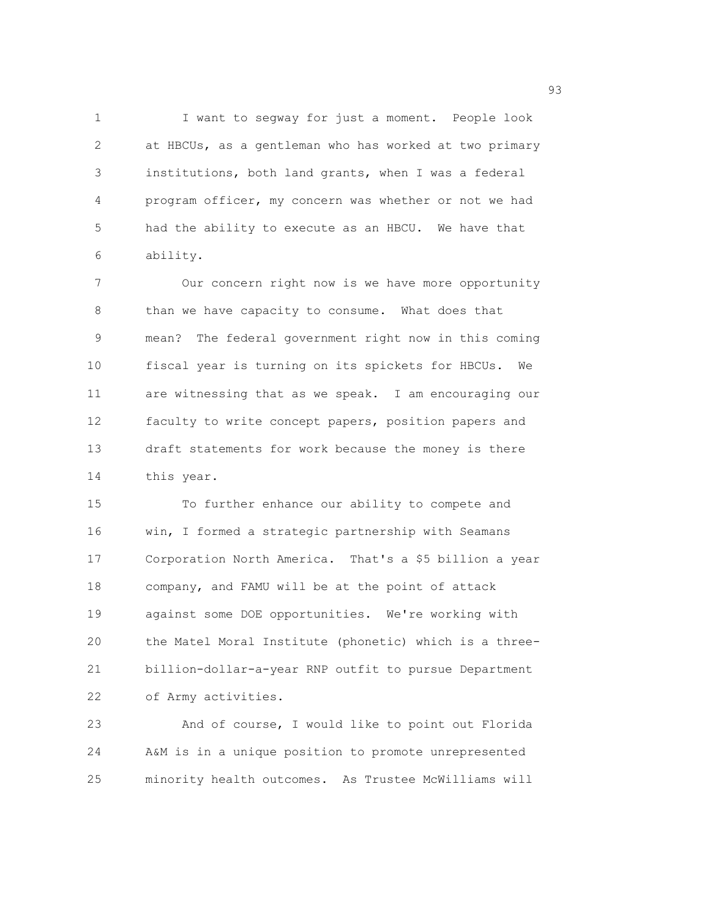I want to segway for just a moment. People look at HBCUs, as a gentleman who has worked at two primary institutions, both land grants, when I was a federal program officer, my concern was whether or not we had had the ability to execute as an HBCU. We have that ability.

Our concern right now is we have more opportunity than we have capacity to consume. What does that mean? The federal government right now in this coming fiscal year is turning on its spickets for HBCUs. We are witnessing that as we speak. I am encouraging our faculty to write concept papers, position papers and draft statements for work because the money is there this year.

To further enhance our ability to compete and win, I formed a strategic partnership with Seamans Corporation North America. That's a $5 billion a year company, and FAMU will be at the point of attack against some DOE opportunities. We're working with the Matel Moral Institute (phonetic) which is a three-billion-dollar-a-year RNP outfit to pursue Department of Army activities.

And of course, I would like to point out Florida A&M is in a unique position to promote unrepresented minority health outcomes. As Trustee McWilliams will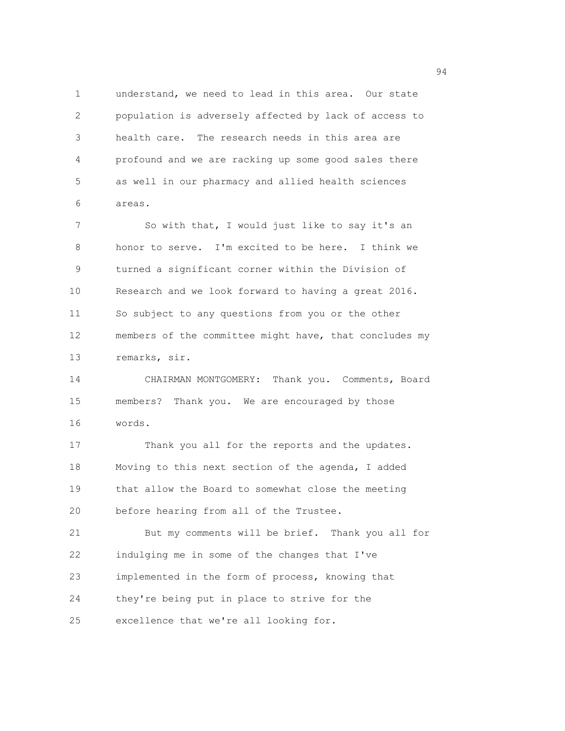understand, we need to lead in this area. Our state population is adversely affected by lack of access to health care. The research needs in this area are profound and we are racking up some good sales there as well in our pharmacy and allied health sciences areas.

So with that, I would just like to say it's an honor to serve. I'm excited to be here. I think we turned a significant corner within the Division of Research and we look forward to having a great 2016. So subject to any questions from you or the other members of the committee might have, that concludes my remarks, sir.

CHAIRMAN MONTGOMERY: Thank you. Comments, Board members? Thank you. We are encouraged by those words.

Thank you all for the reports and the updates. Moving to this next section of the agenda, I added that allow the Board to somewhat close the meeting before hearing from all of the Trustee.

But my comments will be brief. Thank you all for indulging me in some of the changes that I've implemented in the form of process, knowing that they're being put in place to strive for the excellence that we're all looking for.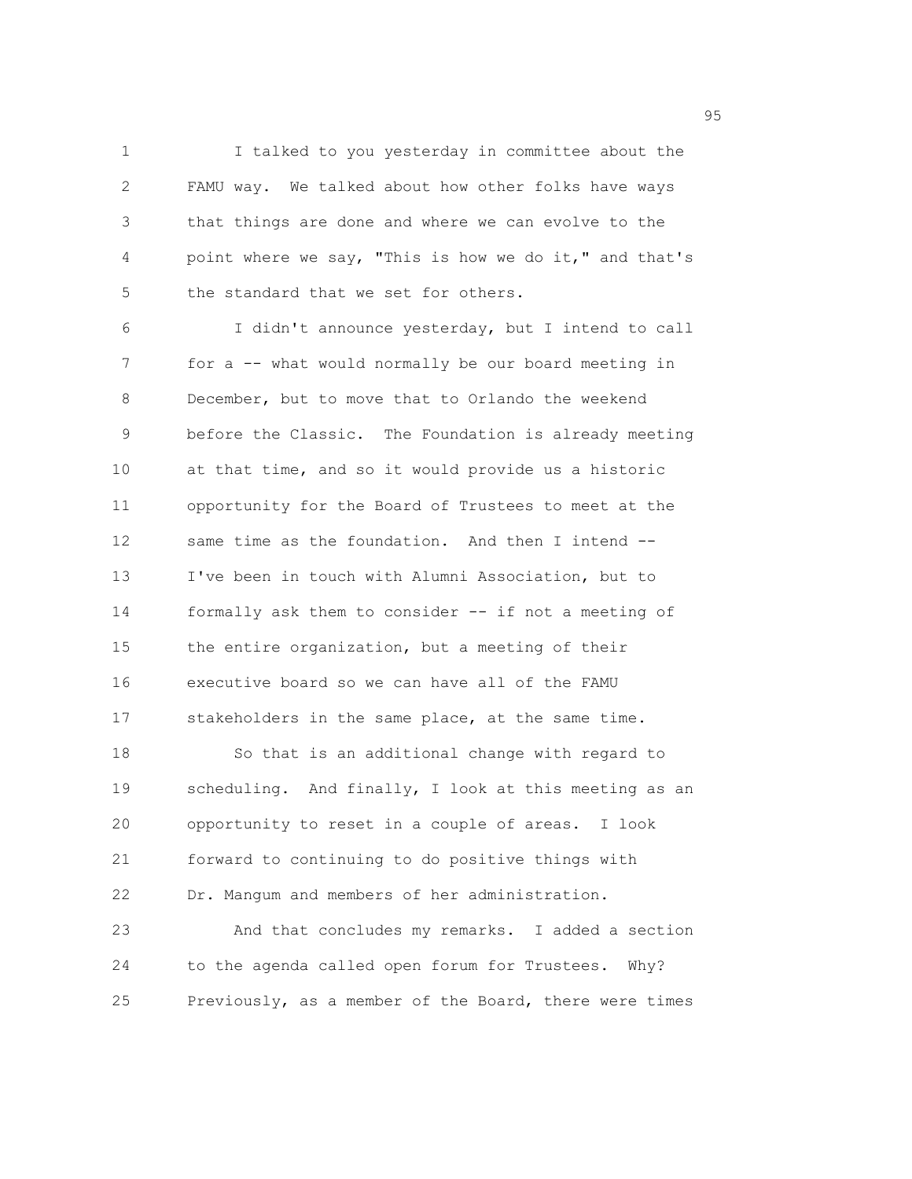I talked to you yesterday in committee about the FAMU way. We talked about how other folks have ways that things are done and where we can evolve to the point where we say, "This is how we do it," and that's the standard that we set for others.

I didn't announce yesterday, but I intend to call for a -- what would normally be our board meeting in December, but to move that to Orlando the weekend before the Classic. The Foundation is already meeting at that time, and so it would provide us a historic opportunity for the Board of Trustees to meet at the same time as the foundation. And then I intend -- I've been in touch with Alumni Association, but to formally ask them to consider -- if not a meeting of the entire organization, but a meeting of their executive board so we can have all of the FAMU stakeholders in the same place, at the same time.

So that is an additional change with regard to scheduling. And finally, I look at this meeting as an opportunity to reset in a couple of areas. I look forward to continuing to do positive things with Dr. Mangum and members of her administration.

And that concludes my remarks. I added a section to the agenda called open forum for Trustees. Why? Previously, as a member of the Board, there were times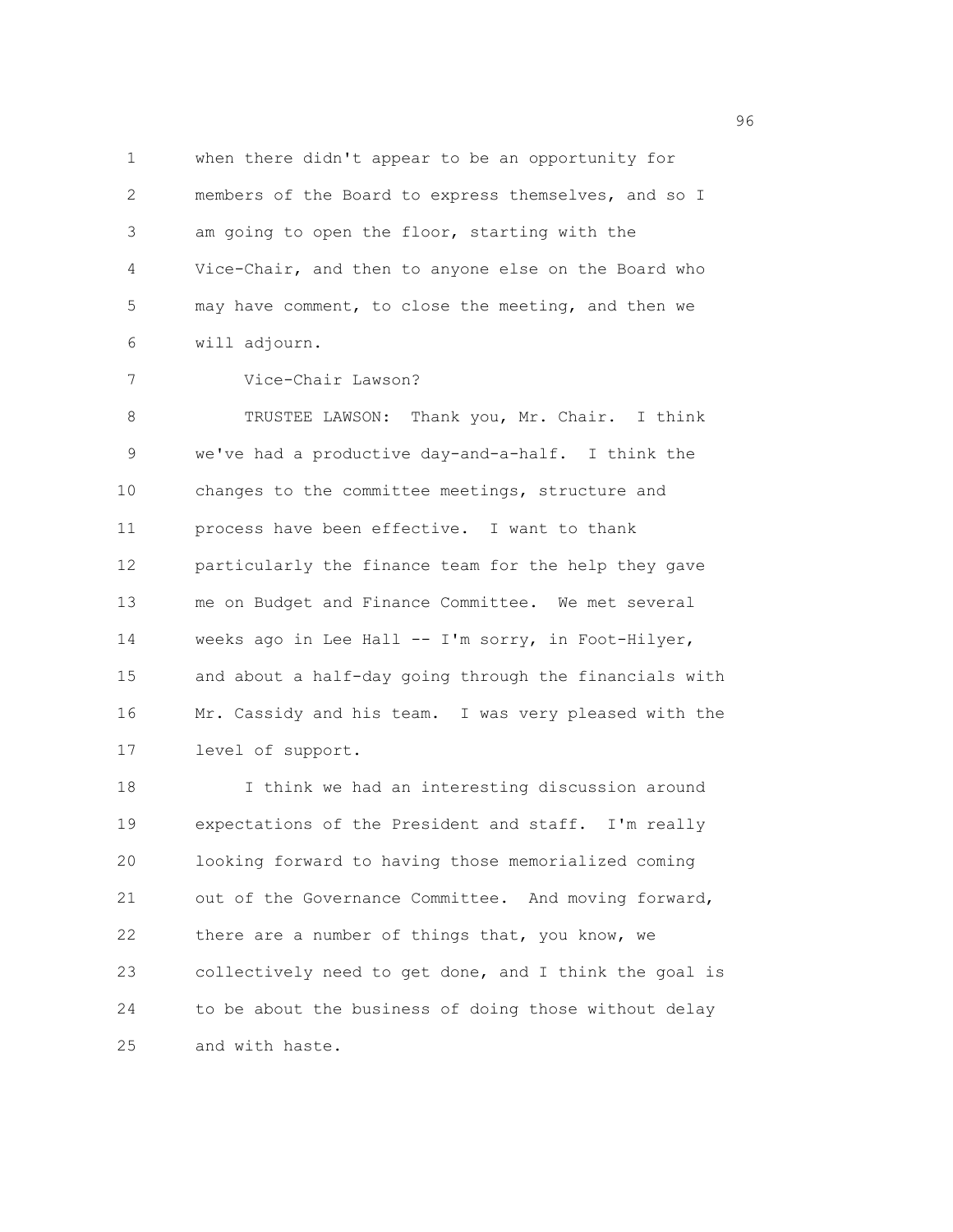when there didn't appear to be an opportunity for members of the Board to express themselves, and so I am going to open the floor, starting with the Vice-Chair, and then to anyone else on the Board who may have comment, to close the meeting, and then we will adjourn.

Vice-Chair Lawson?

TRUSTEE LAWSON: Thank you, Mr. Chair. I think we've had a productive day-and-a-half. I think the changes to the committee meetings, structure and process have been effective. I want to thank particularly the finance team for the help they gave me on Budget and Finance Committee. We met several weeks ago in Lee Hall -- I'm sorry, in Foot-Hilyer, and about a half-day going through the financials with Mr. Cassidy and his team. I was very pleased with the level of support.

I think we had an interesting discussion around expectations of the President and staff. I'm really looking forward to having those memorialized coming out of the Governance Committee. And moving forward, there are a number of things that, you know, we collectively need to get done, and I think the goal is to be about the business of doing those without delay and with haste.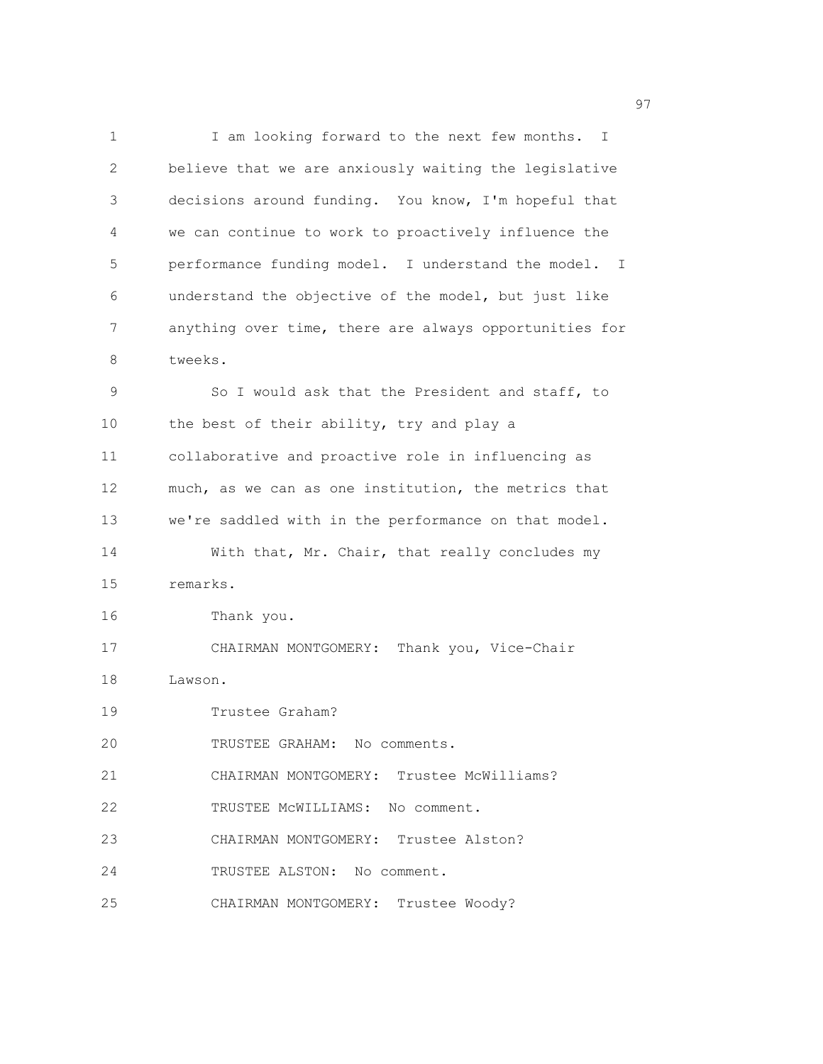I am looking forward to the next few months. I believe that we are anxiously waiting the legislative decisions around funding. You know, I'm hopeful that we can continue to work to proactively influence the performance funding model. I understand the model. I understand the objective of the model, but just like anything over time, there are always opportunities for tweeks.

So I would ask that the President and staff, to the best of their ability, try and play a collaborative and proactive role in influencing as much, as we can as one institution, the metrics that we're saddled with in the performance on that model.

With that, Mr. Chair, that really concludes my remarks.

Thank you.

CHAIRMAN MONTGOMERY: Thank you, Vice-Chair Lawson.

Trustee Graham?

TRUSTEE GRAHAM: No comments.

CHAIRMAN MONTGOMERY: Trustee McWilliams?

TRUSTEE McWILLIAMS: No comment.

CHAIRMAN MONTGOMERY: Trustee Alston?

TRUSTEE ALSTON: No comment.

CHAIRMAN MONTGOMERY: Trustee Woody?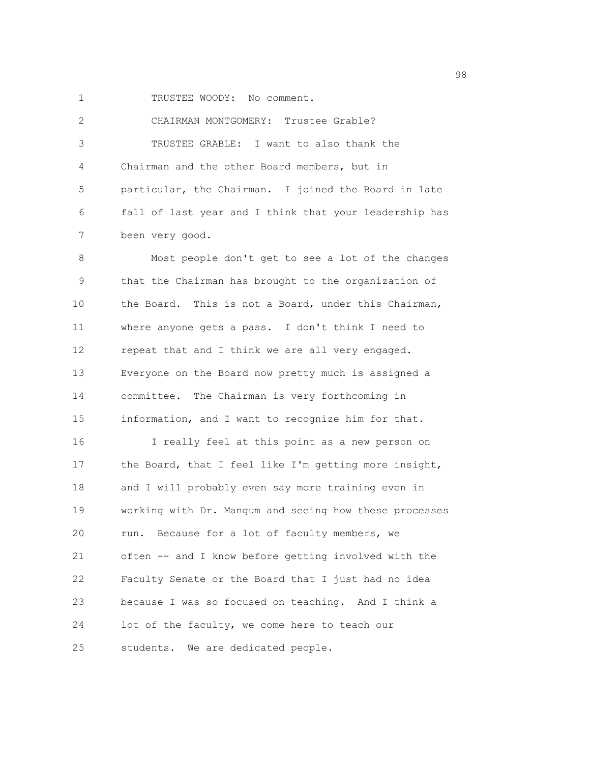TRUSTEE WOODY: No comment.

CHAIRMAN MONTGOMERY: Trustee Grable?

TRUSTEE GRABLE: I want to also thank the Chairman and the other Board members, but in particular, the Chairman. I joined the Board in late fall of last year and I think that your leadership has been very good.

Most people don't get to see a lot of the changes that the Chairman has brought to the organization of the Board. This is not a Board, under this Chairman, where anyone gets a pass. I don't think I need to repeat that and I think we are all very engaged. Everyone on the Board now pretty much is assigned a committee. The Chairman is very forthcoming in information, and I want to recognize him for that.

I really feel at this point as a new person on the Board, that I feel like I'm getting more insight, and I will probably even say more training even in working with Dr. Mangum and seeing how these processes run. Because for a lot of faculty members, we often -- and I know before getting involved with the Faculty Senate or the Board that I just had no idea because I was so focused on teaching. And I think a lot of the faculty, we come here to teach our students. We are dedicated people.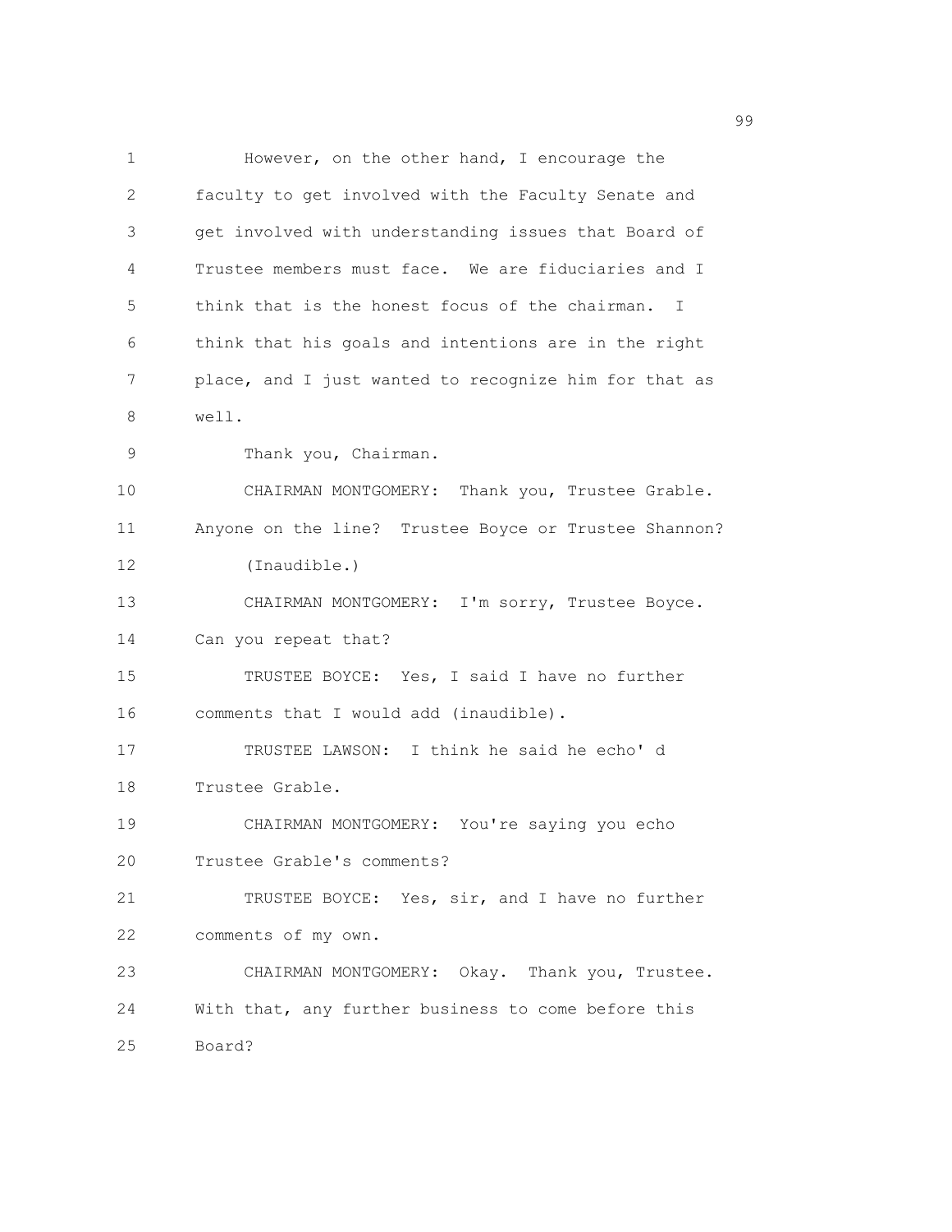However, on the other hand, I encourage the faculty to get involved with the Faculty Senate and get involved with understanding issues that Board of Trustee members must face. We are fiduciaries and I think that is the honest focus of the chairman. I think that his goals and intentions are in the right place, and I just wanted to recognize him for that as well.

Thank you, Chairman.

CHAIRMAN MONTGOMERY: Thank you, Trustee Grable. Anyone on the line? Trustee Boyce or Trustee Shannon?

(Inaudible.)

CHAIRMAN MONTGOMERY: I'm sorry, Trustee Boyce. Can you repeat that?

TRUSTEE BOYCE: Yes, I said I have no further comments that I would add (inaudible).

TRUSTEE LAWSON: I think he said he echo' d Trustee Grable.

CHAIRMAN MONTGOMERY: You're saying you echo Trustee Grable's comments?

TRUSTEE BOYCE: Yes, sir, and I have no further comments of my own.

CHAIRMAN MONTGOMERY: Okay. Thank you, Trustee. With that, any further business to come before this Board?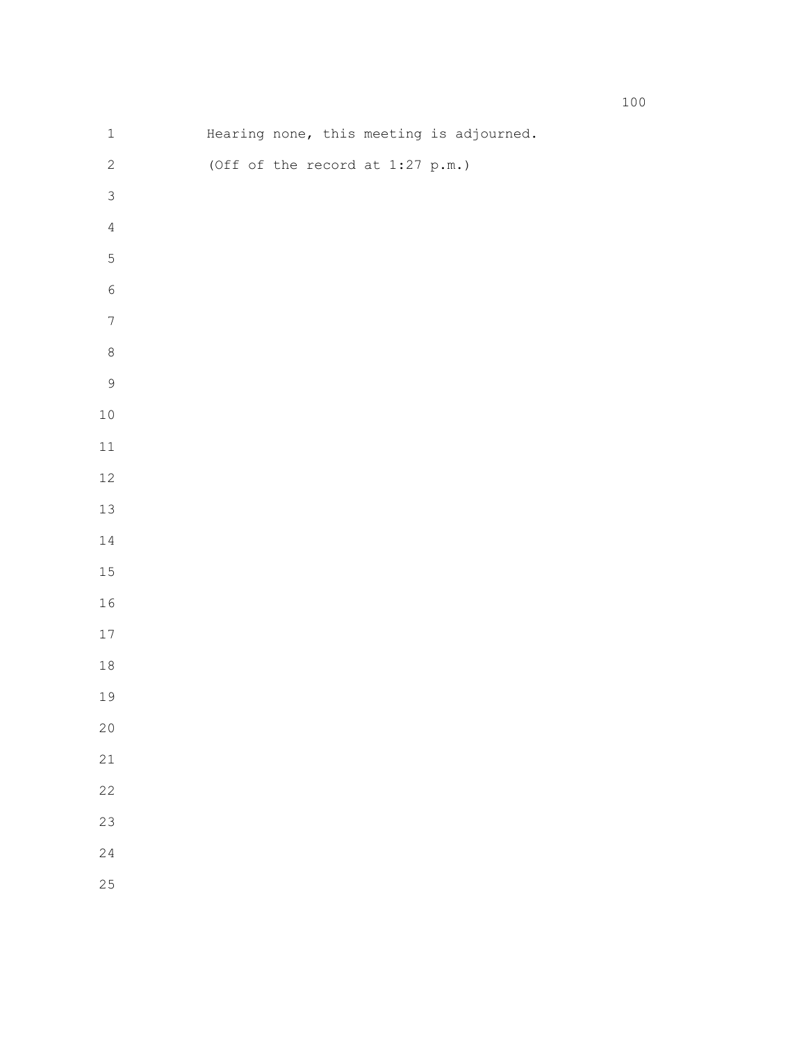Hearing none, this meeting is adjourned.

(Off of the record at 1:27 p.m.)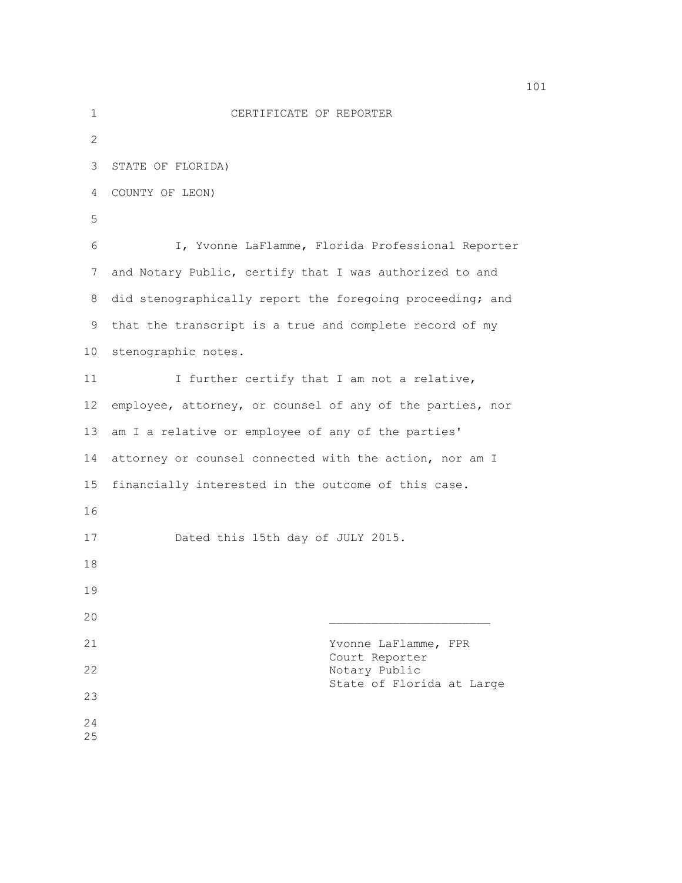# CERTIFICATE OF REPORTER

STATE OF FLORIDA)
COUNTY OF LEON)

I, Yvonne LaFlamme, Florida Professional Reporter and Notary Public, certify that I was authorized to and did stenographically report the foregoing proceeding; and that the transcript is a true and complete record of my stenographic notes.

I further certify that I am not a relative, employee, attorney, or counsel of any of the parties, nor am I a relative or employee of any of the parties' attorney or counsel connected with the action, nor am I financially interested in the outcome of this case.

Dated this 15th day of JULY 2015.

______________________

Yvonne LaFlamme, FPR
Court Reporter
Notary Public
State of Florida at Large